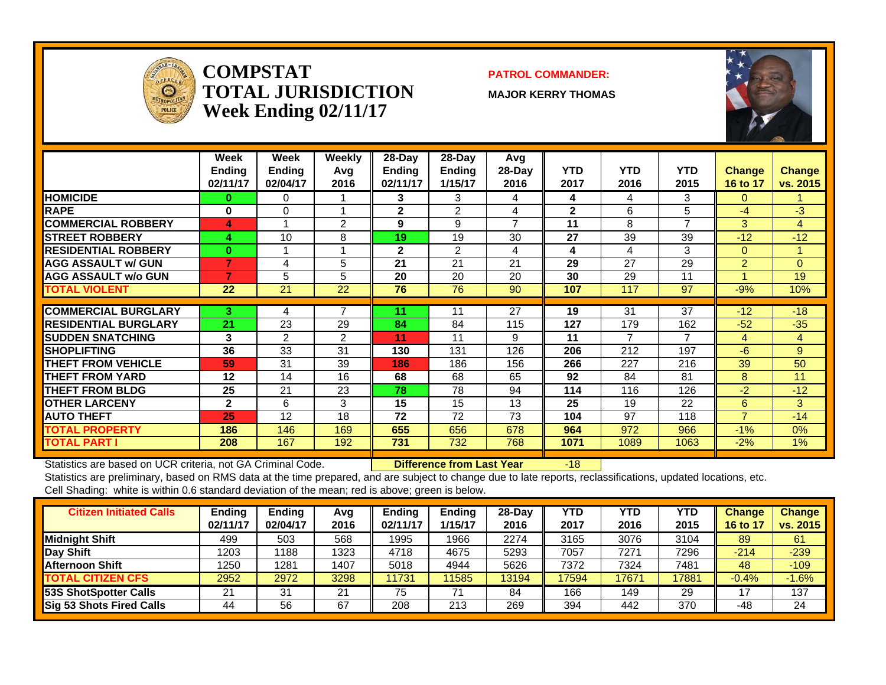# COMPSTAT
# TOTAL JURISDICTION
## Week Ending 02/11/17

**PATROL COMMANDER:**

**MAJOR KERRY THOMAS**

| | Week Ending 02/11/17 | Week Ending 02/04/17 | Weekly Avg 2016 | 28-Day Ending 02/11/17 | 28-Day Ending 1/15/17 | Avg 28-Day 2016 | YTD 2017 | YTD 2016 | YTD 2015 | Change 16 to 17 | Change vs. 2015 |
|---|---|---|---|---|---|---|---|---|---|---|---|
| HOMICIDE | 0 | 0 | 1 | 3 | 3 | 4 | 4 | 4 | 3 | 0 | 1 |
| RAPE | 0 | 0 | 1 | 2 | 2 | 4 | 2 | 6 | 5 | -4 | -3 |
| COMMERCIAL ROBBERY | 4 | 1 | 2 | 9 | 9 | 7 | 11 | 8 | 7 | 3 | 4 |
| STREET ROBBERY | 4 | 10 | 8 | 19 | 19 | 30 | 27 | 39 | 39 | -12 | -12 |
| RESIDENTIAL ROBBERY | 0 | 1 | 1 | 2 | 2 | 4 | 4 | 4 | 3 | 0 | 1 |
| AGG ASSAULT w/ GUN | 7 | 4 | 5 | 21 | 21 | 21 | 29 | 27 | 29 | 2 | 0 |
| AGG ASSAULT w/o GUN | 7 | 5 | 5 | 20 | 20 | 20 | 30 | 29 | 11 | 1 | 19 |
| TOTAL VIOLENT | 22 | 21 | 22 | 76 | 76 | 90 | 107 | 117 | 97 | -9% | 10% |
| COMMERCIAL BURGLARY | 3 | 4 | 7 | 11 | 11 | 27 | 19 | 31 | 37 | -12 | -18 |
| RESIDENTIAL BURGLARY | 21 | 23 | 29 | 84 | 84 | 115 | 127 | 179 | 162 | -52 | -35 |
| SUDDEN SNATCHING | 3 | 2 | 2 | 11 | 11 | 9 | 11 | 7 | 7 | 4 | 4 |
| SHOPLIFTING | 36 | 33 | 31 | 130 | 131 | 126 | 206 | 212 | 197 | -6 | 9 |
| THEFT FROM VEHICLE | 59 | 31 | 39 | 186 | 186 | 156 | 266 | 227 | 216 | 39 | 50 |
| THEFT FROM YARD | 12 | 14 | 16 | 68 | 68 | 65 | 92 | 84 | 81 | 8 | 11 |
| THEFT FROM BLDG | 25 | 21 | 23 | 78 | 78 | 94 | 114 | 116 | 126 | -2 | -12 |
| OTHER LARCENY | 2 | 6 | 3 | 15 | 15 | 13 | 25 | 19 | 22 | 6 | 3 |
| AUTO THEFT | 25 | 12 | 18 | 72 | 72 | 73 | 104 | 97 | 118 | 7 | -14 |
| TOTAL PROPERTY | 186 | 146 | 169 | 655 | 656 | 678 | 964 | 972 | 966 | -1% | 0% |
| TOTAL PART I | 208 | 167 | 192 | 731 | 732 | 768 | 1071 | 1089 | 1063 | -2% | 1% |

Statistics are based on UCR criteria, not GA Criminal Code. **Difference from Last Year** -18

Statistics are preliminary, based on RMS data at the time prepared, and are subject to change due to late reports, reclassifications, updated locations, etc.

Cell Shading: white is within 0.6 standard deviation of the mean; red is above; green is below.

| Citizen Initiated Calls | Ending 02/11/17 | Ending 02/04/17 | Avg 2016 | Ending 02/11/17 | Ending 1/15/17 | 28-Day 2016 | YTD 2017 | YTD 2016 | YTD 2015 | Change 16 to 17 | Change vs. 2015 |
|---|---|---|---|---|---|---|---|---|---|---|---|
| Midnight Shift | 499 | 503 | 568 | 1995 | 1966 | 2274 | 3165 | 3076 | 3104 | 89 | 61 |
| Day Shift | 1203 | 1188 | 1323 | 4718 | 4675 | 5293 | 7057 | 7271 | 7296 | -214 | -239 |
| Afternoon Shift | 1250 | 1281 | 1407 | 5018 | 4944 | 5626 | 7372 | 7324 | 7481 | 48 | -109 |
| TOTAL CITIZEN CFS | 2952 | 2972 | 3298 | 11731 | 11585 | 13194 | 17594 | 17671 | 17881 | -0.4% | -1.6% |
| 53S ShotSpotter Calls | 21 | 31 | 21 | 75 | 71 | 84 | 166 | 149 | 29 | 17 | 137 |
| Sig 53 Shots Fired Calls | 44 | 56 | 67 | 208 | 213 | 269 | 394 | 442 | 370 | -48 | 24 |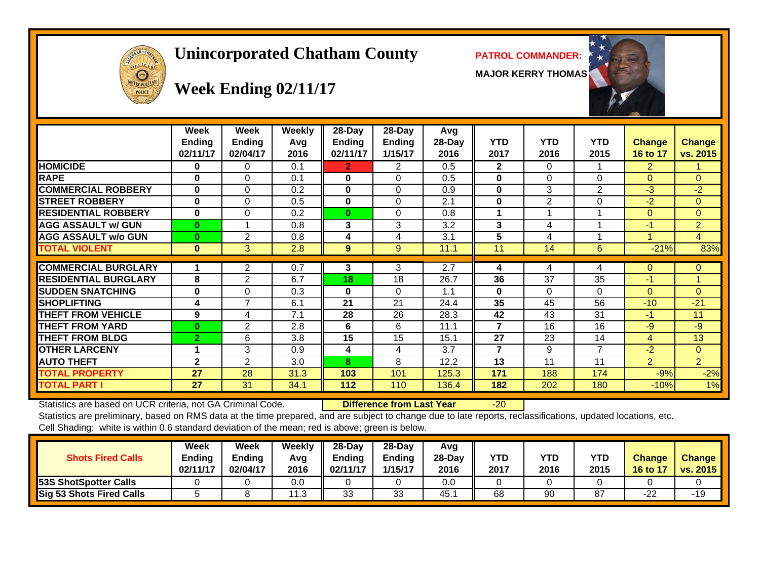# Unincorporated Chatham County

## Week Ending 02/11/17

**PATROL COMMANDER:**

**MAJOR KERRY THOMAS**

| | Week Ending 02/11/17 | Week Ending 02/04/17 | Weekly Avg 2016 | 28-Day Ending 02/11/17 | 28-Day Ending 1/15/17 | Avg 28-Day 2016 | YTD 2017 | YTD 2016 | YTD 2015 | Change 16 to 17 | Change vs. 2015 |
|---|---|---|---|---|---|---|---|---|---|---|---|
| **HOMICIDE** | 0 | 0 | 0.1 | 2 | 2 | 0.5 | 2 | 0 | 1 | 2 | 1 |
| **RAPE** | 0 | 0 | 0.1 | 0 | 0 | 0.5 | 0 | 0 | 0 | 0 | 0 |
| **COMMERCIAL ROBBERY** | 0 | 0 | 0.2 | 0 | 0 | 0.9 | 0 | 3 | 2 | -3 | -2 |
| **STREET ROBBERY** | 0 | 0 | 0.5 | 0 | 0 | 2.1 | 0 | 2 | 0 | -2 | 0 |
| **RESIDENTIAL ROBBERY** | 0 | 0 | 0.2 | 0 | 0 | 0.8 | 1 | 1 | 1 | 0 | 0 |
| **AGG ASSAULT w/ GUN** | 0 | 1 | 0.8 | 3 | 3 | 3.2 | 3 | 4 | 1 | -1 | 2 |
| **AGG ASSAULT w/o GUN** | 0 | 2 | 0.8 | 4 | 4 | 3.1 | 5 | 4 | 1 | 1 | 4 |
| **TOTAL VIOLENT** | 0 | 3 | 2.8 | 9 | 9 | 11.1 | 11 | 14 | 6 | -21% | 83% |
| **COMMERCIAL BURGLARY** | 1 | 2 | 0.7 | 3 | 3 | 2.7 | 4 | 4 | 4 | 0 | 0 |
| **RESIDENTIAL BURGLARY** | 8 | 2 | 6.7 | 18 | 18 | 26.7 | 36 | 37 | 35 | -1 | 1 |
| **SUDDEN SNATCHING** | 0 | 0 | 0.3 | 0 | 0 | 1.1 | 0 | 0 | 0 | 0 | 0 |
| **SHOPLIFTING** | 4 | 7 | 6.1 | 21 | 21 | 24.4 | 35 | 45 | 56 | -10 | -21 |
| **THEFT FROM VEHICLE** | 9 | 4 | 7.1 | 28 | 26 | 28.3 | 42 | 43 | 31 | -1 | 11 |
| **THEFT FROM YARD** | 0 | 2 | 2.8 | 6 | 6 | 11.1 | 7 | 16 | 16 | -9 | -9 |
| **THEFT FROM BLDG** | 2 | 6 | 3.8 | 15 | 15 | 15.1 | 27 | 23 | 14 | 4 | 13 |
| **OTHER LARCENY** | 1 | 3 | 0.9 | 4 | 4 | 3.7 | 7 | 9 | 7 | -2 | 0 |
| **AUTO THEFT** | 2 | 2 | 3.0 | 8 | 8 | 12.2 | 13 | 11 | 11 | 2 | 2 |
| **TOTAL PROPERTY** | 27 | 28 | 31.3 | 103 | 101 | 125.3 | 171 | 188 | 174 | -9% | -2% |
| **TOTAL PART I** | 27 | 31 | 34.1 | 112 | 110 | 136.4 | 182 | 202 | 180 | -10% | 1% |

Statistics are based on UCR criteria, not GA Criminal Code. **Difference from Last Year** -20

Statistics are preliminary, based on RMS data at the time prepared, and are subject to change due to late reports, reclassifications, updated locations, etc.

Cell Shading: white is within 0.6 standard deviation of the mean; red is above; green is below.

| Shots Fired Calls | Week Ending 02/11/17 | Week Ending 02/04/17 | Weekly Avg 2016 | 28-Day Ending 02/11/17 | 28-Day Ending 1/15/17 | Avg 28-Day 2016 | YTD 2017 | YTD 2016 | YTD 2015 | Change 16 to 17 | Change vs. 2015 |
|---|---|---|---|---|---|---|---|---|---|---|---|
| **53S ShotSpotter Calls** | 0 | 0 | 0.0 | 0 | 0 | 0.0 | 0 | 0 | 0 | 0 | 0 |
| **Sig 53 Shots Fired Calls** | 5 | 8 | 11.3 | 33 | 33 | 45.1 | 68 | 90 | 87 | -22 | -19 |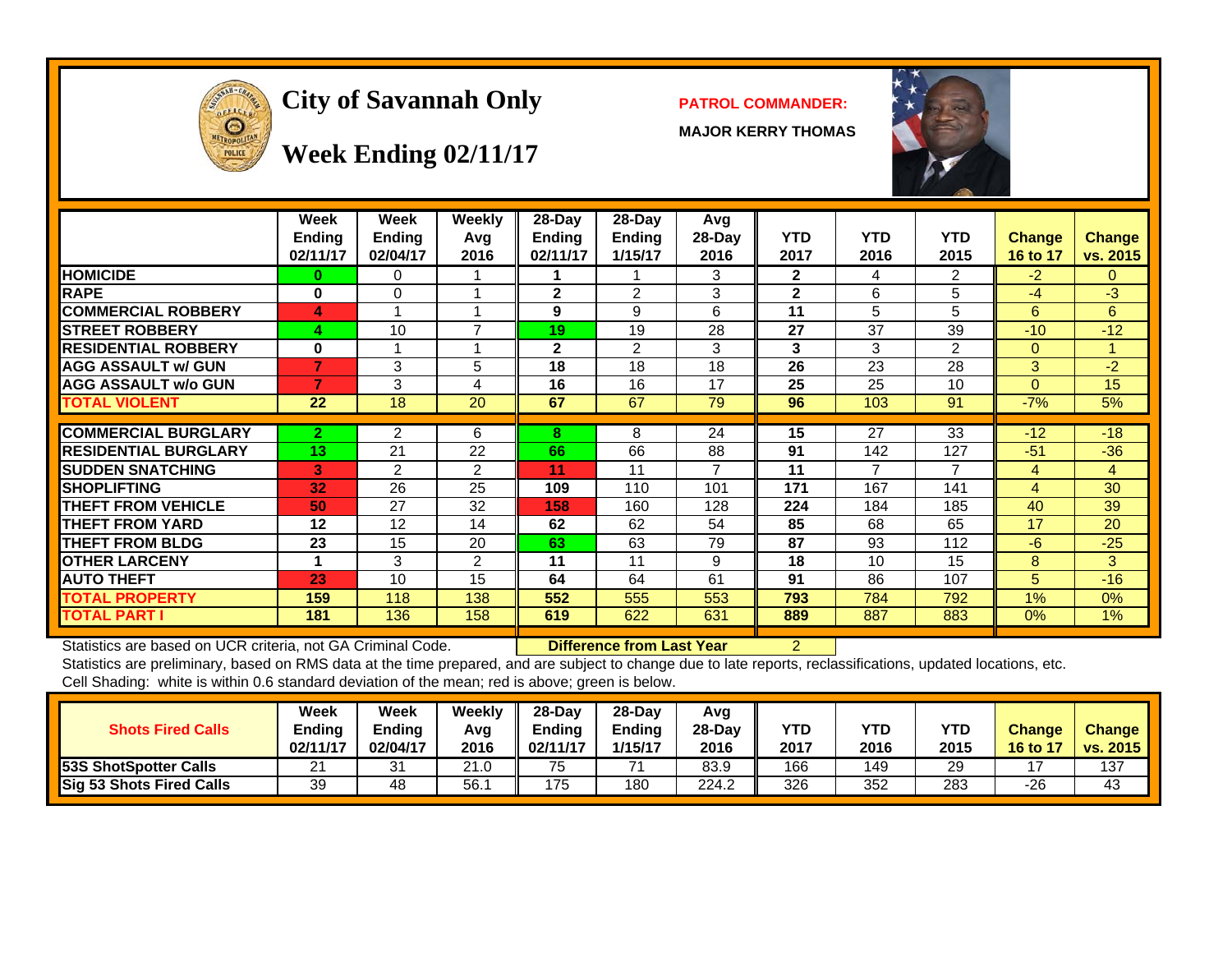# City of Savannah Only

## Week Ending 02/11/17

**PATROL COMMANDER:**

**MAJOR KERRY THOMAS**

| | Week Ending 02/11/17 | Week Ending 02/04/17 | Weekly Avg 2016 | 28-Day Ending 02/11/17 | 28-Day Ending 1/15/17 | Avg 28-Day 2016 | YTD 2017 | YTD 2016 | YTD 2015 | Change 16 to 17 | Change vs. 2015 |
|---|---|---|---|---|---|---|---|---|---|---|---|
| HOMICIDE | 0 | 0 | 1 | 1 | 1 | 3 | 2 | 4 | 2 | -2 | 0 |
| RAPE | 0 | 0 | 1 | 2 | 2 | 3 | 2 | 6 | 5 | -4 | -3 |
| COMMERCIAL ROBBERY | 4 | 1 | 1 | 9 | 9 | 6 | 11 | 5 | 5 | 6 | 6 |
| STREET ROBBERY | 4 | 10 | 7 | 19 | 19 | 28 | 27 | 37 | 39 | -10 | -12 |
| RESIDENTIAL ROBBERY | 0 | 1 | 1 | 2 | 2 | 3 | 3 | 3 | 2 | 0 | 1 |
| AGG ASSAULT w/ GUN | 7 | 3 | 5 | 18 | 18 | 18 | 26 | 23 | 28 | 3 | -2 |
| AGG ASSAULT w/o GUN | 7 | 3 | 4 | 16 | 16 | 17 | 25 | 25 | 10 | 0 | 15 |
| TOTAL VIOLENT | 22 | 18 | 20 | 67 | 67 | 79 | 96 | 103 | 91 | -7% | 5% |
| COMMERCIAL BURGLARY | 2 | 2 | 6 | 8 | 8 | 24 | 15 | 27 | 33 | -12 | -18 |
| RESIDENTIAL BURGLARY | 13 | 21 | 22 | 66 | 66 | 88 | 91 | 142 | 127 | -51 | -36 |
| SUDDEN SNATCHING | 3 | 2 | 2 | 11 | 11 | 7 | 11 | 7 | 7 | 4 | 4 |
| SHOPLIFTING | 32 | 26 | 25 | 109 | 110 | 101 | 171 | 167 | 141 | 4 | 30 |
| THEFT FROM VEHICLE | 50 | 27 | 32 | 158 | 160 | 128 | 224 | 184 | 185 | 40 | 39 |
| THEFT FROM YARD | 12 | 12 | 14 | 62 | 62 | 54 | 85 | 68 | 65 | 17 | 20 |
| THEFT FROM BLDG | 23 | 15 | 20 | 63 | 63 | 79 | 87 | 93 | 112 | -6 | -25 |
| OTHER LARCENY | 1 | 3 | 2 | 11 | 11 | 9 | 18 | 10 | 15 | 8 | 3 |
| AUTO THEFT | 23 | 10 | 15 | 64 | 64 | 61 | 91 | 86 | 107 | 5 | -16 |
| TOTAL PROPERTY | 159 | 118 | 138 | 552 | 555 | 553 | 793 | 784 | 792 | 1% | 0% |
| TOTAL PART I | 181 | 136 | 158 | 619 | 622 | 631 | 889 | 887 | 883 | 0% | 1% |

Statistics are based on UCR criteria, not GA Criminal Code. **Difference from Last Year** 2

Statistics are preliminary, based on RMS data at the time prepared, and are subject to change due to late reports, reclassifications, updated locations, etc.
Cell Shading: white is within 0.6 standard deviation of the mean; red is above; green is below.

| Shots Fired Calls | Week Ending 02/11/17 | Week Ending 02/04/17 | Weekly Avg 2016 | 28-Day Ending 02/11/17 | 28-Day Ending 1/15/17 | Avg 28-Day 2016 | YTD 2017 | YTD 2016 | YTD 2015 | Change 16 to 17 | Change vs. 2015 |
|---|---|---|---|---|---|---|---|---|---|---|---|
| 53S ShotSpotter Calls | 21 | 31 | 21.0 | 75 | 71 | 83.9 | 166 | 149 | 29 | 17 | 137 |
| Sig 53 Shots Fired Calls | 39 | 48 | 56.1 | 175 | 180 | 224.2 | 326 | 352 | 283 | -26 | 43 |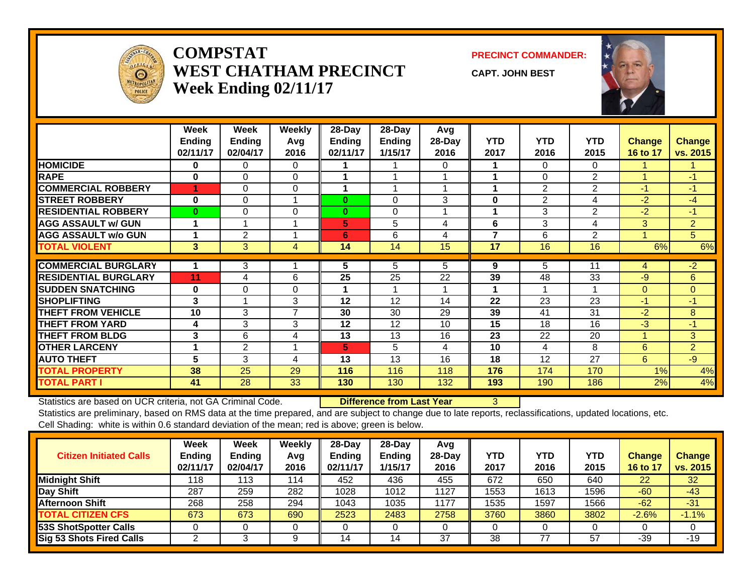# COMPSTAT
# WEST CHATHAM PRECINCT
# Week Ending 02/11/17

**PRECINCT COMMANDER:**

**CAPT. JOHN BEST**

| | Week Ending 02/11/17 | Week Ending 02/04/17 | Weekly Avg 2016 | 28-Day Ending 02/11/17 | 28-Day Ending 1/15/17 | Avg 28-Day 2016 | YTD 2017 | YTD 2016 | YTD 2015 | Change 16 to 17 | Change vs. 2015 |
|---|---|---|---|---|---|---|---|---|---|---|---|
| **HOMICIDE** | 0 | 0 | 0 | 1 | 1 | 0 | 1 | 0 | 0 | 1 | 1 |
| **RAPE** | 0 | 0 | 0 | 1 | 1 | 1 | 1 | 0 | 2 | 1 | -1 |
| **COMMERCIAL ROBBERY** | 1 | 0 | 0 | 1 | 1 | 1 | 1 | 2 | 2 | -1 | -1 |
| **STREET ROBBERY** | 0 | 0 | 1 | 0 | 0 | 3 | 0 | 2 | 4 | -2 | -4 |
| **RESIDENTIAL ROBBERY** | 0 | 0 | 0 | 0 | 0 | 1 | 1 | 3 | 2 | -2 | -1 |
| **AGG ASSAULT w/ GUN** | 1 | 1 | 1 | 5 | 5 | 4 | 6 | 3 | 4 | 3 | 2 |
| **AGG ASSAULT w/o GUN** | 1 | 2 | 1 | 6 | 6 | 4 | 7 | 6 | 2 | 1 | 5 |
| **TOTAL VIOLENT** | 3 | 3 | 4 | 14 | 14 | 15 | 17 | 16 | 16 | 6% | 6% |
| **COMMERCIAL BURGLARY** | 1 | 3 | 1 | 5 | 5 | 5 | 9 | 5 | 11 | 4 | -2 |
| **RESIDENTIAL BURGLARY** | 11 | 4 | 6 | 25 | 25 | 22 | 39 | 48 | 33 | -9 | 6 |
| **SUDDEN SNATCHING** | 0 | 0 | 0 | 1 | 1 | 1 | 1 | 1 | 1 | 0 | 0 |
| **SHOPLIFTING** | 3 | 1 | 3 | 12 | 12 | 14 | 22 | 23 | 23 | -1 | -1 |
| **THEFT FROM VEHICLE** | 10 | 3 | 7 | 30 | 30 | 29 | 39 | 41 | 31 | -2 | 8 |
| **THEFT FROM YARD** | 4 | 3 | 3 | 12 | 12 | 10 | 15 | 18 | 16 | -3 | -1 |
| **THEFT FROM BLDG** | 3 | 6 | 4 | 13 | 13 | 16 | 23 | 22 | 20 | 1 | 3 |
| **OTHER LARCENY** | 1 | 2 | 1 | 5 | 5 | 4 | 10 | 4 | 8 | 6 | 2 |
| **AUTO THEFT** | 5 | 3 | 4 | 13 | 13 | 16 | 18 | 12 | 27 | 6 | -9 |
| **TOTAL PROPERTY** | 38 | 25 | 29 | 116 | 116 | 118 | 176 | 174 | 170 | 1% | 4% |
| **TOTAL PART I** | 41 | 28 | 33 | 130 | 130 | 132 | 193 | 190 | 186 | 2% | 4% |

Statistics are based on UCR criteria, not GA Criminal Code. **Difference from Last Year** 3

Statistics are preliminary, based on RMS data at the time prepared, and are subject to change due to late reports, reclassifications, updated locations, etc.

Cell Shading: white is within 0.6 standard deviation of the mean; red is above; green is below.

| Citizen Initiated Calls | Week Ending 02/11/17 | Week Ending 02/04/17 | Weekly Avg 2016 | 28-Day Ending 02/11/17 | 28-Day Ending 1/15/17 | Avg 28-Day 2016 | YTD 2017 | YTD 2016 | YTD 2015 | Change 16 to 17 | Change vs. 2015 |
|---|---|---|---|---|---|---|---|---|---|---|---|
| **Midnight Shift** | 118 | 113 | 114 | 452 | 436 | 455 | 672 | 650 | 640 | 22 | 32 |
| **Day Shift** | 287 | 259 | 282 | 1028 | 1012 | 1127 | 1553 | 1613 | 1596 | -60 | -43 |
| **Afternoon Shift** | 268 | 258 | 294 | 1043 | 1035 | 1177 | 1535 | 1597 | 1566 | -62 | -31 |
| **TOTAL CITIZEN CFS** | 673 | 673 | 690 | 2523 | 2483 | 2758 | 3760 | 3860 | 3802 | -2.6% | -1.1% |
| **53S ShotSpotter Calls** | 0 | 0 | 0 | 0 | 0 | 0 | 0 | 0 | 0 | 0 | 0 |
| **Sig 53 Shots Fired Calls** | 2 | 3 | 9 | 14 | 14 | 37 | 38 | 77 | 57 | -39 | -19 |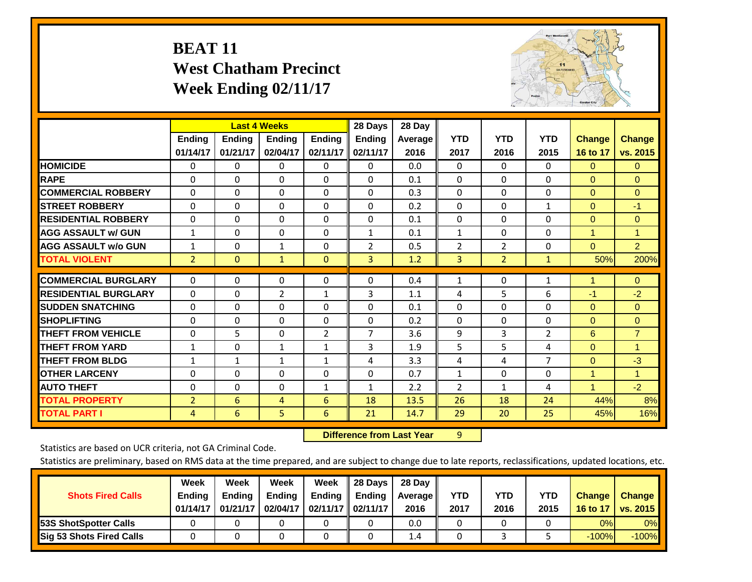# BEAT 11
## West Chatham Precinct
## Week Ending 02/11/17

| | Last 4 Weeks | | | | 28 Days | 28 Day | | | | | |
|---|---|---|---|---|---|---|---|---|---|---|---|
| | Ending 01/14/17 | Ending 01/21/17 | Ending 02/04/17 | Ending 02/11/17 | Ending 02/11/17 | Average 2016 | YTD 2017 | YTD 2016 | YTD 2015 | Change 16 to 17 | Change vs. 2015 |
| HOMICIDE | 0 | 0 | 0 | 0 | 0 | 0.0 | 0 | 0 | 0 | 0 | 0 |
| RAPE | 0 | 0 | 0 | 0 | 0 | 0.1 | 0 | 0 | 0 | 0 | 0 |
| COMMERCIAL ROBBERY | 0 | 0 | 0 | 0 | 0 | 0.3 | 0 | 0 | 0 | 0 | 0 |
| STREET ROBBERY | 0 | 0 | 0 | 0 | 0 | 0.2 | 0 | 0 | 1 | 0 | -1 |
| RESIDENTIAL ROBBERY | 0 | 0 | 0 | 0 | 0 | 0.1 | 0 | 0 | 0 | 0 | 0 |
| AGG ASSAULT w/ GUN | 1 | 0 | 0 | 0 | 1 | 0.1 | 1 | 0 | 0 | 1 | 1 |
| AGG ASSAULT w/o GUN | 1 | 0 | 1 | 0 | 2 | 0.5 | 2 | 2 | 0 | 0 | 2 |
| TOTAL VIOLENT | 2 | 0 | 1 | 0 | 3 | 1.2 | 3 | 2 | 1 | 50% | 200% |
| COMMERCIAL BURGLARY | 0 | 0 | 0 | 0 | 0 | 0.4 | 1 | 0 | 1 | 1 | 0 |
| RESIDENTIAL BURGLARY | 0 | 0 | 2 | 1 | 3 | 1.1 | 4 | 5 | 6 | -1 | -2 |
| SUDDEN SNATCHING | 0 | 0 | 0 | 0 | 0 | 0.1 | 0 | 0 | 0 | 0 | 0 |
| SHOPLIFTING | 0 | 0 | 0 | 0 | 0 | 0.2 | 0 | 0 | 0 | 0 | 0 |
| THEFT FROM VEHICLE | 0 | 5 | 0 | 2 | 7 | 3.6 | 9 | 3 | 2 | 6 | 7 |
| THEFT FROM YARD | 1 | 0 | 1 | 1 | 3 | 1.9 | 5 | 5 | 4 | 0 | 1 |
| THEFT FROM BLDG | 1 | 1 | 1 | 1 | 4 | 3.3 | 4 | 4 | 7 | 0 | -3 |
| OTHER LARCENY | 0 | 0 | 0 | 0 | 0 | 0.7 | 1 | 0 | 0 | 1 | 1 |
| AUTO THEFT | 0 | 0 | 0 | 1 | 1 | 2.2 | 2 | 1 | 4 | 1 | -2 |
| TOTAL PROPERTY | 2 | 6 | 4 | 6 | 18 | 13.5 | 26 | 18 | 24 | 44% | 8% |
| TOTAL PART I | 4 | 6 | 5 | 6 | 21 | 14.7 | 29 | 20 | 25 | 45% | 16% |

**Difference from Last Year** 9

Statistics are based on UCR criteria, not GA Criminal Code.

Statistics are preliminary, based on RMS data at the time prepared, and are subject to change due to late reports, reclassifications, updated locations, etc.

| Shots Fired Calls | Week Ending 01/14/17 | Week Ending 01/21/17 | Week Ending 02/04/17 | Week Ending 02/11/17 | 28 Days Ending 02/11/17 | 28 Day Average 2016 | YTD 2017 | YTD 2016 | YTD 2015 | Change 16 to 17 | Change vs. 2015 |
|---|---|---|---|---|---|---|---|---|---|---|---|
| 53S ShotSpotter Calls | 0 | 0 | 0 | 0 | 0 | 0.0 | 0 | 0 | 0 | 0% | 0% |
| Sig 53 Shots Fired Calls | 0 | 0 | 0 | 0 | 0 | 1.4 | 0 | 3 | 5 | -100% | -100% |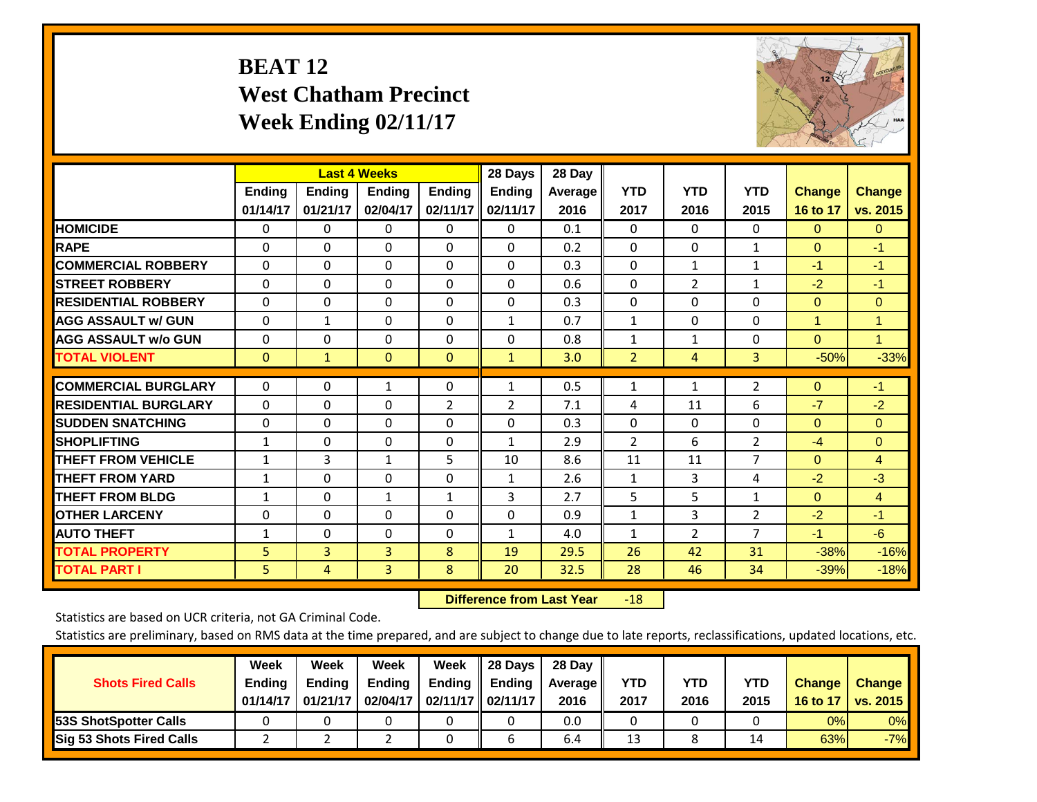# BEAT 12
## West Chatham Precinct
## Week Ending 02/11/17

| | Last 4 Weeks | | | | 28 Days | 28 Day | | | | | |
|---|---|---|---|---|---|---|---|---|---|---|---|
| | Ending 01/14/17 | Ending 01/21/17 | Ending 02/04/17 | Ending 02/11/17 | Ending 02/11/17 | Average 2016 | YTD 2017 | YTD 2016 | YTD 2015 | Change 16 to 17 | Change vs. 2015 |
| **HOMICIDE** | 0 | 0 | 0 | 0 | 0 | 0.1 | 0 | 0 | 0 | 0 | 0 |
| **RAPE** | 0 | 0 | 0 | 0 | 0 | 0.2 | 0 | 0 | 1 | 0 | -1 |
| **COMMERCIAL ROBBERY** | 0 | 0 | 0 | 0 | 0 | 0.3 | 0 | 1 | 1 | -1 | -1 |
| **STREET ROBBERY** | 0 | 0 | 0 | 0 | 0 | 0.6 | 0 | 2 | 1 | -2 | -1 |
| **RESIDENTIAL ROBBERY** | 0 | 0 | 0 | 0 | 0 | 0.3 | 0 | 0 | 0 | 0 | 0 |
| **AGG ASSAULT w/ GUN** | 0 | 1 | 0 | 0 | 1 | 0.7 | 1 | 0 | 0 | 1 | 1 |
| **AGG ASSAULT w/o GUN** | 0 | 0 | 0 | 0 | 0 | 0.8 | 1 | 1 | 0 | 0 | 1 |
| **TOTAL VIOLENT** | 0 | 1 | 0 | 0 | 1 | 3.0 | 2 | 4 | 3 | -50% | -33% |
| **COMMERCIAL BURGLARY** | 0 | 0 | 1 | 0 | 1 | 0.5 | 1 | 1 | 2 | 0 | -1 |
| **RESIDENTIAL BURGLARY** | 0 | 0 | 0 | 2 | 2 | 7.1 | 4 | 11 | 6 | -7 | -2 |
| **SUDDEN SNATCHING** | 0 | 0 | 0 | 0 | 0 | 0.3 | 0 | 0 | 0 | 0 | 0 |
| **SHOPLIFTING** | 1 | 0 | 0 | 0 | 1 | 2.9 | 2 | 6 | 2 | -4 | 0 |
| **THEFT FROM VEHICLE** | 1 | 3 | 1 | 5 | 10 | 8.6 | 11 | 11 | 7 | 0 | 4 |
| **THEFT FROM YARD** | 1 | 0 | 0 | 0 | 1 | 2.6 | 1 | 3 | 4 | -2 | -3 |
| **THEFT FROM BLDG** | 1 | 0 | 1 | 1 | 3 | 2.7 | 5 | 5 | 1 | 0 | 4 |
| **OTHER LARCENY** | 0 | 0 | 0 | 0 | 0 | 0.9 | 1 | 3 | 2 | -2 | -1 |
| **AUTO THEFT** | 1 | 0 | 0 | 0 | 1 | 4.0 | 1 | 2 | 7 | -1 | -6 |
| **TOTAL PROPERTY** | 5 | 3 | 3 | 8 | 19 | 29.5 | 26 | 42 | 31 | -38% | -16% |
| **TOTAL PART I** | 5 | 4 | 3 | 8 | 20 | 32.5 | 28 | 46 | 34 | -39% | -18% |

**Difference from Last Year** -18

Statistics are based on UCR criteria, not GA Criminal Code.

Statistics are preliminary, based on RMS data at the time prepared, and are subject to change due to late reports, reclassifications, updated locations, etc.

| Shots Fired Calls | Week Ending 01/14/17 | Week Ending 01/21/17 | Week Ending 02/04/17 | Week Ending 02/11/17 | 28 Days Ending 02/11/17 | 28 Day Average 2016 | YTD 2017 | YTD 2016 | YTD 2015 | Change 16 to 17 | Change vs. 2015 |
|---|---|---|---|---|---|---|---|---|---|---|---|
| **53S ShotSpotter Calls** | 0 | 0 | 0 | 0 | 0 | 0.0 | 0 | 0 | 0 | 0% | 0% |
| **Sig 53 Shots Fired Calls** | 2 | 2 | 2 | 0 | 6 | 6.4 | 13 | 8 | 14 | 63% | -7% |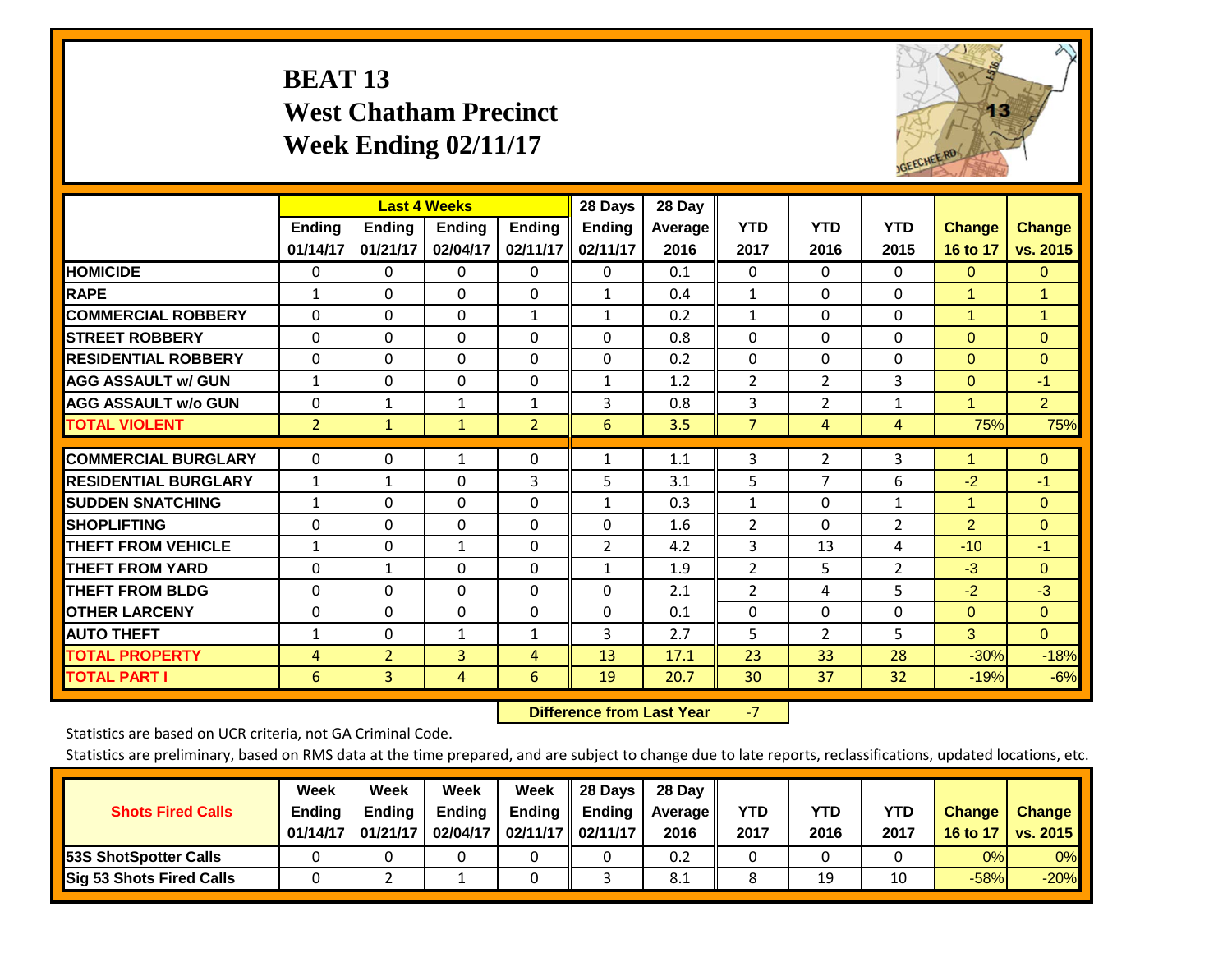# BEAT 13
# West Chatham Precinct
# Week Ending 02/11/17

| | Last 4 Weeks | | | | 28 Days | 28 Day | | | | | |
|---|---|---|---|---|---|---|---|---|---|---|---|
| | Ending 01/14/17 | Ending 01/21/17 | Ending 02/04/17 | Ending 02/11/17 | Ending 02/11/17 | Average 2016 | YTD 2017 | YTD 2016 | YTD 2015 | Change 16 to 17 | Change vs. 2015 |
| HOMICIDE | 0 | 0 | 0 | 0 | 0 | 0.1 | 0 | 0 | 0 | 0 | 0 |
| RAPE | 1 | 0 | 0 | 0 | 1 | 0.4 | 1 | 0 | 0 | 1 | 1 |
| COMMERCIAL ROBBERY | 0 | 0 | 0 | 1 | 1 | 0.2 | 1 | 0 | 0 | 1 | 1 |
| STREET ROBBERY | 0 | 0 | 0 | 0 | 0 | 0.8 | 0 | 0 | 0 | 0 | 0 |
| RESIDENTIAL ROBBERY | 0 | 0 | 0 | 0 | 0 | 0.2 | 0 | 0 | 0 | 0 | 0 |
| AGG ASSAULT w/ GUN | 1 | 0 | 0 | 0 | 1 | 1.2 | 2 | 2 | 3 | 0 | -1 |
| AGG ASSAULT w/o GUN | 0 | 1 | 1 | 1 | 3 | 0.8 | 3 | 2 | 1 | 1 | 2 |
| TOTAL VIOLENT | 2 | 1 | 1 | 2 | 6 | 3.5 | 7 | 4 | 4 | 75% | 75% |
| COMMERCIAL BURGLARY | 0 | 0 | 1 | 0 | 1 | 1.1 | 3 | 2 | 3 | 1 | 0 |
| RESIDENTIAL BURGLARY | 1 | 1 | 0 | 3 | 5 | 3.1 | 5 | 7 | 6 | -2 | -1 |
| SUDDEN SNATCHING | 1 | 0 | 0 | 0 | 1 | 0.3 | 1 | 0 | 1 | 1 | 0 |
| SHOPLIFTING | 0 | 0 | 0 | 0 | 0 | 1.6 | 2 | 0 | 2 | 2 | 0 |
| THEFT FROM VEHICLE | 1 | 0 | 1 | 0 | 2 | 4.2 | 3 | 13 | 4 | -10 | -1 |
| THEFT FROM YARD | 0 | 1 | 0 | 0 | 1 | 1.9 | 2 | 5 | 2 | -3 | 0 |
| THEFT FROM BLDG | 0 | 0 | 0 | 0 | 0 | 2.1 | 2 | 4 | 5 | -2 | -3 |
| OTHER LARCENY | 0 | 0 | 0 | 0 | 0 | 0.1 | 0 | 0 | 0 | 0 | 0 |
| AUTO THEFT | 1 | 0 | 1 | 1 | 3 | 2.7 | 5 | 2 | 5 | 3 | 0 |
| TOTAL PROPERTY | 4 | 2 | 3 | 4 | 13 | 17.1 | 23 | 33 | 28 | -30% | -18% |
| TOTAL PART I | 6 | 3 | 4 | 6 | 19 | 20.7 | 30 | 37 | 32 | -19% | -6% |

**Difference from Last Year** -7

Statistics are based on UCR criteria, not GA Criminal Code.

Statistics are preliminary, based on RMS data at the time prepared, and are subject to change due to late reports, reclassifications, updated locations, etc.

| Shots Fired Calls | Week Ending 01/14/17 | Week Ending 01/21/17 | Week Ending 02/04/17 | Week Ending 02/11/17 | 28 Days Ending 02/11/17 | 28 Day Average 2016 | YTD 2017 | YTD 2016 | YTD 2017 | Change 16 to 17 | Change vs. 2015 |
|---|---|---|---|---|---|---|---|---|---|---|---|
| 53S ShotSpotter Calls | 0 | 0 | 0 | 0 | 0 | 0.2 | 0 | 0 | 0 | 0% | 0% |
| Sig 53 Shots Fired Calls | 0 | 2 | 1 | 0 | 3 | 8.1 | 8 | 19 | 10 | -58% | -20% |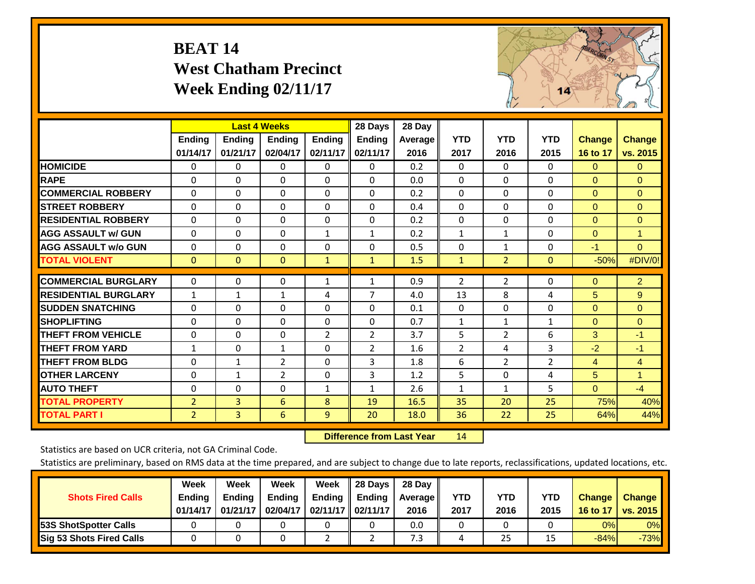# BEAT 14
## West Chatham Precinct
## Week Ending 02/11/17

| | Last 4 Weeks | | | | 28 Days | 28 Day | | | | | |
|---|---|---|---|---|---|---|---|---|---|---|---|
| | Ending 01/14/17 | Ending 01/21/17 | Ending 02/04/17 | Ending 02/11/17 | Ending 02/11/17 | Average 2016 | YTD 2017 | YTD 2016 | YTD 2015 | Change 16 to 17 | Change vs. 2015 |
| HOMICIDE | 0 | 0 | 0 | 0 | 0 | 0.2 | 0 | 0 | 0 | 0 | 0 |
| RAPE | 0 | 0 | 0 | 0 | 0 | 0.0 | 0 | 0 | 0 | 0 | 0 |
| COMMERCIAL ROBBERY | 0 | 0 | 0 | 0 | 0 | 0.2 | 0 | 0 | 0 | 0 | 0 |
| STREET ROBBERY | 0 | 0 | 0 | 0 | 0 | 0.4 | 0 | 0 | 0 | 0 | 0 |
| RESIDENTIAL ROBBERY | 0 | 0 | 0 | 0 | 0 | 0.2 | 0 | 0 | 0 | 0 | 0 |
| AGG ASSAULT w/ GUN | 0 | 0 | 0 | 1 | 1 | 0.2 | 1 | 1 | 0 | 0 | 1 |
| AGG ASSAULT w/o GUN | 0 | 0 | 0 | 0 | 0 | 0.5 | 0 | 1 | 0 | -1 | 0 |
| TOTAL VIOLENT | 0 | 0 | 0 | 1 | 1 | 1.5 | 1 | 2 | 0 | -50% | #DIV/0! |
| COMMERCIAL BURGLARY | 0 | 0 | 0 | 1 | 1 | 0.9 | 2 | 2 | 0 | 0 | 2 |
| RESIDENTIAL BURGLARY | 1 | 1 | 1 | 4 | 7 | 4.0 | 13 | 8 | 4 | 5 | 9 |
| SUDDEN SNATCHING | 0 | 0 | 0 | 0 | 0 | 0.1 | 0 | 0 | 0 | 0 | 0 |
| SHOPLIFTING | 0 | 0 | 0 | 0 | 0 | 0.7 | 1 | 1 | 1 | 0 | 0 |
| THEFT FROM VEHICLE | 0 | 0 | 0 | 2 | 2 | 3.7 | 5 | 2 | 6 | 3 | -1 |
| THEFT FROM YARD | 1 | 0 | 1 | 0 | 2 | 1.6 | 2 | 4 | 3 | -2 | -1 |
| THEFT FROM BLDG | 0 | 1 | 2 | 0 | 3 | 1.8 | 6 | 2 | 2 | 4 | 4 |
| OTHER LARCENY | 0 | 1 | 2 | 0 | 3 | 1.2 | 5 | 0 | 4 | 5 | 1 |
| AUTO THEFT | 0 | 0 | 0 | 1 | 1 | 2.6 | 1 | 1 | 5 | 0 | -4 |
| TOTAL PROPERTY | 2 | 3 | 6 | 8 | 19 | 16.5 | 35 | 20 | 25 | 75% | 40% |
| TOTAL PART I | 2 | 3 | 6 | 9 | 20 | 18.0 | 36 | 22 | 25 | 64% | 44% |

**Difference from Last Year** 14

Statistics are based on UCR criteria, not GA Criminal Code.

Statistics are preliminary, based on RMS data at the time prepared, and are subject to change due to late reports, reclassifications, updated locations, etc.

| Shots Fired Calls | Week Ending 01/14/17 | Week Ending 01/21/17 | Week Ending 02/04/17 | Week Ending 02/11/17 | 28 Days Ending 02/11/17 | 28 Day Average 2016 | YTD 2017 | YTD 2016 | YTD 2015 | Change 16 to 17 | Change vs. 2015 |
|---|---|---|---|---|---|---|---|---|---|---|---|
| 53S ShotSpotter Calls | 0 | 0 | 0 | 0 | 0 | 0.0 | 0 | 0 | 0 | 0% | 0% |
| Sig 53 Shots Fired Calls | 0 | 0 | 0 | 2 | 2 | 7.3 | 4 | 25 | 15 | -84% | -73% |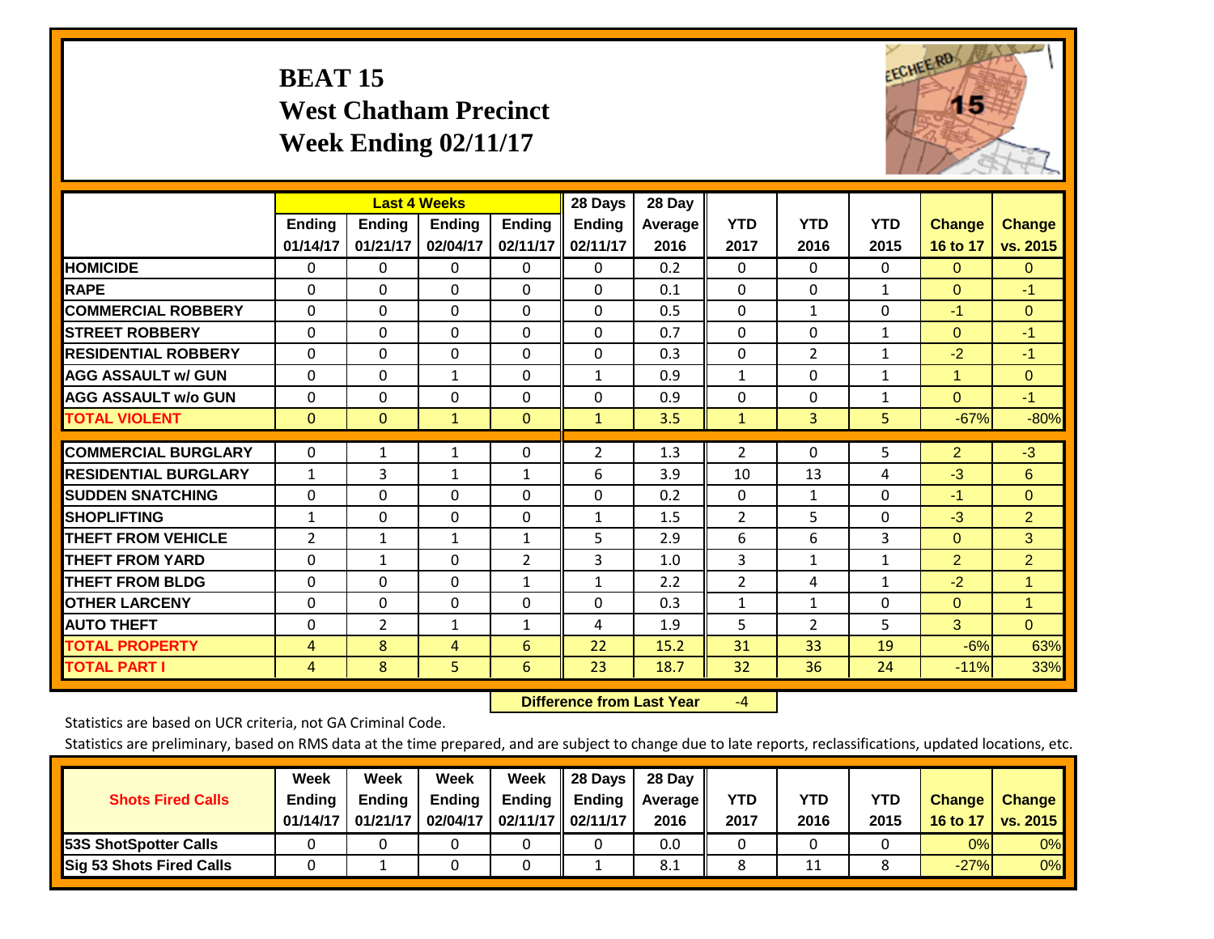# BEAT 15
## West Chatham Precinct
## Week Ending 02/11/17

| | Last 4 Weeks | | | | 28 Days | 28 Day | | | | | |
|---|---|---|---|---|---|---|---|---|---|---|---|
| | Ending 01/14/17 | Ending 01/21/17 | Ending 02/04/17 | Ending 02/11/17 | Ending 02/11/17 | Average 2016 | YTD 2017 | YTD 2016 | YTD 2015 | Change 16 to 17 | Change vs. 2015 |
| HOMICIDE | 0 | 0 | 0 | 0 | 0 | 0.2 | 0 | 0 | 0 | 0 | 0 |
| RAPE | 0 | 0 | 0 | 0 | 0 | 0.1 | 0 | 0 | 1 | 0 | -1 |
| COMMERCIAL ROBBERY | 0 | 0 | 0 | 0 | 0 | 0.5 | 0 | 1 | 0 | -1 | 0 |
| STREET ROBBERY | 0 | 0 | 0 | 0 | 0 | 0.7 | 0 | 0 | 1 | 0 | -1 |
| RESIDENTIAL ROBBERY | 0 | 0 | 0 | 0 | 0 | 0.3 | 0 | 2 | 1 | -2 | -1 |
| AGG ASSAULT w/ GUN | 0 | 0 | 1 | 0 | 1 | 0.9 | 1 | 0 | 1 | 1 | 0 |
| AGG ASSAULT w/o GUN | 0 | 0 | 0 | 0 | 0 | 0.9 | 0 | 0 | 1 | 0 | -1 |
| TOTAL VIOLENT | 0 | 0 | 1 | 0 | 1 | 3.5 | 1 | 3 | 5 | -67% | -80% |
| COMMERCIAL BURGLARY | 0 | 1 | 1 | 0 | 2 | 1.3 | 2 | 0 | 5 | 2 | -3 |
| RESIDENTIAL BURGLARY | 1 | 3 | 1 | 1 | 6 | 3.9 | 10 | 13 | 4 | -3 | 6 |
| SUDDEN SNATCHING | 0 | 0 | 0 | 0 | 0 | 0.2 | 0 | 1 | 0 | -1 | 0 |
| SHOPLIFTING | 1 | 0 | 0 | 0 | 1 | 1.5 | 2 | 5 | 0 | -3 | 2 |
| THEFT FROM VEHICLE | 2 | 1 | 1 | 1 | 5 | 2.9 | 6 | 6 | 3 | 0 | 3 |
| THEFT FROM YARD | 0 | 1 | 0 | 2 | 3 | 1.0 | 3 | 1 | 1 | 2 | 2 |
| THEFT FROM BLDG | 0 | 0 | 0 | 1 | 1 | 2.2 | 2 | 4 | 1 | -2 | 1 |
| OTHER LARCENY | 0 | 0 | 0 | 0 | 0 | 0.3 | 1 | 1 | 0 | 0 | 1 |
| AUTO THEFT | 0 | 2 | 1 | 1 | 4 | 1.9 | 5 | 2 | 5 | 3 | 0 |
| TOTAL PROPERTY | 4 | 8 | 4 | 6 | 22 | 15.2 | 31 | 33 | 19 | -6% | 63% |
| TOTAL PART I | 4 | 8 | 5 | 6 | 23 | 18.7 | 32 | 36 | 24 | -11% | 33% |

**Difference from Last Year** -4

Statistics are based on UCR criteria, not GA Criminal Code.

Statistics are preliminary, based on RMS data at the time prepared, and are subject to change due to late reports, reclassifications, updated locations, etc.

| Shots Fired Calls | Week Ending 01/14/17 | Week Ending 01/21/17 | Week Ending 02/04/17 | Week Ending 02/11/17 | 28 Days Ending 02/11/17 | 28 Day Average 2016 | YTD 2017 | YTD 2016 | YTD 2015 | Change 16 to 17 | Change vs. 2015 |
|---|---|---|---|---|---|---|---|---|---|---|---|
| 53S ShotSpotter Calls | 0 | 0 | 0 | 0 | 0 | 0.0 | 0 | 0 | 0 | 0% | 0% |
| Sig 53 Shots Fired Calls | 0 | 1 | 0 | 0 | 1 | 8.1 | 8 | 11 | 8 | -27% | 0% |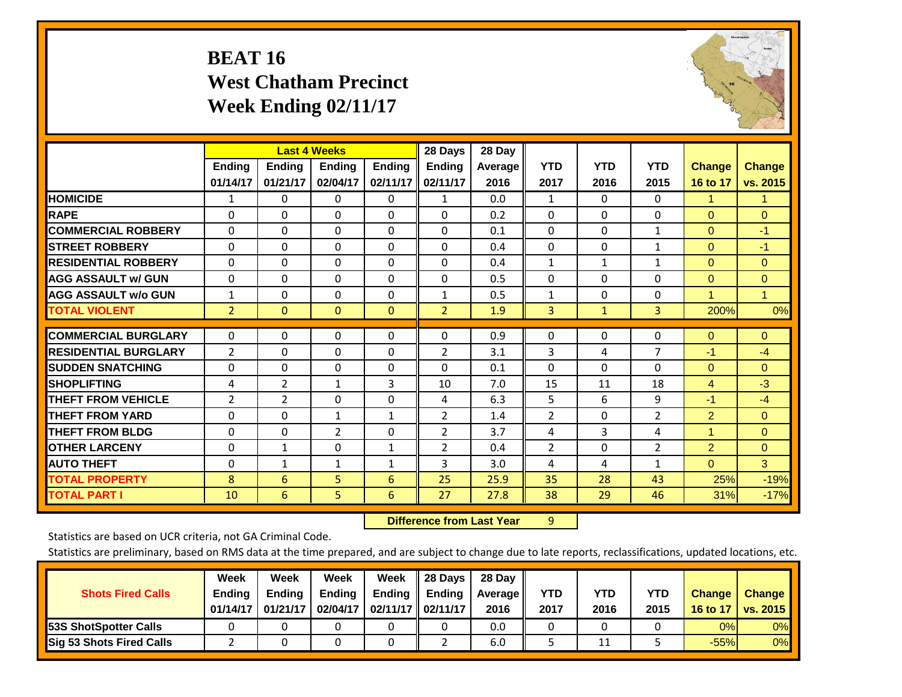# BEAT 16
## West Chatham Precinct
## Week Ending 02/11/17

| | Last 4 Weeks | | | | 28 Days | 28 Day | | | | | |
|---|---|---|---|---|---|---|---|---|---|---|---|
| | Ending 01/14/17 | Ending 01/21/17 | Ending 02/04/17 | Ending 02/11/17 | Ending 02/11/17 | Average 2016 | YTD 2017 | YTD 2016 | YTD 2015 | Change 16 to 17 | Change vs. 2015 |
| **HOMICIDE** | 1 | 0 | 0 | 0 | 1 | 0.0 | 1 | 0 | 0 | 1 | 1 |
| **RAPE** | 0 | 0 | 0 | 0 | 0 | 0.2 | 0 | 0 | 0 | 0 | 0 |
| **COMMERCIAL ROBBERY** | 0 | 0 | 0 | 0 | 0 | 0.1 | 0 | 0 | 1 | 0 | -1 |
| **STREET ROBBERY** | 0 | 0 | 0 | 0 | 0 | 0.4 | 0 | 0 | 1 | 0 | -1 |
| **RESIDENTIAL ROBBERY** | 0 | 0 | 0 | 0 | 0 | 0.4 | 1 | 1 | 1 | 0 | 0 |
| **AGG ASSAULT w/ GUN** | 0 | 0 | 0 | 0 | 0 | 0.5 | 0 | 0 | 0 | 0 | 0 |
| **AGG ASSAULT w/o GUN** | 1 | 0 | 0 | 0 | 1 | 0.5 | 1 | 0 | 0 | 1 | 1 |
| **TOTAL VIOLENT** | 2 | 0 | 0 | 0 | 2 | 1.9 | 3 | 1 | 3 | 200% | 0% |
| **COMMERCIAL BURGLARY** | 0 | 0 | 0 | 0 | 0 | 0.9 | 0 | 0 | 0 | 0 | 0 |
| **RESIDENTIAL BURGLARY** | 2 | 0 | 0 | 0 | 2 | 3.1 | 3 | 4 | 7 | -1 | -4 |
| **SUDDEN SNATCHING** | 0 | 0 | 0 | 0 | 0 | 0.1 | 0 | 0 | 0 | 0 | 0 |
| **SHOPLIFTING** | 4 | 2 | 1 | 3 | 10 | 7.0 | 15 | 11 | 18 | 4 | -3 |
| **THEFT FROM VEHICLE** | 2 | 2 | 0 | 0 | 4 | 6.3 | 5 | 6 | 9 | -1 | -4 |
| **THEFT FROM YARD** | 0 | 0 | 1 | 1 | 2 | 1.4 | 2 | 0 | 2 | 2 | 0 |
| **THEFT FROM BLDG** | 0 | 0 | 2 | 0 | 2 | 3.7 | 4 | 3 | 4 | 1 | 0 |
| **OTHER LARCENY** | 0 | 1 | 0 | 1 | 2 | 0.4 | 2 | 0 | 2 | 2 | 0 |
| **AUTO THEFT** | 0 | 1 | 1 | 1 | 3 | 3.0 | 4 | 4 | 1 | 0 | 3 |
| **TOTAL PROPERTY** | 8 | 6 | 5 | 6 | 25 | 25.9 | 35 | 28 | 43 | 25% | -19% |
| **TOTAL PART I** | 10 | 6 | 5 | 6 | 27 | 27.8 | 38 | 29 | 46 | 31% | -17% |

**Difference from Last Year** 9

Statistics are based on UCR criteria, not GA Criminal Code.

Statistics are preliminary, based on RMS data at the time prepared, and are subject to change due to late reports, reclassifications, updated locations, etc.

| Shots Fired Calls | Week Ending 01/14/17 | Week Ending 01/21/17 | Week Ending 02/04/17 | Week Ending 02/11/17 | 28 Days Ending 02/11/17 | 28 Day Average 2016 | YTD 2017 | YTD 2016 | YTD 2015 | Change 16 to 17 | Change vs. 2015 |
|---|---|---|---|---|---|---|---|---|---|---|---|
| **53S ShotSpotter Calls** | 0 | 0 | 0 | 0 | 0 | 0.0 | 0 | 0 | 0 | 0% | 0% |
| **Sig 53 Shots Fired Calls** | 2 | 0 | 0 | 0 | 2 | 6.0 | 5 | 11 | 5 | -55% | 0% |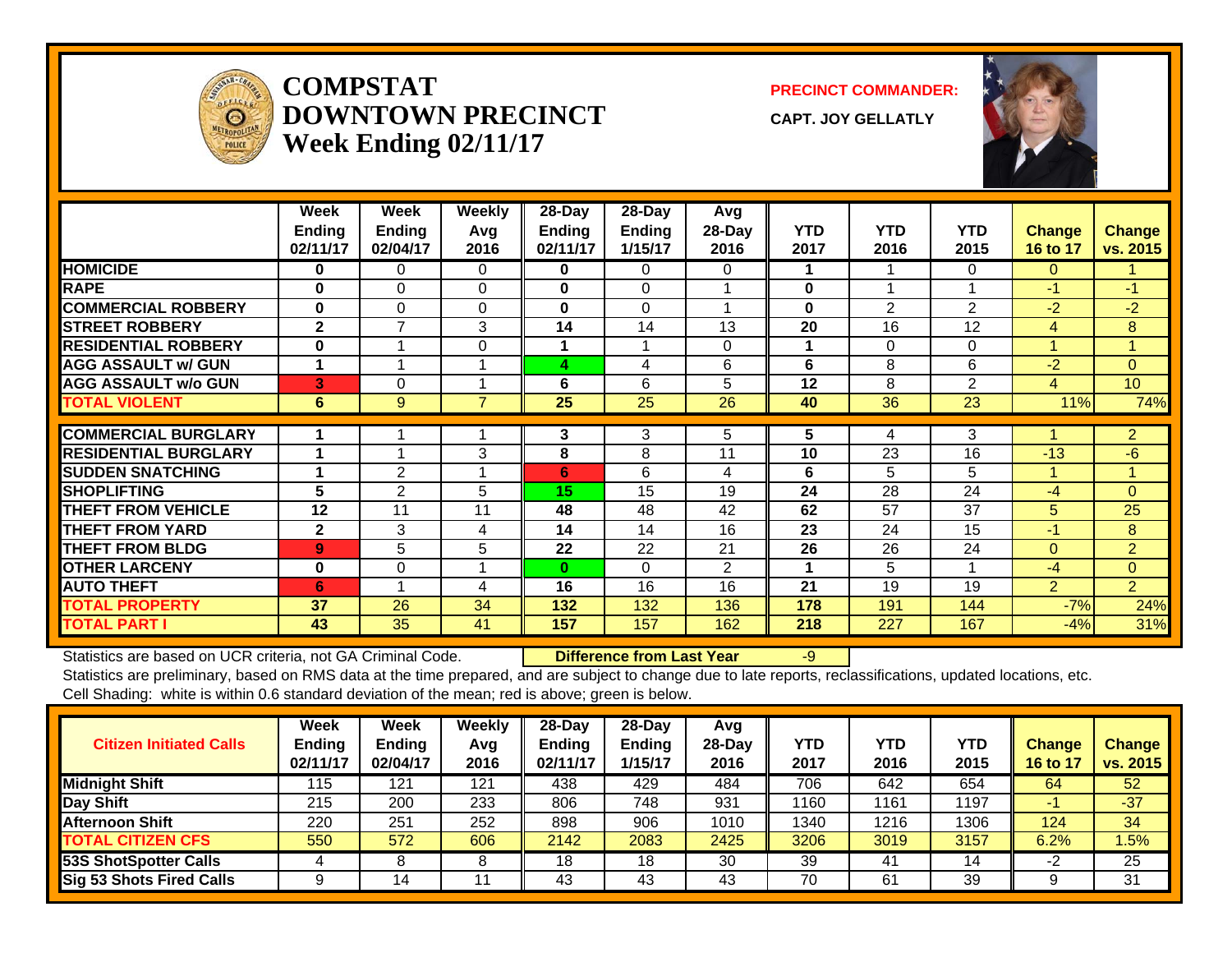# COMPSTAT DOWNTOWN PRECINCT Week Ending 02/11/17

**PRECINCT COMMANDER:**

**CAPT. JOY GELLATLY**

| | Week Ending 02/11/17 | Week Ending 02/04/17 | Weekly Avg 2016 | 28-Day Ending 02/11/17 | 28-Day Ending 1/15/17 | Avg 28-Day 2016 | YTD 2017 | YTD 2016 | YTD 2015 | Change 16 to 17 | Change vs. 2015 |
|---|---|---|---|---|---|---|---|---|---|---|---|
| HOMICIDE | 0 | 0 | 0 | 0 | 0 | 0 | 1 | 1 | 0 | 0 | 1 |
| RAPE | 0 | 0 | 0 | 0 | 0 | 1 | 0 | 1 | 1 | -1 | -1 |
| COMMERCIAL ROBBERY | 0 | 0 | 0 | 0 | 0 | 1 | 0 | 2 | 2 | -2 | -2 |
| STREET ROBBERY | 2 | 7 | 3 | 14 | 14 | 13 | 20 | 16 | 12 | 4 | 8 |
| RESIDENTIAL ROBBERY | 0 | 1 | 0 | 1 | 1 | 0 | 1 | 0 | 0 | 1 | 1 |
| AGG ASSAULT w/ GUN | 1 | 1 | 1 | 4 | 4 | 6 | 6 | 8 | 6 | -2 | 0 |
| AGG ASSAULT w/o GUN | 3 | 0 | 1 | 6 | 6 | 5 | 12 | 8 | 2 | 4 | 10 |
| TOTAL VIOLENT | 6 | 9 | 7 | 25 | 25 | 26 | 40 | 36 | 23 | 11% | 74% |
| COMMERCIAL BURGLARY | 1 | 1 | 1 | 3 | 3 | 5 | 5 | 4 | 3 | 1 | 2 |
| RESIDENTIAL BURGLARY | 1 | 1 | 3 | 8 | 8 | 11 | 10 | 23 | 16 | -13 | -6 |
| SUDDEN SNATCHING | 1 | 2 | 1 | 6 | 6 | 4 | 6 | 5 | 5 | 1 | 1 |
| SHOPLIFTING | 5 | 2 | 5 | 15 | 15 | 19 | 24 | 28 | 24 | -4 | 0 |
| THEFT FROM VEHICLE | 12 | 11 | 11 | 48 | 48 | 42 | 62 | 57 | 37 | 5 | 25 |
| THEFT FROM YARD | 2 | 3 | 4 | 14 | 14 | 16 | 23 | 24 | 15 | -1 | 8 |
| THEFT FROM BLDG | 9 | 5 | 5 | 22 | 22 | 21 | 26 | 26 | 24 | 0 | 2 |
| OTHER LARCENY | 0 | 0 | 1 | 0 | 0 | 2 | 1 | 5 | 1 | -4 | 0 |
| AUTO THEFT | 6 | 1 | 4 | 16 | 16 | 16 | 21 | 19 | 19 | 2 | 2 |
| TOTAL PROPERTY | 37 | 26 | 34 | 132 | 132 | 136 | 178 | 191 | 144 | -7% | 24% |
| TOTAL PART I | 43 | 35 | 41 | 157 | 157 | 162 | 218 | 227 | 167 | -4% | 31% |

Statistics are based on UCR criteria, not GA Criminal Code. **Difference from Last Year** -9

Statistics are preliminary, based on RMS data at the time prepared, and are subject to change due to late reports, reclassifications, updated locations, etc.

Cell Shading: white is within 0.6 standard deviation of the mean; red is above; green is below.

| Citizen Initiated Calls | Week Ending 02/11/17 | Week Ending 02/04/17 | Weekly Avg 2016 | 28-Day Ending 02/11/17 | 28-Day Ending 1/15/17 | Avg 28-Day 2016 | YTD 2017 | YTD 2016 | YTD 2015 | Change 16 to 17 | Change vs. 2015 |
|---|---|---|---|---|---|---|---|---|---|---|---|
| Midnight Shift | 115 | 121 | 121 | 438 | 429 | 484 | 706 | 642 | 654 | 64 | 52 |
| Day Shift | 215 | 200 | 233 | 806 | 748 | 931 | 1160 | 1161 | 1197 | -1 | -37 |
| Afternoon Shift | 220 | 251 | 252 | 898 | 906 | 1010 | 1340 | 1216 | 1306 | 124 | 34 |
| TOTAL CITIZEN CFS | 550 | 572 | 606 | 2142 | 2083 | 2425 | 3206 | 3019 | 3157 | 6.2% | 1.5% |
| 53S ShotSpotter Calls | 4 | 8 | 8 | 18 | 18 | 30 | 39 | 41 | 14 | -2 | 25 |
| Sig 53 Shots Fired Calls | 9 | 14 | 11 | 43 | 43 | 43 | 70 | 61 | 39 | 9 | 31 |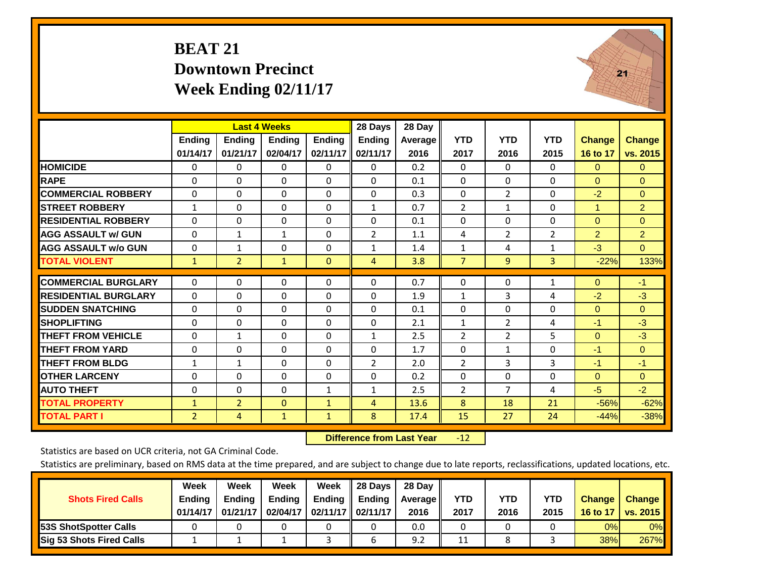# BEAT 21
## Downtown Precinct
## Week Ending 02/11/17

| | Last 4 Weeks | | | | 28 Days | 28 Day | | | | | |
|---|---|---|---|---|---|---|---|---|---|---|---|
| | Ending 01/14/17 | Ending 01/21/17 | Ending 02/04/17 | Ending 02/11/17 | Ending 02/11/17 | Average 2016 | YTD 2017 | YTD 2016 | YTD 2015 | Change 16 to 17 | Change vs. 2015 |
| HOMICIDE | 0 | 0 | 0 | 0 | 0 | 0.2 | 0 | 0 | 0 | 0 | 0 |
| RAPE | 0 | 0 | 0 | 0 | 0 | 0.1 | 0 | 0 | 0 | 0 | 0 |
| COMMERCIAL ROBBERY | 0 | 0 | 0 | 0 | 0 | 0.3 | 0 | 2 | 0 | -2 | 0 |
| STREET ROBBERY | 1 | 0 | 0 | 0 | 1 | 0.7 | 2 | 1 | 0 | 1 | 2 |
| RESIDENTIAL ROBBERY | 0 | 0 | 0 | 0 | 0 | 0.1 | 0 | 0 | 0 | 0 | 0 |
| AGG ASSAULT w/ GUN | 0 | 1 | 1 | 0 | 2 | 1.1 | 4 | 2 | 2 | 2 | 2 |
| AGG ASSAULT w/o GUN | 0 | 1 | 0 | 0 | 1 | 1.4 | 1 | 4 | 1 | -3 | 0 |
| TOTAL VIOLENT | 1 | 2 | 1 | 0 | 4 | 3.8 | 7 | 9 | 3 | -22% | 133% |
| COMMERCIAL BURGLARY | 0 | 0 | 0 | 0 | 0 | 0.7 | 0 | 0 | 1 | 0 | -1 |
| RESIDENTIAL BURGLARY | 0 | 0 | 0 | 0 | 0 | 1.9 | 1 | 3 | 4 | -2 | -3 |
| SUDDEN SNATCHING | 0 | 0 | 0 | 0 | 0 | 0.1 | 0 | 0 | 0 | 0 | 0 |
| SHOPLIFTING | 0 | 0 | 0 | 0 | 0 | 2.1 | 1 | 2 | 4 | -1 | -3 |
| THEFT FROM VEHICLE | 0 | 1 | 0 | 0 | 1 | 2.5 | 2 | 2 | 5 | 0 | -3 |
| THEFT FROM YARD | 0 | 0 | 0 | 0 | 0 | 1.7 | 0 | 1 | 0 | -1 | 0 |
| THEFT FROM BLDG | 1 | 1 | 0 | 0 | 2 | 2.0 | 2 | 3 | 3 | -1 | -1 |
| OTHER LARCENY | 0 | 0 | 0 | 0 | 0 | 0.2 | 0 | 0 | 0 | 0 | 0 |
| AUTO THEFT | 0 | 0 | 0 | 1 | 1 | 2.5 | 2 | 7 | 4 | -5 | -2 |
| TOTAL PROPERTY | 1 | 2 | 0 | 1 | 4 | 13.6 | 8 | 18 | 21 | -56% | -62% |
| TOTAL PART I | 2 | 4 | 1 | 1 | 8 | 17.4 | 15 | 27 | 24 | -44% | -38% |

**Difference from Last Year** -12

Statistics are based on UCR criteria, not GA Criminal Code.

Statistics are preliminary, based on RMS data at the time prepared, and are subject to change due to late reports, reclassifications, updated locations, etc.

| Shots Fired Calls | Week Ending 01/14/17 | Week Ending 01/21/17 | Week Ending 02/04/17 | Week Ending 02/11/17 | 28 Days Ending 02/11/17 | 28 Day Average 2016 | YTD 2017 | YTD 2016 | YTD 2015 | Change 16 to 17 | Change vs. 2015 |
|---|---|---|---|---|---|---|---|---|---|---|---|
| 53S ShotSpotter Calls | 0 | 0 | 0 | 0 | 0 | 0.0 | 0 | 0 | 0 | 0% | 0% |
| Sig 53 Shots Fired Calls | 1 | 1 | 1 | 3 | 6 | 9.2 | 11 | 8 | 3 | 38% | 267% |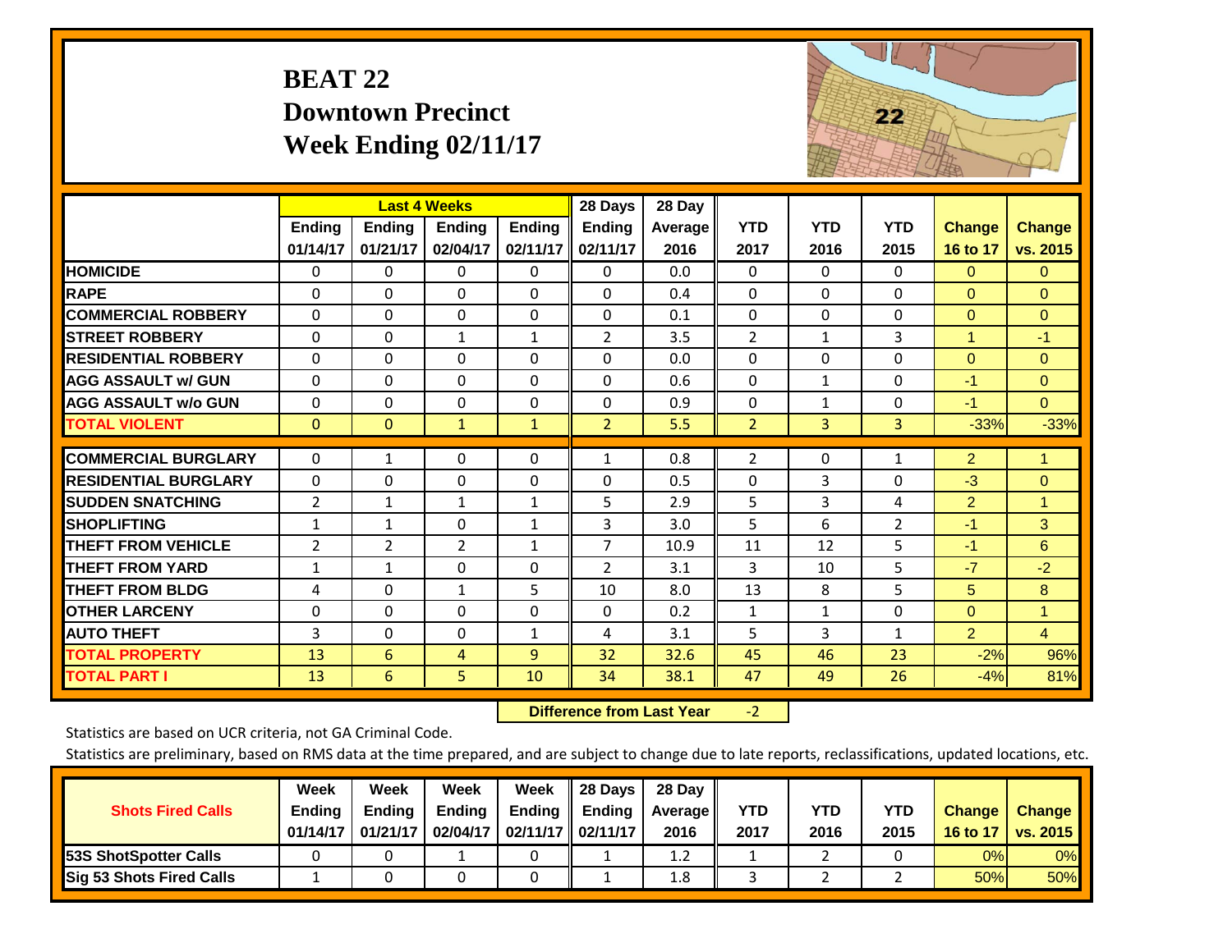# BEAT 22
## Downtown Precinct
## Week Ending 02/11/17

| | Last 4 Weeks | | | | 28 Days | 28 Day | | | | | |
|---|---|---|---|---|---|---|---|---|---|---|---|
| | Ending 01/14/17 | Ending 01/21/17 | Ending 02/04/17 | Ending 02/11/17 | Ending 02/11/17 | Average 2016 | YTD 2017 | YTD 2016 | YTD 2015 | Change 16 to 17 | Change vs. 2015 |
| HOMICIDE | 0 | 0 | 0 | 0 | 0 | 0.0 | 0 | 0 | 0 | 0 | 0 |
| RAPE | 0 | 0 | 0 | 0 | 0 | 0.4 | 0 | 0 | 0 | 0 | 0 |
| COMMERCIAL ROBBERY | 0 | 0 | 0 | 0 | 0 | 0.1 | 0 | 0 | 0 | 0 | 0 |
| STREET ROBBERY | 0 | 0 | 1 | 1 | 2 | 3.5 | 2 | 1 | 3 | 1 | -1 |
| RESIDENTIAL ROBBERY | 0 | 0 | 0 | 0 | 0 | 0.0 | 0 | 0 | 0 | 0 | 0 |
| AGG ASSAULT w/ GUN | 0 | 0 | 0 | 0 | 0 | 0.6 | 0 | 1 | 0 | -1 | 0 |
| AGG ASSAULT w/o GUN | 0 | 0 | 0 | 0 | 0 | 0.9 | 0 | 1 | 0 | -1 | 0 |
| TOTAL VIOLENT | 0 | 0 | 1 | 1 | 2 | 5.5 | 2 | 3 | 3 | -33% | -33% |
| COMMERCIAL BURGLARY | 0 | 1 | 0 | 0 | 1 | 0.8 | 2 | 0 | 1 | 2 | 1 |
| RESIDENTIAL BURGLARY | 0 | 0 | 0 | 0 | 0 | 0.5 | 0 | 3 | 0 | -3 | 0 |
| SUDDEN SNATCHING | 2 | 1 | 1 | 1 | 5 | 2.9 | 5 | 3 | 4 | 2 | 1 |
| SHOPLIFTING | 1 | 1 | 0 | 1 | 3 | 3.0 | 5 | 6 | 2 | -1 | 3 |
| THEFT FROM VEHICLE | 2 | 2 | 2 | 1 | 7 | 10.9 | 11 | 12 | 5 | -1 | 6 |
| THEFT FROM YARD | 1 | 1 | 0 | 0 | 2 | 3.1 | 3 | 10 | 5 | -7 | -2 |
| THEFT FROM BLDG | 4 | 0 | 1 | 5 | 10 | 8.0 | 13 | 8 | 5 | 5 | 8 |
| OTHER LARCENY | 0 | 0 | 0 | 0 | 0 | 0.2 | 1 | 1 | 0 | 0 | 1 |
| AUTO THEFT | 3 | 0 | 0 | 1 | 4 | 3.1 | 5 | 3 | 1 | 2 | 4 |
| TOTAL PROPERTY | 13 | 6 | 4 | 9 | 32 | 32.6 | 45 | 46 | 23 | -2% | 96% |
| TOTAL PART I | 13 | 6 | 5 | 10 | 34 | 38.1 | 47 | 49 | 26 | -4% | 81% |

**Difference from Last Year** -2

Statistics are based on UCR criteria, not GA Criminal Code.

Statistics are preliminary, based on RMS data at the time prepared, and are subject to change due to late reports, reclassifications, updated locations, etc.

| Shots Fired Calls | Week Ending 01/14/17 | Week Ending 01/21/17 | Week Ending 02/04/17 | Week Ending 02/11/17 | 28 Days Ending 02/11/17 | 28 Day Average 2016 | YTD 2017 | YTD 2016 | YTD 2015 | Change 16 to 17 | Change vs. 2015 |
|---|---|---|---|---|---|---|---|---|---|---|---|
| 53S ShotSpotter Calls | 0 | 0 | 1 | 0 | 1 | 1.2 | 1 | 2 | 0 | 0% | 0% |
| Sig 53 Shots Fired Calls | 1 | 0 | 0 | 0 | 1 | 1.8 | 3 | 2 | 2 | 50% | 50% |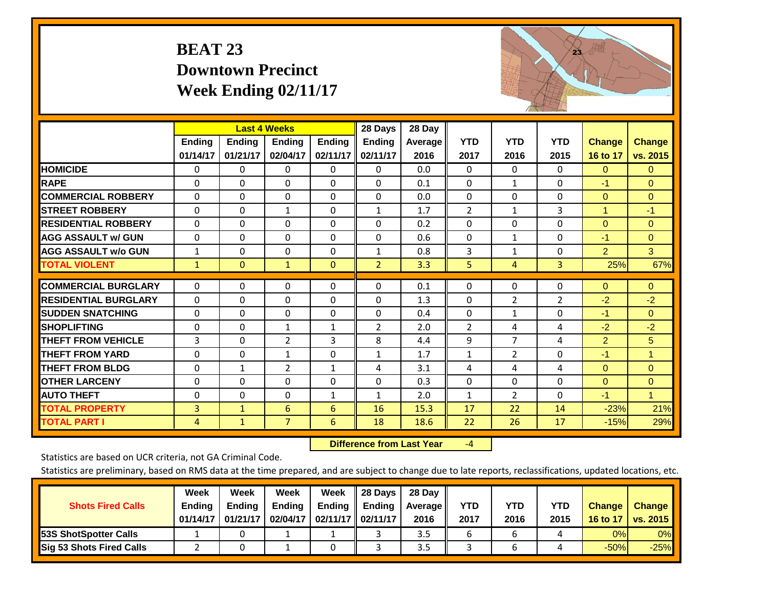# BEAT 23
## Downtown Precinct
## Week Ending 02/11/17

| | Last 4 Weeks | | | | 28 Days | 28 Day | | | | | |
|---|---|---|---|---|---|---|---|---|---|---|---|
| | Ending 01/14/17 | Ending 01/21/17 | Ending 02/04/17 | Ending 02/11/17 | Ending 02/11/17 | Average 2016 | YTD 2017 | YTD 2016 | YTD 2015 | Change 16 to 17 | Change vs. 2015 |
| **HOMICIDE** | 0 | 0 | 0 | 0 | 0 | 0.0 | 0 | 0 | 0 | 0 | 0 |
| **RAPE** | 0 | 0 | 0 | 0 | 0 | 0.1 | 0 | 1 | 0 | -1 | 0 |
| **COMMERCIAL ROBBERY** | 0 | 0 | 0 | 0 | 0 | 0.0 | 0 | 0 | 0 | 0 | 0 |
| **STREET ROBBERY** | 0 | 0 | 1 | 0 | 1 | 1.7 | 2 | 1 | 3 | 1 | -1 |
| **RESIDENTIAL ROBBERY** | 0 | 0 | 0 | 0 | 0 | 0.2 | 0 | 0 | 0 | 0 | 0 |
| **AGG ASSAULT w/ GUN** | 0 | 0 | 0 | 0 | 0 | 0.6 | 0 | 1 | 0 | -1 | 0 |
| **AGG ASSAULT w/o GUN** | 1 | 0 | 0 | 0 | 1 | 0.8 | 3 | 1 | 0 | 2 | 3 |
| **TOTAL VIOLENT** | 1 | 0 | 1 | 0 | 2 | 3.3 | 5 | 4 | 3 | 25% | 67% |
| **COMMERCIAL BURGLARY** | 0 | 0 | 0 | 0 | 0 | 0.1 | 0 | 0 | 0 | 0 | 0 |
| **RESIDENTIAL BURGLARY** | 0 | 0 | 0 | 0 | 0 | 1.3 | 0 | 2 | 2 | -2 | -2 |
| **SUDDEN SNATCHING** | 0 | 0 | 0 | 0 | 0 | 0.4 | 0 | 1 | 0 | -1 | 0 |
| **SHOPLIFTING** | 0 | 0 | 1 | 1 | 2 | 2.0 | 2 | 4 | 4 | -2 | -2 |
| **THEFT FROM VEHICLE** | 3 | 0 | 2 | 3 | 8 | 4.4 | 9 | 7 | 4 | 2 | 5 |
| **THEFT FROM YARD** | 0 | 0 | 1 | 0 | 1 | 1.7 | 1 | 2 | 0 | -1 | 1 |
| **THEFT FROM BLDG** | 0 | 1 | 2 | 1 | 4 | 3.1 | 4 | 4 | 4 | 0 | 0 |
| **OTHER LARCENY** | 0 | 0 | 0 | 0 | 0 | 0.3 | 0 | 0 | 0 | 0 | 0 |
| **AUTO THEFT** | 0 | 0 | 0 | 1 | 1 | 2.0 | 1 | 2 | 0 | -1 | 1 |
| **TOTAL PROPERTY** | 3 | 1 | 6 | 6 | 16 | 15.3 | 17 | 22 | 14 | -23% | 21% |
| **TOTAL PART I** | 4 | 1 | 7 | 6 | 18 | 18.6 | 22 | 26 | 17 | -15% | 29% |

**Difference from Last Year** -4

Statistics are based on UCR criteria, not GA Criminal Code.

Statistics are preliminary, based on RMS data at the time prepared, and are subject to change due to late reports, reclassifications, updated locations, etc.

| Shots Fired Calls | Week Ending 01/14/17 | Week Ending 01/21/17 | Week Ending 02/04/17 | Week Ending 02/11/17 | 28 Days Ending 02/11/17 | 28 Day Average 2016 | YTD 2017 | YTD 2016 | YTD 2015 | Change 16 to 17 | Change vs. 2015 |
|---|---|---|---|---|---|---|---|---|---|---|---|
| **53S ShotSpotter Calls** | 1 | 0 | 1 | 1 | 3 | 3.5 | 6 | 6 | 4 | 0% | 0% |
| **Sig 53 Shots Fired Calls** | 2 | 0 | 1 | 0 | 3 | 3.5 | 3 | 6 | 4 | -50% | -25% |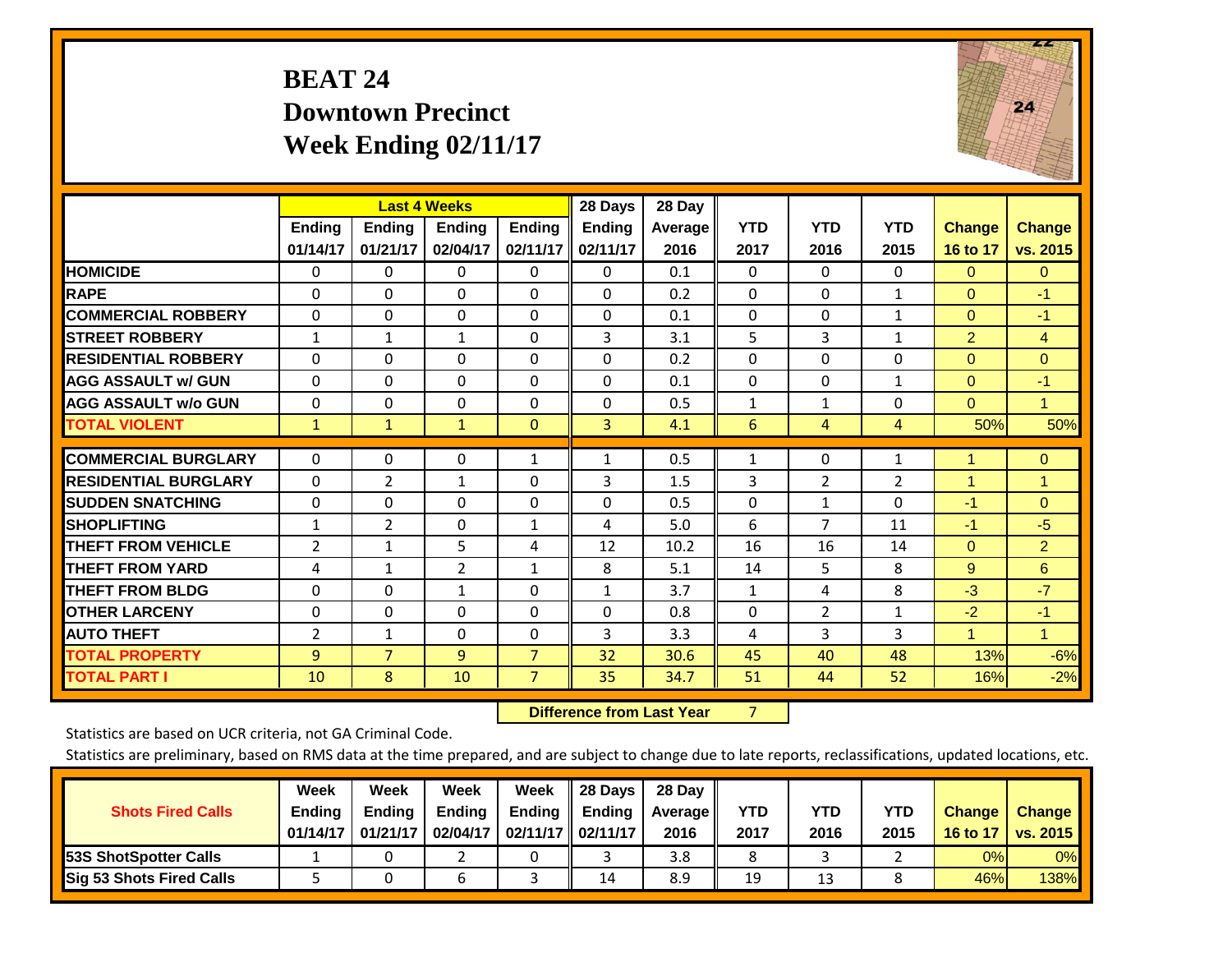# BEAT 24
## Downtown Precinct
## Week Ending 02/11/17

| | Last 4 Weeks | | | | 28 Days | 28 Day | | | | | |
|---|---|---|---|---|---|---|---|---|---|---|---|
| | Ending 01/14/17 | Ending 01/21/17 | Ending 02/04/17 | Ending 02/11/17 | Ending 02/11/17 | Average 2016 | YTD 2017 | YTD 2016 | YTD 2015 | Change 16 to 17 | Change vs. 2015 |
| HOMICIDE | 0 | 0 | 0 | 0 | 0 | 0.1 | 0 | 0 | 0 | 0 | 0 |
| RAPE | 0 | 0 | 0 | 0 | 0 | 0.2 | 0 | 0 | 1 | 0 | -1 |
| COMMERCIAL ROBBERY | 0 | 0 | 0 | 0 | 0 | 0.1 | 0 | 0 | 1 | 0 | -1 |
| STREET ROBBERY | 1 | 1 | 1 | 0 | 3 | 3.1 | 5 | 3 | 1 | 2 | 4 |
| RESIDENTIAL ROBBERY | 0 | 0 | 0 | 0 | 0 | 0.2 | 0 | 0 | 0 | 0 | 0 |
| AGG ASSAULT w/ GUN | 0 | 0 | 0 | 0 | 0 | 0.1 | 0 | 0 | 1 | 0 | -1 |
| AGG ASSAULT w/o GUN | 0 | 0 | 0 | 0 | 0 | 0.5 | 1 | 1 | 0 | 0 | 1 |
| **TOTAL VIOLENT** | 1 | 1 | 1 | 0 | 3 | 4.1 | 6 | 4 | 4 | 50% | 50% |
| COMMERCIAL BURGLARY | 0 | 0 | 0 | 1 | 1 | 0.5 | 1 | 0 | 1 | 1 | 0 |
| RESIDENTIAL BURGLARY | 0 | 2 | 1 | 0 | 3 | 1.5 | 3 | 2 | 2 | 1 | 1 |
| SUDDEN SNATCHING | 0 | 0 | 0 | 0 | 0 | 0.5 | 0 | 1 | 0 | -1 | 0 |
| SHOPLIFTING | 1 | 2 | 0 | 1 | 4 | 5.0 | 6 | 7 | 11 | -1 | -5 |
| THEFT FROM VEHICLE | 2 | 1 | 5 | 4 | 12 | 10.2 | 16 | 16 | 14 | 0 | 2 |
| THEFT FROM YARD | 4 | 1 | 2 | 1 | 8 | 5.1 | 14 | 5 | 8 | 9 | 6 |
| THEFT FROM BLDG | 0 | 0 | 1 | 0 | 1 | 3.7 | 1 | 4 | 8 | -3 | -7 |
| OTHER LARCENY | 0 | 0 | 0 | 0 | 0 | 0.8 | 0 | 2 | 1 | -2 | -1 |
| AUTO THEFT | 2 | 1 | 0 | 0 | 3 | 3.3 | 4 | 3 | 3 | 1 | 1 |
| **TOTAL PROPERTY** | 9 | 7 | 9 | 7 | 32 | 30.6 | 45 | 40 | 48 | 13% | -6% |
| **TOTAL PART I** | 10 | 8 | 10 | 7 | 35 | 34.7 | 51 | 44 | 52 | 16% | -2% |

**Difference from Last Year** 7

Statistics are based on UCR criteria, not GA Criminal Code.

Statistics are preliminary, based on RMS data at the time prepared, and are subject to change due to late reports, reclassifications, updated locations, etc.

| Shots Fired Calls | Week Ending 01/14/17 | Week Ending 01/21/17 | Week Ending 02/04/17 | Week Ending 02/11/17 | 28 Days Ending 02/11/17 | 28 Day Average 2016 | YTD 2017 | YTD 2016 | YTD 2015 | Change 16 to 17 | Change vs. 2015 |
|---|---|---|---|---|---|---|---|---|---|---|---|
| 53S ShotSpotter Calls | 1 | 0 | 2 | 0 | 3 | 3.8 | 8 | 3 | 2 | 0% | 0% |
| Sig 53 Shots Fired Calls | 5 | 0 | 6 | 3 | 14 | 8.9 | 19 | 13 | 8 | 46% | 138% |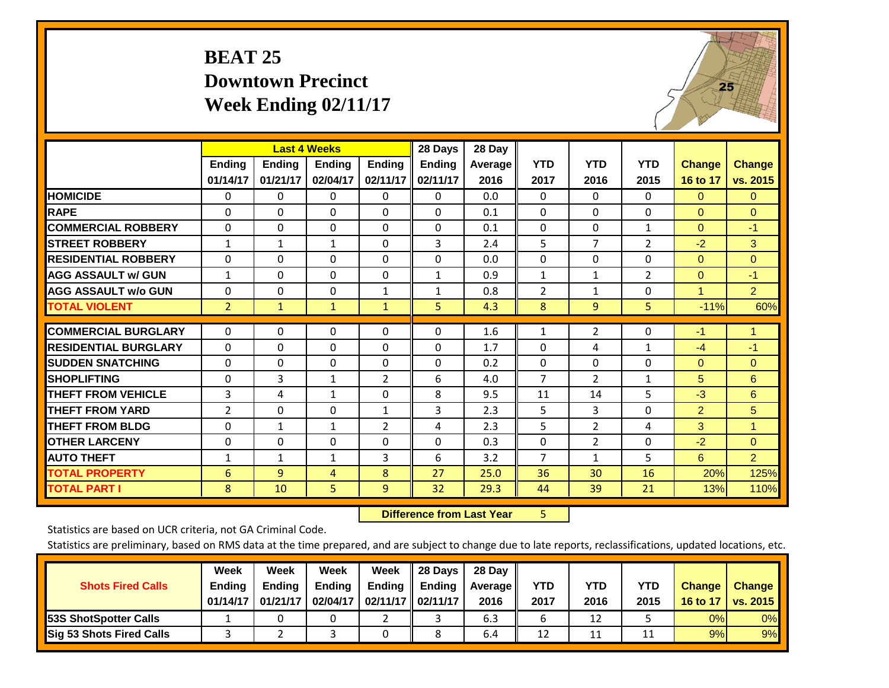# BEAT 25
## Downtown Precinct
## Week Ending 02/11/17

| | Last 4 Weeks | | | | 28 Days | 28 Day | | | | | |
|---|---|---|---|---|---|---|---|---|---|---|---|
| | Ending 01/14/17 | Ending 01/21/17 | Ending 02/04/17 | Ending 02/11/17 | Ending 02/11/17 | Average 2016 | YTD 2017 | YTD 2016 | YTD 2015 | Change 16 to 17 | Change vs. 2015 |
| HOMICIDE | 0 | 0 | 0 | 0 | 0 | 0.0 | 0 | 0 | 0 | 0 | 0 |
| RAPE | 0 | 0 | 0 | 0 | 0 | 0.1 | 0 | 0 | 0 | 0 | 0 |
| COMMERCIAL ROBBERY | 0 | 0 | 0 | 0 | 0 | 0.1 | 0 | 0 | 1 | 0 | -1 |
| STREET ROBBERY | 1 | 1 | 1 | 0 | 3 | 2.4 | 5 | 7 | 2 | -2 | 3 |
| RESIDENTIAL ROBBERY | 0 | 0 | 0 | 0 | 0 | 0.0 | 0 | 0 | 0 | 0 | 0 |
| AGG ASSAULT w/ GUN | 1 | 0 | 0 | 0 | 1 | 0.9 | 1 | 1 | 2 | 0 | -1 |
| AGG ASSAULT w/o GUN | 0 | 0 | 0 | 1 | 1 | 0.8 | 2 | 1 | 0 | 1 | 2 |
| TOTAL VIOLENT | 2 | 1 | 1 | 1 | 5 | 4.3 | 8 | 9 | 5 | -11% | 60% |
| COMMERCIAL BURGLARY | 0 | 0 | 0 | 0 | 0 | 1.6 | 1 | 2 | 0 | -1 | 1 |
| RESIDENTIAL BURGLARY | 0 | 0 | 0 | 0 | 0 | 1.7 | 0 | 4 | 1 | -4 | -1 |
| SUDDEN SNATCHING | 0 | 0 | 0 | 0 | 0 | 0.2 | 0 | 0 | 0 | 0 | 0 |
| SHOPLIFTING | 0 | 3 | 1 | 2 | 6 | 4.0 | 7 | 2 | 1 | 5 | 6 |
| THEFT FROM VEHICLE | 3 | 4 | 1 | 0 | 8 | 9.5 | 11 | 14 | 5 | -3 | 6 |
| THEFT FROM YARD | 2 | 0 | 0 | 1 | 3 | 2.3 | 5 | 3 | 0 | 2 | 5 |
| THEFT FROM BLDG | 0 | 1 | 1 | 2 | 4 | 2.3 | 5 | 2 | 4 | 3 | 1 |
| OTHER LARCENY | 0 | 0 | 0 | 0 | 0 | 0.3 | 0 | 2 | 0 | -2 | 0 |
| AUTO THEFT | 1 | 1 | 1 | 3 | 6 | 3.2 | 7 | 1 | 5 | 6 | 2 |
| TOTAL PROPERTY | 6 | 9 | 4 | 8 | 27 | 25.0 | 36 | 30 | 16 | 20% | 125% |
| TOTAL PART I | 8 | 10 | 5 | 9 | 32 | 29.3 | 44 | 39 | 21 | 13% | 110% |

**Difference from Last Year** 5

Statistics are based on UCR criteria, not GA Criminal Code.

Statistics are preliminary, based on RMS data at the time prepared, and are subject to change due to late reports, reclassifications, updated locations, etc.

| Shots Fired Calls | Week Ending 01/14/17 | Week Ending 01/21/17 | Week Ending 02/04/17 | Week Ending 02/11/17 | 28 Days Ending 02/11/17 | 28 Day Average 2016 | YTD 2017 | YTD 2016 | YTD 2015 | Change 16 to 17 | Change vs. 2015 |
|---|---|---|---|---|---|---|---|---|---|---|---|
| 53S ShotSpotter Calls | 1 | 0 | 0 | 2 | 3 | 6.3 | 6 | 12 | 5 | 0% | 0% |
| Sig 53 Shots Fired Calls | 3 | 2 | 3 | 0 | 8 | 6.4 | 12 | 11 | 11 | 9% | 9% |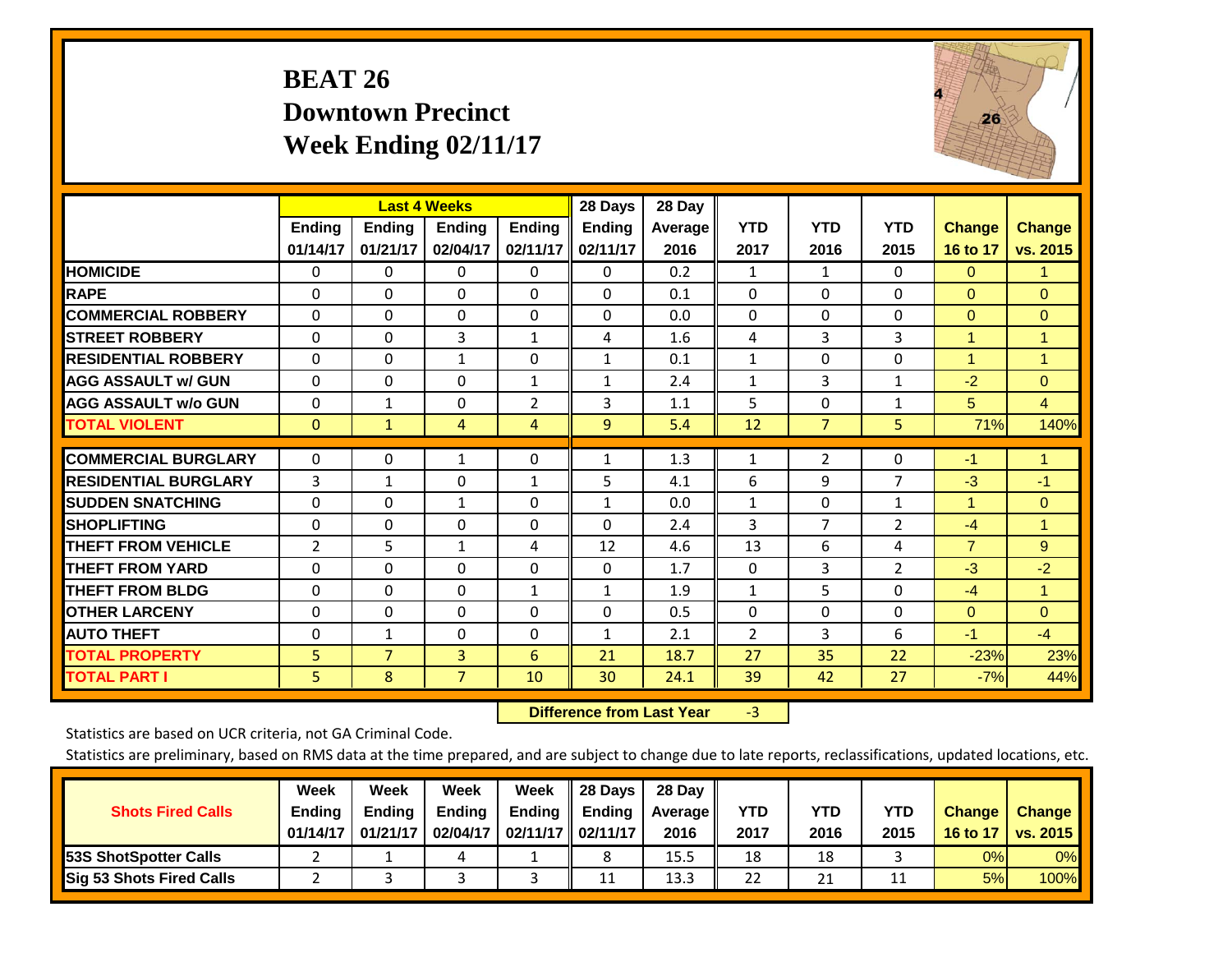# BEAT 26
## Downtown Precinct
## Week Ending 02/11/17

| | Last 4 Weeks | | | | 28 Days | 28 Day | | | | | |
|---|---|---|---|---|---|---|---|---|---|---|---|
| | Ending 01/14/17 | Ending 01/21/17 | Ending 02/04/17 | Ending 02/11/17 | Ending 02/11/17 | Average 2016 | YTD 2017 | YTD 2016 | YTD 2015 | Change 16 to 17 | Change vs. 2015 |
| HOMICIDE | 0 | 0 | 0 | 0 | 0 | 0.2 | 1 | 1 | 0 | 0 | 1 |
| RAPE | 0 | 0 | 0 | 0 | 0 | 0.1 | 0 | 0 | 0 | 0 | 0 |
| COMMERCIAL ROBBERY | 0 | 0 | 0 | 0 | 0 | 0.0 | 0 | 0 | 0 | 0 | 0 |
| STREET ROBBERY | 0 | 0 | 3 | 1 | 4 | 1.6 | 4 | 3 | 3 | 1 | 1 |
| RESIDENTIAL ROBBERY | 0 | 0 | 1 | 0 | 1 | 0.1 | 1 | 0 | 0 | 1 | 1 |
| AGG ASSAULT w/ GUN | 0 | 0 | 0 | 1 | 1 | 2.4 | 1 | 3 | 1 | -2 | 0 |
| AGG ASSAULT w/o GUN | 0 | 1 | 0 | 2 | 3 | 1.1 | 5 | 0 | 1 | 5 | 4 |
| TOTAL VIOLENT | 0 | 1 | 4 | 4 | 9 | 5.4 | 12 | 7 | 5 | 71% | 140% |
| COMMERCIAL BURGLARY | 0 | 0 | 1 | 0 | 1 | 1.3 | 1 | 2 | 0 | -1 | 1 |
| RESIDENTIAL BURGLARY | 3 | 1 | 0 | 1 | 5 | 4.1 | 6 | 9 | 7 | -3 | -1 |
| SUDDEN SNATCHING | 0 | 0 | 1 | 0 | 1 | 0.0 | 1 | 0 | 1 | 1 | 0 |
| SHOPLIFTING | 0 | 0 | 0 | 0 | 0 | 2.4 | 3 | 7 | 2 | -4 | 1 |
| THEFT FROM VEHICLE | 2 | 5 | 1 | 4 | 12 | 4.6 | 13 | 6 | 4 | 7 | 9 |
| THEFT FROM YARD | 0 | 0 | 0 | 0 | 0 | 1.7 | 0 | 3 | 2 | -3 | -2 |
| THEFT FROM BLDG | 0 | 0 | 0 | 1 | 1 | 1.9 | 1 | 5 | 0 | -4 | 1 |
| OTHER LARCENY | 0 | 0 | 0 | 0 | 0 | 0.5 | 0 | 0 | 0 | 0 | 0 |
| AUTO THEFT | 0 | 1 | 0 | 0 | 1 | 2.1 | 2 | 3 | 6 | -1 | -4 |
| TOTAL PROPERTY | 5 | 7 | 3 | 6 | 21 | 18.7 | 27 | 35 | 22 | -23% | 23% |
| TOTAL PART I | 5 | 8 | 7 | 10 | 30 | 24.1 | 39 | 42 | 27 | -7% | 44% |

**Difference from Last Year** -3

Statistics are based on UCR criteria, not GA Criminal Code.

Statistics are preliminary, based on RMS data at the time prepared, and are subject to change due to late reports, reclassifications, updated locations, etc.

| Shots Fired Calls | Week Ending 01/14/17 | Week Ending 01/21/17 | Week Ending 02/04/17 | Week Ending 02/11/17 | 28 Days Ending 02/11/17 | 28 Day Average 2016 | YTD 2017 | YTD 2016 | YTD 2015 | Change 16 to 17 | Change vs. 2015 |
|---|---|---|---|---|---|---|---|---|---|---|---|
| 53S ShotSpotter Calls | 2 | 1 | 4 | 1 | 8 | 15.5 | 18 | 18 | 3 | 0% | 0% |
| Sig 53 Shots Fired Calls | 2 | 3 | 3 | 3 | 11 | 13.3 | 22 | 21 | 11 | 5% | 100% |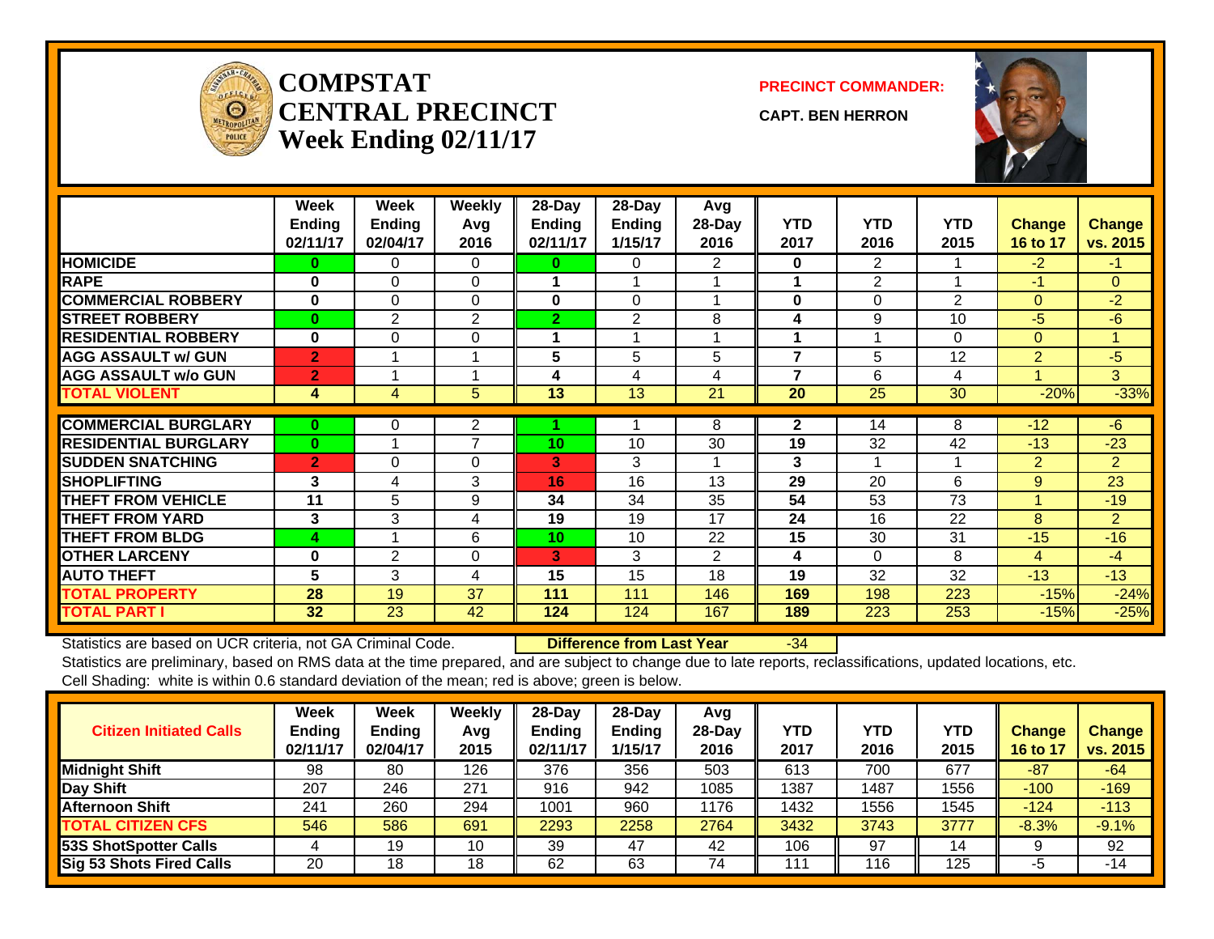# COMPSTAT CENTRAL PRECINCT
## Week Ending 02/11/17

**PRECINCT COMMANDER:**

**CAPT. BEN HERRON**

| | Week Ending 02/11/17 | Week Ending 02/04/17 | Weekly Avg 2016 | 28-Day Ending 02/11/17 | 28-Day Ending 1/15/17 | Avg 28-Day 2016 | YTD 2017 | YTD 2016 | YTD 2015 | Change 16 to 17 | Change vs. 2015 |
|---|---|---|---|---|---|---|---|---|---|---|---|
| HOMICIDE | 0 | 0 | 0 | 0 | 0 | 2 | 0 | 2 | 1 | -2 | -1 |
| RAPE | 0 | 0 | 0 | 1 | 1 | 1 | 1 | 2 | 1 | -1 | 0 |
| COMMERCIAL ROBBERY | 0 | 0 | 0 | 0 | 0 | 1 | 0 | 0 | 2 | 0 | -2 |
| STREET ROBBERY | 0 | 2 | 2 | 2 | 2 | 8 | 4 | 9 | 10 | -5 | -6 |
| RESIDENTIAL ROBBERY | 0 | 0 | 0 | 1 | 1 | 1 | 1 | 1 | 0 | 0 | 1 |
| AGG ASSAULT w/ GUN | 2 | 1 | 1 | 5 | 5 | 5 | 7 | 5 | 12 | 2 | -5 |
| AGG ASSAULT w/o GUN | 2 | 1 | 1 | 4 | 4 | 4 | 7 | 6 | 4 | 1 | 3 |
| TOTAL VIOLENT | 4 | 4 | 5 | 13 | 13 | 21 | 20 | 25 | 30 | -20% | -33% |
| COMMERCIAL BURGLARY | 0 | 0 | 2 | 1 | 1 | 8 | 2 | 14 | 8 | -12 | -6 |
| RESIDENTIAL BURGLARY | 0 | 1 | 7 | 10 | 10 | 30 | 19 | 32 | 42 | -13 | -23 |
| SUDDEN SNATCHING | 2 | 0 | 0 | 3 | 3 | 1 | 3 | 1 | 1 | 2 | 2 |
| SHOPLIFTING | 3 | 4 | 3 | 16 | 16 | 13 | 29 | 20 | 6 | 9 | 23 |
| THEFT FROM VEHICLE | 11 | 5 | 9 | 34 | 34 | 35 | 54 | 53 | 73 | 1 | -19 |
| THEFT FROM YARD | 3 | 3 | 4 | 19 | 19 | 17 | 24 | 16 | 22 | 8 | 2 |
| THEFT FROM BLDG | 4 | 1 | 6 | 10 | 10 | 22 | 15 | 30 | 31 | -15 | -16 |
| OTHER LARCENY | 0 | 2 | 0 | 3 | 3 | 2 | 4 | 0 | 8 | 4 | -4 |
| AUTO THEFT | 5 | 3 | 4 | 15 | 15 | 18 | 19 | 32 | 32 | -13 | -13 |
| TOTAL PROPERTY | 28 | 19 | 37 | 111 | 111 | 146 | 169 | 198 | 223 | -15% | -24% |
| TOTAL PART I | 32 | 23 | 42 | 124 | 124 | 167 | 189 | 223 | 253 | -15% | -25% |

Statistics are based on UCR criteria, not GA Criminal Code. **Difference from Last Year** -34

Statistics are preliminary, based on RMS data at the time prepared, and are subject to change due to late reports, reclassifications, updated locations, etc.

Cell Shading: white is within 0.6 standard deviation of the mean; red is above; green is below.

| Citizen Initiated Calls | Week Ending 02/11/17 | Week Ending 02/04/17 | Weekly Avg 2015 | 28-Day Ending 02/11/17 | 28-Day Ending 1/15/17 | Avg 28-Day 2016 | YTD 2017 | YTD 2016 | YTD 2015 | Change 16 to 17 | Change vs. 2015 |
|---|---|---|---|---|---|---|---|---|---|---|---|
| Midnight Shift | 98 | 80 | 126 | 376 | 356 | 503 | 613 | 700 | 677 | -87 | -64 |
| Day Shift | 207 | 246 | 271 | 916 | 942 | 1085 | 1387 | 1487 | 1556 | -100 | -169 |
| Afternoon Shift | 241 | 260 | 294 | 1001 | 960 | 1176 | 1432 | 1556 | 1545 | -124 | -113 |
| TOTAL CITIZEN CFS | 546 | 586 | 691 | 2293 | 2258 | 2764 | 3432 | 3743 | 3777 | -8.3% | -9.1% |
| 53S ShotSpotter Calls | 4 | 19 | 10 | 39 | 47 | 42 | 106 | 97 | 14 | 9 | 92 |
| Sig 53 Shots Fired Calls | 20 | 18 | 18 | 62 | 63 | 74 | 111 | 116 | 125 | -5 | -14 |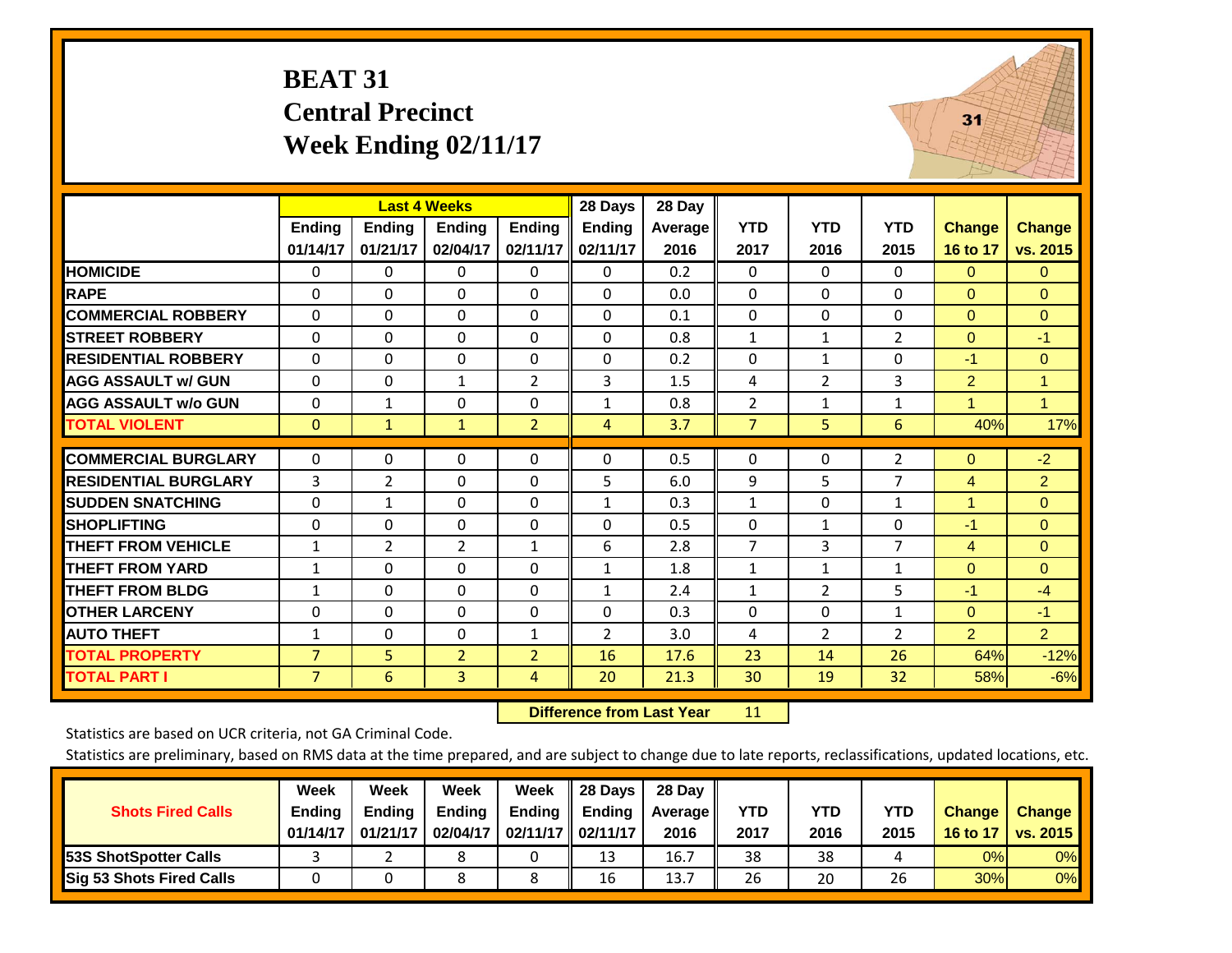# BEAT 31
## Central Precinct
## Week Ending 02/11/17

| | Last 4 Weeks | | | | 28 Days | 28 Day | | | | | |
|---|---|---|---|---|---|---|---|---|---|---|---|
| | Ending 01/14/17 | Ending 01/21/17 | Ending 02/04/17 | Ending 02/11/17 | Ending 02/11/17 | Average 2016 | YTD 2017 | YTD 2016 | YTD 2015 | Change 16 to 17 | Change vs. 2015 |
| HOMICIDE | 0 | 0 | 0 | 0 | 0 | 0.2 | 0 | 0 | 0 | 0 | 0 |
| RAPE | 0 | 0 | 0 | 0 | 0 | 0.0 | 0 | 0 | 0 | 0 | 0 |
| COMMERCIAL ROBBERY | 0 | 0 | 0 | 0 | 0 | 0.1 | 0 | 0 | 0 | 0 | 0 |
| STREET ROBBERY | 0 | 0 | 0 | 0 | 0 | 0.8 | 1 | 1 | 2 | 0 | -1 |
| RESIDENTIAL ROBBERY | 0 | 0 | 0 | 0 | 0 | 0.2 | 0 | 1 | 0 | -1 | 0 |
| AGG ASSAULT w/ GUN | 0 | 0 | 1 | 2 | 3 | 1.5 | 4 | 2 | 3 | 2 | 1 |
| AGG ASSAULT w/o GUN | 0 | 1 | 0 | 0 | 1 | 0.8 | 2 | 1 | 1 | 1 | 1 |
| TOTAL VIOLENT | 0 | 1 | 1 | 2 | 4 | 3.7 | 7 | 5 | 6 | 40% | 17% |
| COMMERCIAL BURGLARY | 0 | 0 | 0 | 0 | 0 | 0.5 | 0 | 0 | 2 | 0 | -2 |
| RESIDENTIAL BURGLARY | 3 | 2 | 0 | 0 | 5 | 6.0 | 9 | 5 | 7 | 4 | 2 |
| SUDDEN SNATCHING | 0 | 1 | 0 | 0 | 1 | 0.3 | 1 | 0 | 1 | 1 | 0 |
| SHOPLIFTING | 0 | 0 | 0 | 0 | 0 | 0.5 | 0 | 1 | 0 | -1 | 0 |
| THEFT FROM VEHICLE | 1 | 2 | 2 | 1 | 6 | 2.8 | 7 | 3 | 7 | 4 | 0 |
| THEFT FROM YARD | 1 | 0 | 0 | 0 | 1 | 1.8 | 1 | 1 | 1 | 0 | 0 |
| THEFT FROM BLDG | 1 | 0 | 0 | 0 | 1 | 2.4 | 1 | 2 | 5 | -1 | -4 |
| OTHER LARCENY | 0 | 0 | 0 | 0 | 0 | 0.3 | 0 | 0 | 1 | 0 | -1 |
| AUTO THEFT | 1 | 0 | 0 | 1 | 2 | 3.0 | 4 | 2 | 2 | 2 | 2 |
| TOTAL PROPERTY | 7 | 5 | 2 | 2 | 16 | 17.6 | 23 | 14 | 26 | 64% | -12% |
| TOTAL PART I | 7 | 6 | 3 | 4 | 20 | 21.3 | 30 | 19 | 32 | 58% | -6% |

**Difference from Last Year** 11

Statistics are based on UCR criteria, not GA Criminal Code.

Statistics are preliminary, based on RMS data at the time prepared, and are subject to change due to late reports, reclassifications, updated locations, etc.

| Shots Fired Calls | Week Ending 01/14/17 | Week Ending 01/21/17 | Week Ending 02/04/17 | Week Ending 02/11/17 | 28 Days Ending 02/11/17 | 28 Day Average 2016 | YTD 2017 | YTD 2016 | YTD 2015 | Change 16 to 17 | Change vs. 2015 |
|---|---|---|---|---|---|---|---|---|---|---|---|
| 53S ShotSpotter Calls | 3 | 2 | 8 | 0 | 13 | 16.7 | 38 | 38 | 4 | 0% | 0% |
| Sig 53 Shots Fired Calls | 0 | 0 | 8 | 8 | 16 | 13.7 | 26 | 20 | 26 | 30% | 0% |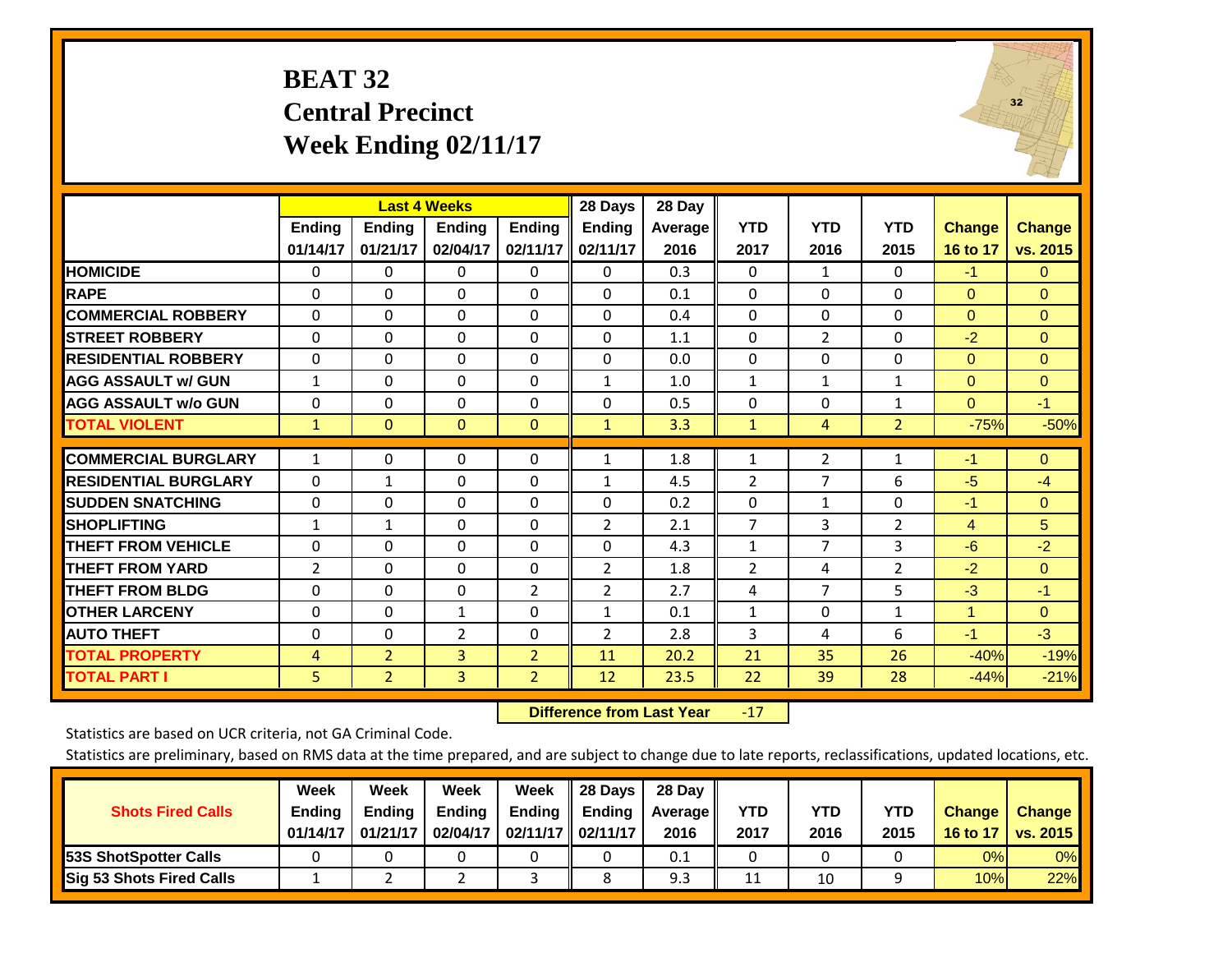# BEAT 32
## Central Precinct
## Week Ending 02/11/17

| | Last 4 Weeks | | | | 28 Days | 28 Day | | | | | |
|---|---|---|---|---|---|---|---|---|---|---|---|
| | Ending 01/14/17 | Ending 01/21/17 | Ending 02/04/17 | Ending 02/11/17 | Ending 02/11/17 | Average 2016 | YTD 2017 | YTD 2016 | YTD 2015 | Change 16 to 17 | Change vs. 2015 |
| HOMICIDE | 0 | 0 | 0 | 0 | 0 | 0.3 | 0 | 1 | 0 | -1 | 0 |
| RAPE | 0 | 0 | 0 | 0 | 0 | 0.1 | 0 | 0 | 0 | 0 | 0 |
| COMMERCIAL ROBBERY | 0 | 0 | 0 | 0 | 0 | 0.4 | 0 | 0 | 0 | 0 | 0 |
| STREET ROBBERY | 0 | 0 | 0 | 0 | 0 | 1.1 | 0 | 2 | 0 | -2 | 0 |
| RESIDENTIAL ROBBERY | 0 | 0 | 0 | 0 | 0 | 0.0 | 0 | 0 | 0 | 0 | 0 |
| AGG ASSAULT w/ GUN | 1 | 0 | 0 | 0 | 1 | 1.0 | 1 | 1 | 1 | 0 | 0 |
| AGG ASSAULT w/o GUN | 0 | 0 | 0 | 0 | 0 | 0.5 | 0 | 0 | 1 | 0 | -1 |
| TOTAL VIOLENT | 1 | 0 | 0 | 0 | 1 | 3.3 | 1 | 4 | 2 | -75% | -50% |
| COMMERCIAL BURGLARY | 1 | 0 | 0 | 0 | 1 | 1.8 | 1 | 2 | 1 | -1 | 0 |
| RESIDENTIAL BURGLARY | 0 | 1 | 0 | 0 | 1 | 4.5 | 2 | 7 | 6 | -5 | -4 |
| SUDDEN SNATCHING | 0 | 0 | 0 | 0 | 0 | 0.2 | 0 | 1 | 0 | -1 | 0 |
| SHOPLIFTING | 1 | 1 | 0 | 0 | 2 | 2.1 | 7 | 3 | 2 | 4 | 5 |
| THEFT FROM VEHICLE | 0 | 0 | 0 | 0 | 0 | 4.3 | 1 | 7 | 3 | -6 | -2 |
| THEFT FROM YARD | 2 | 0 | 0 | 0 | 2 | 1.8 | 2 | 4 | 2 | -2 | 0 |
| THEFT FROM BLDG | 0 | 0 | 0 | 2 | 2 | 2.7 | 4 | 7 | 5 | -3 | -1 |
| OTHER LARCENY | 0 | 0 | 1 | 0 | 1 | 0.1 | 1 | 0 | 1 | 1 | 0 |
| AUTO THEFT | 0 | 0 | 2 | 0 | 2 | 2.8 | 3 | 4 | 6 | -1 | -3 |
| TOTAL PROPERTY | 4 | 2 | 3 | 2 | 11 | 20.2 | 21 | 35 | 26 | -40% | -19% |
| TOTAL PART I | 5 | 2 | 3 | 2 | 12 | 23.5 | 22 | 39 | 28 | -44% | -21% |

**Difference from Last Year** -17

Statistics are based on UCR criteria, not GA Criminal Code.

Statistics are preliminary, based on RMS data at the time prepared, and are subject to change due to late reports, reclassifications, updated locations, etc.

| Shots Fired Calls | Week Ending 01/14/17 | Week Ending 01/21/17 | Week Ending 02/04/17 | Week Ending 02/11/17 | 28 Days Ending 02/11/17 | 28 Day Average 2016 | YTD 2017 | YTD 2016 | YTD 2015 | Change 16 to 17 | Change vs. 2015 |
|---|---|---|---|---|---|---|---|---|---|---|---|
| 53S ShotSpotter Calls | 0 | 0 | 0 | 0 | 0 | 0.1 | 0 | 0 | 0 | 0% | 0% |
| Sig 53 Shots Fired Calls | 1 | 2 | 2 | 3 | 8 | 9.3 | 11 | 10 | 9 | 10% | 22% |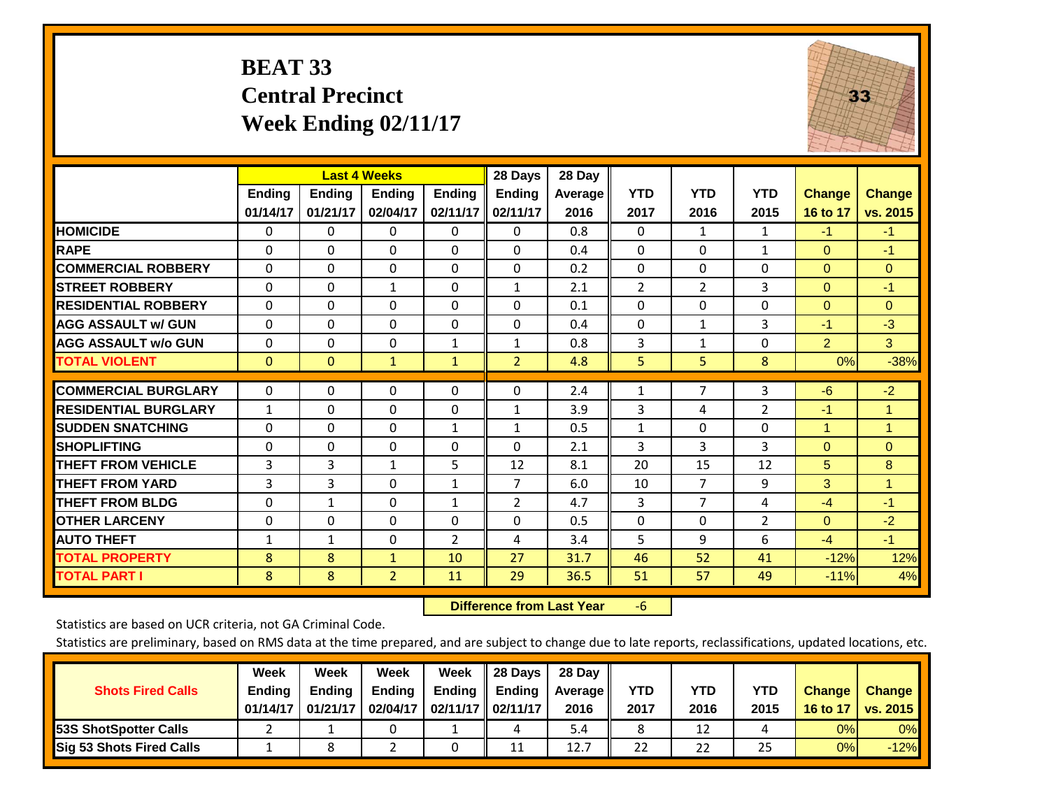# BEAT 33
## Central Precinct
## Week Ending 02/11/17

| | Last 4 Weeks | | | | 28 Days | 28 Day | | | | | |
|---|---|---|---|---|---|---|---|---|---|---|---|
| | Ending 01/14/17 | Ending 01/21/17 | Ending 02/04/17 | Ending 02/11/17 | Ending 02/11/17 | Average 2016 | YTD 2017 | YTD 2016 | YTD 2015 | Change 16 to 17 | Change vs. 2015 |
| HOMICIDE | 0 | 0 | 0 | 0 | 0 | 0.8 | 0 | 1 | 1 | -1 | -1 |
| RAPE | 0 | 0 | 0 | 0 | 0 | 0.4 | 0 | 0 | 1 | 0 | -1 |
| COMMERCIAL ROBBERY | 0 | 0 | 0 | 0 | 0 | 0.2 | 0 | 0 | 0 | 0 | 0 |
| STREET ROBBERY | 0 | 0 | 1 | 0 | 1 | 2.1 | 2 | 2 | 3 | 0 | -1 |
| RESIDENTIAL ROBBERY | 0 | 0 | 0 | 0 | 0 | 0.1 | 0 | 0 | 0 | 0 | 0 |
| AGG ASSAULT w/ GUN | 0 | 0 | 0 | 0 | 0 | 0.4 | 0 | 1 | 3 | -1 | -3 |
| AGG ASSAULT w/o GUN | 0 | 0 | 0 | 1 | 1 | 0.8 | 3 | 1 | 0 | 2 | 3 |
| TOTAL VIOLENT | 0 | 0 | 1 | 1 | 2 | 4.8 | 5 | 5 | 8 | 0% | -38% |
| COMMERCIAL BURGLARY | 0 | 0 | 0 | 0 | 0 | 2.4 | 1 | 7 | 3 | -6 | -2 |
| RESIDENTIAL BURGLARY | 1 | 0 | 0 | 0 | 1 | 3.9 | 3 | 4 | 2 | -1 | 1 |
| SUDDEN SNATCHING | 0 | 0 | 0 | 1 | 1 | 0.5 | 1 | 0 | 0 | 1 | 1 |
| SHOPLIFTING | 0 | 0 | 0 | 0 | 0 | 2.1 | 3 | 3 | 3 | 0 | 0 |
| THEFT FROM VEHICLE | 3 | 3 | 1 | 5 | 12 | 8.1 | 20 | 15 | 12 | 5 | 8 |
| THEFT FROM YARD | 3 | 3 | 0 | 1 | 7 | 6.0 | 10 | 7 | 9 | 3 | 1 |
| THEFT FROM BLDG | 0 | 1 | 0 | 1 | 2 | 4.7 | 3 | 7 | 4 | -4 | -1 |
| OTHER LARCENY | 0 | 0 | 0 | 0 | 0 | 0.5 | 0 | 0 | 2 | 0 | -2 |
| AUTO THEFT | 1 | 1 | 0 | 2 | 4 | 3.4 | 5 | 9 | 6 | -4 | -1 |
| TOTAL PROPERTY | 8 | 8 | 1 | 10 | 27 | 31.7 | 46 | 52 | 41 | -12% | 12% |
| TOTAL PART I | 8 | 8 | 2 | 11 | 29 | 36.5 | 51 | 57 | 49 | -11% | 4% |

**Difference from Last Year** -6

Statistics are based on UCR criteria, not GA Criminal Code.

Statistics are preliminary, based on RMS data at the time prepared, and are subject to change due to late reports, reclassifications, updated locations, etc.

| Shots Fired Calls | Week Ending 01/14/17 | Week Ending 01/21/17 | Week Ending 02/04/17 | Week Ending 02/11/17 | 28 Days Ending 02/11/17 | 28 Day Average 2016 | YTD 2017 | YTD 2016 | YTD 2015 | Change 16 to 17 | Change vs. 2015 |
|---|---|---|---|---|---|---|---|---|---|---|---|
| 53S ShotSpotter Calls | 2 | 1 | 0 | 1 | 4 | 5.4 | 8 | 12 | 4 | 0% | 0% |
| Sig 53 Shots Fired Calls | 1 | 8 | 2 | 0 | 11 | 12.7 | 22 | 22 | 25 | 0% | -12% |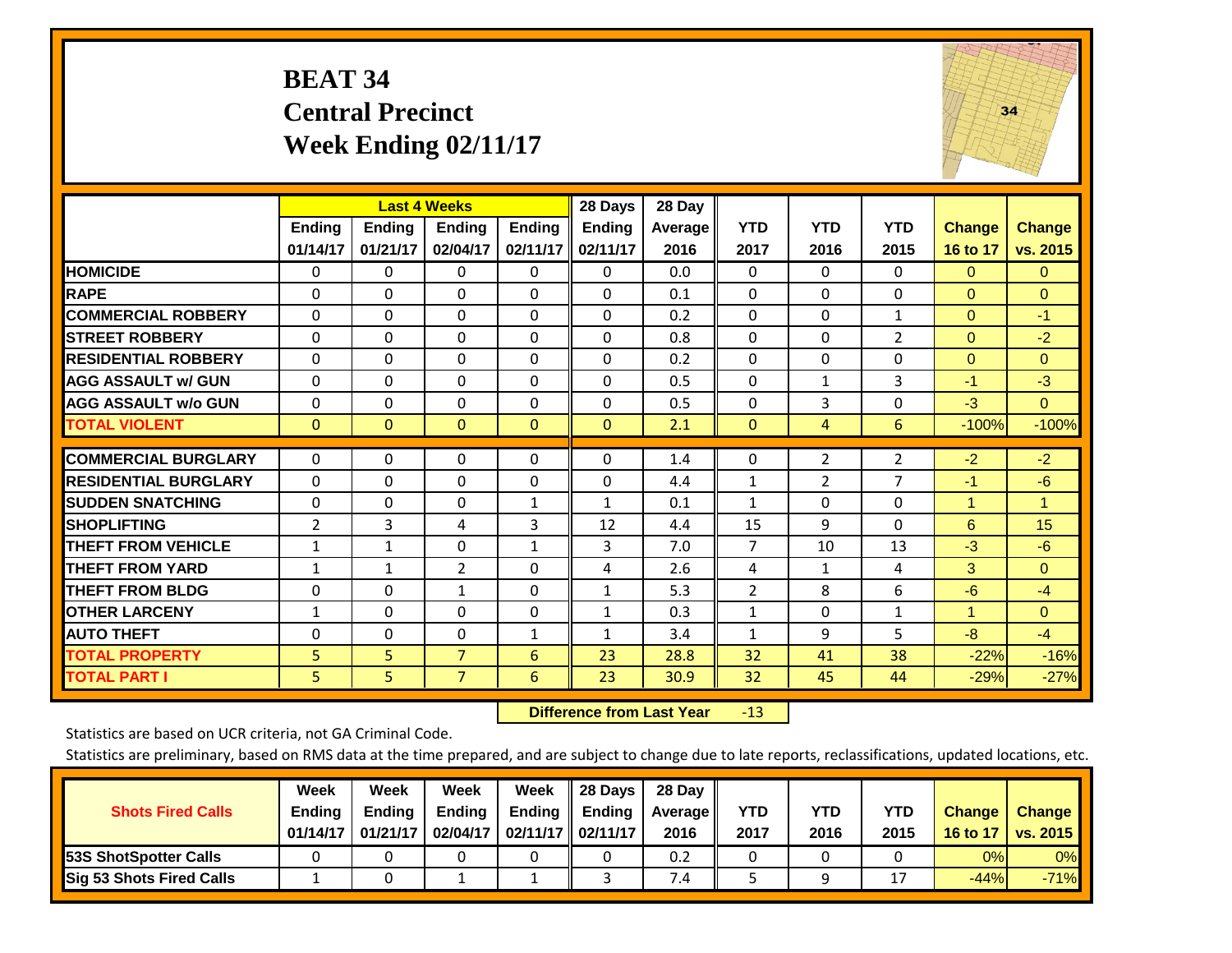# BEAT 34
## Central Precinct
## Week Ending 02/11/17

| | Last 4 Weeks | | | | 28 Days | 28 Day | | | | | |
|---|---|---|---|---|---|---|---|---|---|---|---|
| | Ending 01/14/17 | Ending 01/21/17 | Ending 02/04/17 | Ending 02/11/17 | Ending 02/11/17 | Average 2016 | YTD 2017 | YTD 2016 | YTD 2015 | Change 16 to 17 | Change vs. 2015 |
| HOMICIDE | 0 | 0 | 0 | 0 | 0 | 0.0 | 0 | 0 | 0 | 0 | 0 |
| RAPE | 0 | 0 | 0 | 0 | 0 | 0.1 | 0 | 0 | 0 | 0 | 0 |
| COMMERCIAL ROBBERY | 0 | 0 | 0 | 0 | 0 | 0.2 | 0 | 0 | 1 | 0 | -1 |
| STREET ROBBERY | 0 | 0 | 0 | 0 | 0 | 0.8 | 0 | 0 | 2 | 0 | -2 |
| RESIDENTIAL ROBBERY | 0 | 0 | 0 | 0 | 0 | 0.2 | 0 | 0 | 0 | 0 | 0 |
| AGG ASSAULT w/ GUN | 0 | 0 | 0 | 0 | 0 | 0.5 | 0 | 1 | 3 | -1 | -3 |
| AGG ASSAULT w/o GUN | 0 | 0 | 0 | 0 | 0 | 0.5 | 0 | 3 | 0 | -3 | 0 |
| TOTAL VIOLENT | 0 | 0 | 0 | 0 | 0 | 2.1 | 0 | 4 | 6 | -100% | -100% |
| COMMERCIAL BURGLARY | 0 | 0 | 0 | 0 | 0 | 1.4 | 0 | 2 | 2 | -2 | -2 |
| RESIDENTIAL BURGLARY | 0 | 0 | 0 | 0 | 0 | 4.4 | 1 | 2 | 7 | -1 | -6 |
| SUDDEN SNATCHING | 0 | 0 | 0 | 1 | 1 | 0.1 | 1 | 0 | 0 | 1 | 1 |
| SHOPLIFTING | 2 | 3 | 4 | 3 | 12 | 4.4 | 15 | 9 | 0 | 6 | 15 |
| THEFT FROM VEHICLE | 1 | 1 | 0 | 1 | 3 | 7.0 | 7 | 10 | 13 | -3 | -6 |
| THEFT FROM YARD | 1 | 1 | 2 | 0 | 4 | 2.6 | 4 | 1 | 4 | 3 | 0 |
| THEFT FROM BLDG | 0 | 0 | 1 | 0 | 1 | 5.3 | 2 | 8 | 6 | -6 | -4 |
| OTHER LARCENY | 1 | 0 | 0 | 0 | 1 | 0.3 | 1 | 0 | 1 | 1 | 0 |
| AUTO THEFT | 0 | 0 | 0 | 1 | 1 | 3.4 | 1 | 9 | 5 | -8 | -4 |
| TOTAL PROPERTY | 5 | 5 | 7 | 6 | 23 | 28.8 | 32 | 41 | 38 | -22% | -16% |
| TOTAL PART I | 5 | 5 | 7 | 6 | 23 | 30.9 | 32 | 45 | 44 | -29% | -27% |

**Difference from Last Year** -13

Statistics are based on UCR criteria, not GA Criminal Code.

Statistics are preliminary, based on RMS data at the time prepared, and are subject to change due to late reports, reclassifications, updated locations, etc.

| Shots Fired Calls | Week Ending 01/14/17 | Week Ending 01/21/17 | Week Ending 02/04/17 | Week Ending 02/11/17 | 28 Days Ending 02/11/17 | 28 Day Average 2016 | YTD 2017 | YTD 2016 | YTD 2015 | Change 16 to 17 | Change vs. 2015 |
|---|---|---|---|---|---|---|---|---|---|---|---|
| 53S ShotSpotter Calls | 0 | 0 | 0 | 0 | 0 | 0.2 | 0 | 0 | 0 | 0% | 0% |
| Sig 53 Shots Fired Calls | 1 | 0 | 1 | 1 | 3 | 7.4 | 5 | 9 | 17 | -44% | -71% |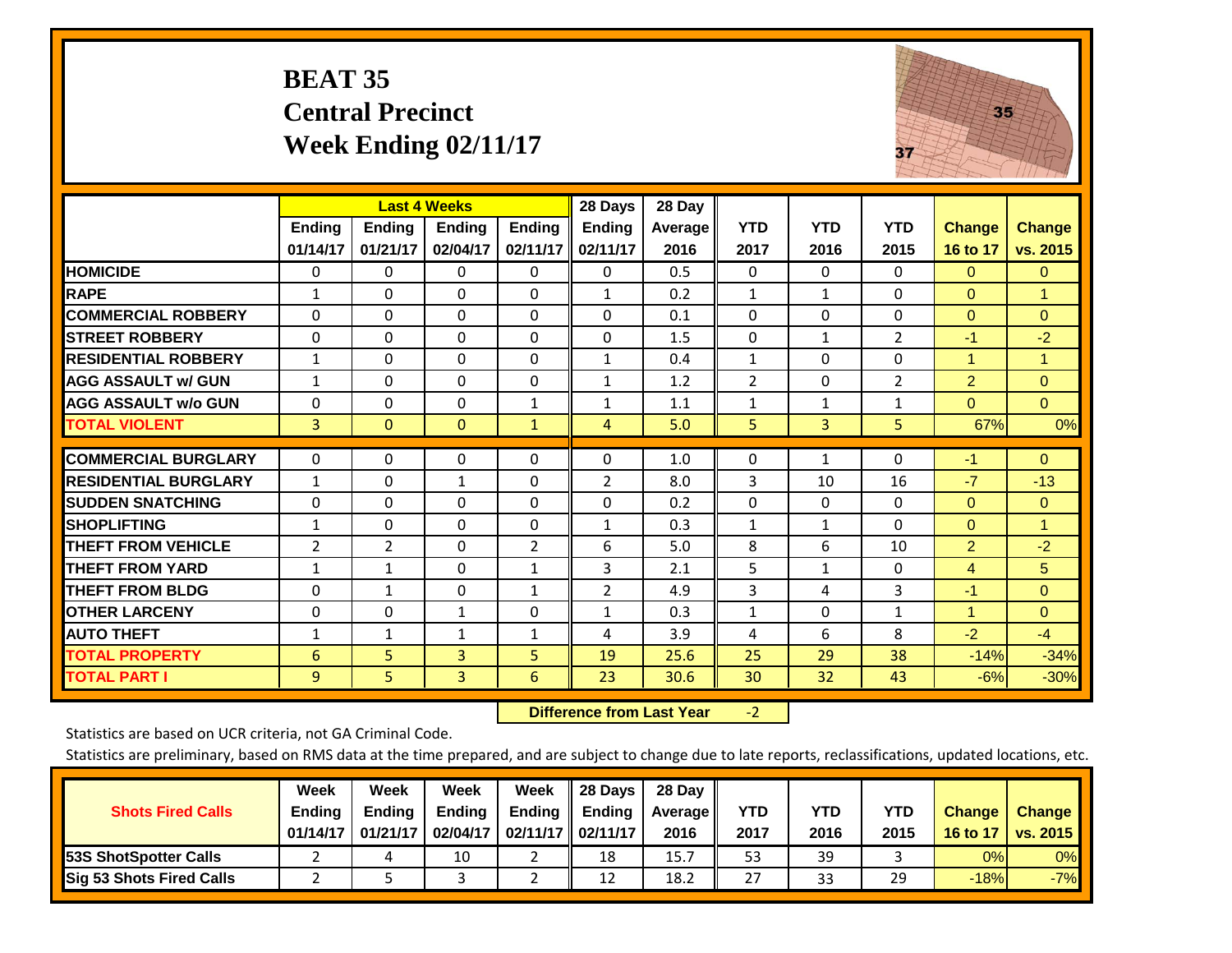# BEAT 35
# Central Precinct
# Week Ending 02/11/17

| | Last 4 Weeks | | | | 28 Days | 28 Day | | | | | |
|---|---|---|---|---|---|---|---|---|---|---|---|
| | Ending 01/14/17 | Ending 01/21/17 | Ending 02/04/17 | Ending 02/11/17 | Ending 02/11/17 | Average 2016 | YTD 2017 | YTD 2016 | YTD 2015 | Change 16 to 17 | Change vs. 2015 |
| HOMICIDE | 0 | 0 | 0 | 0 | 0 | 0.5 | 0 | 0 | 0 | 0 | 0 |
| RAPE | 1 | 0 | 0 | 0 | 1 | 0.2 | 1 | 1 | 0 | 0 | 1 |
| COMMERCIAL ROBBERY | 0 | 0 | 0 | 0 | 0 | 0.1 | 0 | 0 | 0 | 0 | 0 |
| STREET ROBBERY | 0 | 0 | 0 | 0 | 0 | 1.5 | 0 | 1 | 2 | -1 | -2 |
| RESIDENTIAL ROBBERY | 1 | 0 | 0 | 0 | 1 | 0.4 | 1 | 0 | 0 | 1 | 1 |
| AGG ASSAULT w/ GUN | 1 | 0 | 0 | 0 | 1 | 1.2 | 2 | 0 | 2 | 2 | 0 |
| AGG ASSAULT w/o GUN | 0 | 0 | 0 | 1 | 1 | 1.1 | 1 | 1 | 1 | 0 | 0 |
| TOTAL VIOLENT | 3 | 0 | 0 | 1 | 4 | 5.0 | 5 | 3 | 5 | 67% | 0% |
| COMMERCIAL BURGLARY | 0 | 0 | 0 | 0 | 0 | 1.0 | 0 | 1 | 0 | -1 | 0 |
| RESIDENTIAL BURGLARY | 1 | 0 | 1 | 0 | 2 | 8.0 | 3 | 10 | 16 | -7 | -13 |
| SUDDEN SNATCHING | 0 | 0 | 0 | 0 | 0 | 0.2 | 0 | 0 | 0 | 0 | 0 |
| SHOPLIFTING | 1 | 0 | 0 | 0 | 1 | 0.3 | 1 | 1 | 0 | 0 | 1 |
| THEFT FROM VEHICLE | 2 | 2 | 0 | 2 | 6 | 5.0 | 8 | 6 | 10 | 2 | -2 |
| THEFT FROM YARD | 1 | 1 | 0 | 1 | 3 | 2.1 | 5 | 1 | 0 | 4 | 5 |
| THEFT FROM BLDG | 0 | 1 | 0 | 1 | 2 | 4.9 | 3 | 4 | 3 | -1 | 0 |
| OTHER LARCENY | 0 | 0 | 1 | 0 | 1 | 0.3 | 1 | 0 | 1 | 1 | 0 |
| AUTO THEFT | 1 | 1 | 1 | 1 | 4 | 3.9 | 4 | 6 | 8 | -2 | -4 |
| TOTAL PROPERTY | 6 | 5 | 3 | 5 | 19 | 25.6 | 25 | 29 | 38 | -14% | -34% |
| TOTAL PART I | 9 | 5 | 3 | 6 | 23 | 30.6 | 30 | 32 | 43 | -6% | -30% |

**Difference from Last Year** -2

Statistics are based on UCR criteria, not GA Criminal Code.

Statistics are preliminary, based on RMS data at the time prepared, and are subject to change due to late reports, reclassifications, updated locations, etc.

| Shots Fired Calls | Week Ending 01/14/17 | Week Ending 01/21/17 | Week Ending 02/04/17 | Week Ending 02/11/17 | 28 Days Ending 02/11/17 | 28 Day Average 2016 | YTD 2017 | YTD 2016 | YTD 2015 | Change 16 to 17 | Change vs. 2015 |
|---|---|---|---|---|---|---|---|---|---|---|---|
| 53S ShotSpotter Calls | 2 | 4 | 10 | 2 | 18 | 15.7 | 53 | 39 | 3 | 0% | 0% |
| Sig 53 Shots Fired Calls | 2 | 5 | 3 | 2 | 12 | 18.2 | 27 | 33 | 29 | -18% | -7% |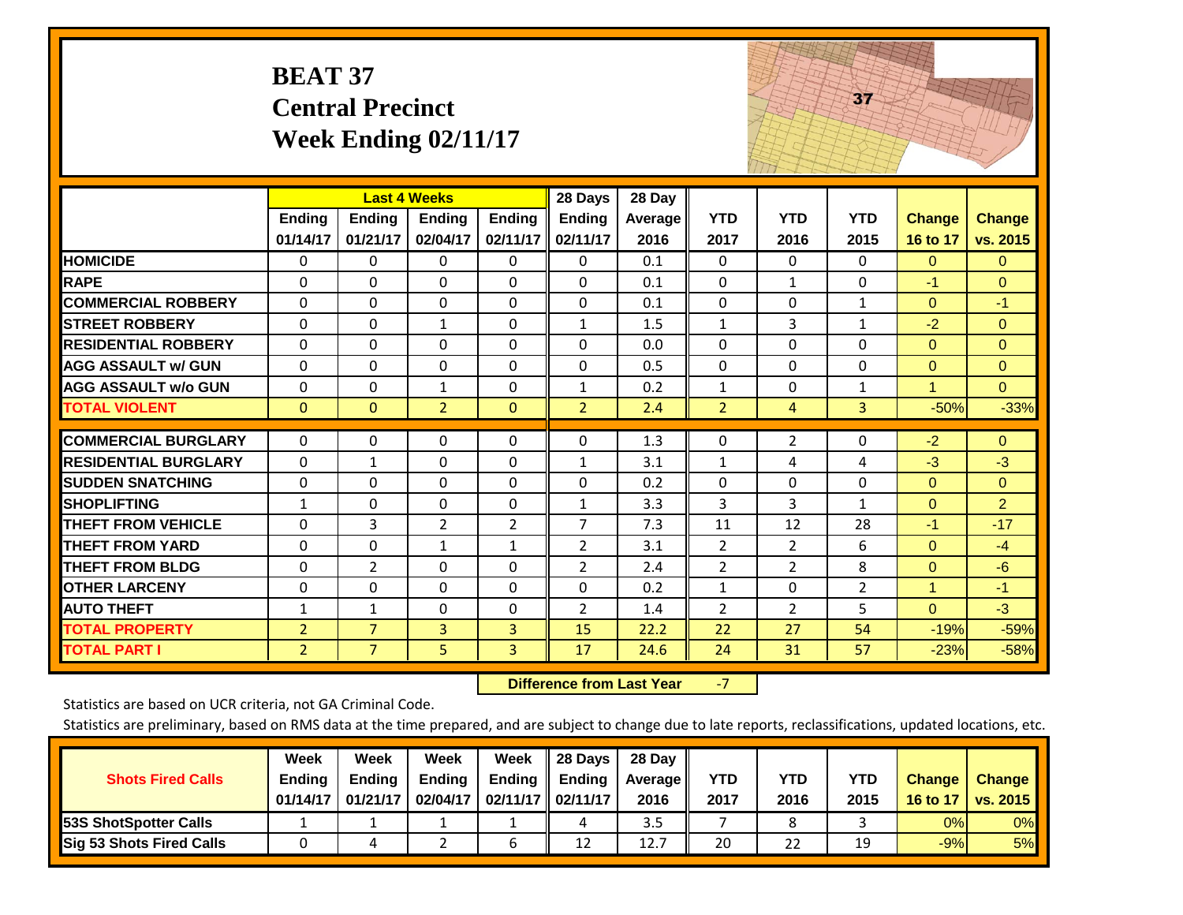# BEAT 37
## Central Precinct
## Week Ending 02/11/17

| | Last 4 Weeks | | | | 28 Days | 28 Day | | | | | |
|---|---|---|---|---|---|---|---|---|---|---|---|
| | Ending 01/14/17 | Ending 01/21/17 | Ending 02/04/17 | Ending 02/11/17 | Ending 02/11/17 | Average 2016 | YTD 2017 | YTD 2016 | YTD 2015 | Change 16 to 17 | Change vs. 2015 |
| HOMICIDE | 0 | 0 | 0 | 0 | 0 | 0.1 | 0 | 0 | 0 | 0 | 0 |
| RAPE | 0 | 0 | 0 | 0 | 0 | 0.1 | 0 | 1 | 0 | -1 | 0 |
| COMMERCIAL ROBBERY | 0 | 0 | 0 | 0 | 0 | 0.1 | 0 | 0 | 1 | 0 | -1 |
| STREET ROBBERY | 0 | 0 | 1 | 0 | 1 | 1.5 | 1 | 3 | 1 | -2 | 0 |
| RESIDENTIAL ROBBERY | 0 | 0 | 0 | 0 | 0 | 0.0 | 0 | 0 | 0 | 0 | 0 |
| AGG ASSAULT w/ GUN | 0 | 0 | 0 | 0 | 0 | 0.5 | 0 | 0 | 0 | 0 | 0 |
| AGG ASSAULT w/o GUN | 0 | 0 | 1 | 0 | 1 | 0.2 | 1 | 0 | 1 | 1 | 0 |
| TOTAL VIOLENT | 0 | 0 | 2 | 0 | 2 | 2.4 | 2 | 4 | 3 | -50% | -33% |
| COMMERCIAL BURGLARY | 0 | 0 | 0 | 0 | 0 | 1.3 | 0 | 2 | 0 | -2 | 0 |
| RESIDENTIAL BURGLARY | 0 | 1 | 0 | 0 | 1 | 3.1 | 1 | 4 | 4 | -3 | -3 |
| SUDDEN SNATCHING | 0 | 0 | 0 | 0 | 0 | 0.2 | 0 | 0 | 0 | 0 | 0 |
| SHOPLIFTING | 1 | 0 | 0 | 0 | 1 | 3.3 | 3 | 3 | 1 | 0 | 2 |
| THEFT FROM VEHICLE | 0 | 3 | 2 | 2 | 7 | 7.3 | 11 | 12 | 28 | -1 | -17 |
| THEFT FROM YARD | 0 | 0 | 1 | 1 | 2 | 3.1 | 2 | 2 | 6 | 0 | -4 |
| THEFT FROM BLDG | 0 | 2 | 0 | 0 | 2 | 2.4 | 2 | 2 | 8 | 0 | -6 |
| OTHER LARCENY | 0 | 0 | 0 | 0 | 0 | 0.2 | 1 | 0 | 2 | 1 | -1 |
| AUTO THEFT | 1 | 1 | 0 | 0 | 2 | 1.4 | 2 | 2 | 5 | 0 | -3 |
| TOTAL PROPERTY | 2 | 7 | 3 | 3 | 15 | 22.2 | 22 | 27 | 54 | -19% | -59% |
| TOTAL PART I | 2 | 7 | 5 | 3 | 17 | 24.6 | 24 | 31 | 57 | -23% | -58% |

**Difference from Last Year** -7

Statistics are based on UCR criteria, not GA Criminal Code.

Statistics are preliminary, based on RMS data at the time prepared, and are subject to change due to late reports, reclassifications, updated locations, etc.

| Shots Fired Calls | Week Ending 01/14/17 | Week Ending 01/21/17 | Week Ending 02/04/17 | Week Ending 02/11/17 | 28 Days Ending 02/11/17 | 28 Day Average 2016 | YTD 2017 | YTD 2016 | YTD 2015 | Change 16 to 17 | Change vs. 2015 |
|---|---|---|---|---|---|---|---|---|---|---|---|
| 53S ShotSpotter Calls | 1 | 1 | 1 | 1 | 4 | 3.5 | 7 | 8 | 3 | 0% | 0% |
| Sig 53 Shots Fired Calls | 0 | 4 | 2 | 6 | 12 | 12.7 | 20 | 22 | 19 | -9% | 5% |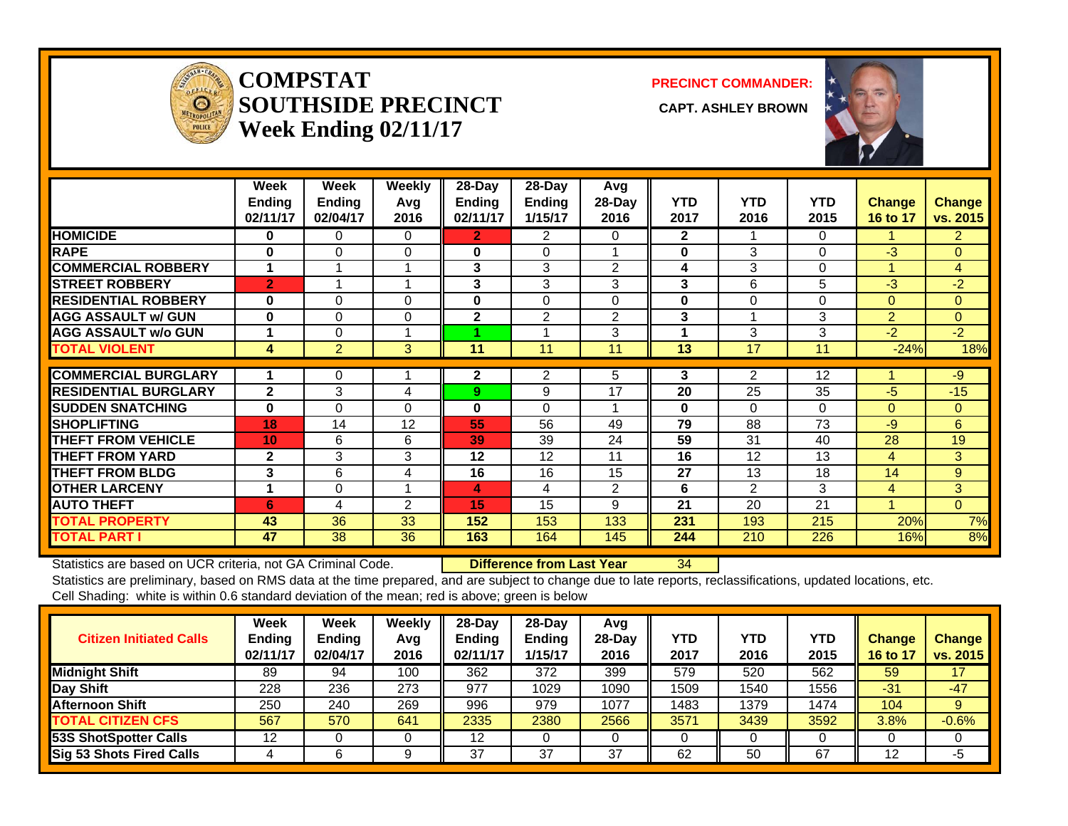# COMPSTAT SOUTHSIDE PRECINCT
## Week Ending 02/11/17

**PRECINCT COMMANDER:**
**CAPT. ASHLEY BROWN**

| | Week Ending 02/11/17 | Week Ending 02/04/17 | Weekly Avg 2016 | 28-Day Ending 02/11/17 | 28-Day Ending 1/15/17 | Avg 28-Day 2016 | YTD 2017 | YTD 2016 | YTD 2015 | Change 16 to 17 | Change vs. 2015 |
|---|---|---|---|---|---|---|---|---|---|---|---|
| HOMICIDE | 0 | 0 | 0 | 2 | 2 | 0 | 2 | 1 | 0 | 1 | 2 |
| RAPE | 0 | 0 | 0 | 0 | 0 | 1 | 0 | 3 | 0 | -3 | 0 |
| COMMERCIAL ROBBERY | 1 | 1 | 1 | 3 | 3 | 2 | 4 | 3 | 0 | 1 | 4 |
| STREET ROBBERY | 2 | 1 | 1 | 3 | 3 | 3 | 3 | 6 | 5 | -3 | -2 |
| RESIDENTIAL ROBBERY | 0 | 0 | 0 | 0 | 0 | 0 | 0 | 0 | 0 | 0 | 0 |
| AGG ASSAULT w/ GUN | 0 | 0 | 0 | 2 | 2 | 2 | 3 | 1 | 3 | 2 | 0 |
| AGG ASSAULT w/o GUN | 1 | 0 | 1 | 1 | 1 | 3 | 1 | 3 | 3 | -2 | -2 |
| TOTAL VIOLENT | 4 | 2 | 3 | 11 | 11 | 11 | 13 | 17 | 11 | -24% | 18% |
| COMMERCIAL BURGLARY | 1 | 0 | 1 | 2 | 2 | 5 | 3 | 2 | 12 | 1 | -9 |
| RESIDENTIAL BURGLARY | 2 | 3 | 4 | 9 | 9 | 17 | 20 | 25 | 35 | -5 | -15 |
| SUDDEN SNATCHING | 0 | 0 | 0 | 0 | 0 | 1 | 0 | 0 | 0 | 0 | 0 |
| SHOPLIFTING | 18 | 14 | 12 | 55 | 56 | 49 | 79 | 88 | 73 | -9 | 6 |
| THEFT FROM VEHICLE | 10 | 6 | 6 | 39 | 39 | 24 | 59 | 31 | 40 | 28 | 19 |
| THEFT FROM YARD | 2 | 3 | 3 | 12 | 12 | 11 | 16 | 12 | 13 | 4 | 3 |
| THEFT FROM BLDG | 3 | 6 | 4 | 16 | 16 | 15 | 27 | 13 | 18 | 14 | 9 |
| OTHER LARCENY | 1 | 0 | 1 | 4 | 4 | 2 | 6 | 2 | 3 | 4 | 3 |
| AUTO THEFT | 6 | 4 | 2 | 15 | 15 | 9 | 21 | 20 | 21 | 1 | 0 |
| TOTAL PROPERTY | 43 | 36 | 33 | 152 | 153 | 133 | 231 | 193 | 215 | 20% | 7% |
| TOTAL PART I | 47 | 38 | 36 | 163 | 164 | 145 | 244 | 210 | 226 | 16% | 8% |

Statistics are based on UCR criteria, not GA Criminal Code. **Difference from Last Year** 34

Statistics are preliminary, based on RMS data at the time prepared, and are subject to change due to late reports, reclassifications, updated locations, etc.
Cell Shading: white is within 0.6 standard deviation of the mean; red is above; green is below

| Citizen Initiated Calls | Week Ending 02/11/17 | Week Ending 02/04/17 | Weekly Avg 2016 | 28-Day Ending 02/11/17 | 28-Day Ending 1/15/17 | Avg 28-Day 2016 | YTD 2017 | YTD 2016 | YTD 2015 | Change 16 to 17 | Change vs. 2015 |
|---|---|---|---|---|---|---|---|---|---|---|---|
| Midnight Shift | 89 | 94 | 100 | 362 | 372 | 399 | 579 | 520 | 562 | 59 | 17 |
| Day Shift | 228 | 236 | 273 | 977 | 1029 | 1090 | 1509 | 1540 | 1556 | -31 | -47 |
| Afternoon Shift | 250 | 240 | 269 | 996 | 979 | 1077 | 1483 | 1379 | 1474 | 104 | 9 |
| TOTAL CITIZEN CFS | 567 | 570 | 641 | 2335 | 2380 | 2566 | 3571 | 3439 | 3592 | 3.8% | -0.6% |
| 53S ShotSpotter Calls | 12 | 0 | 0 | 12 | 0 | 0 | 0 | 0 | 0 | 0 | 0 |
| Sig 53 Shots Fired Calls | 4 | 6 | 9 | 37 | 37 | 37 | 62 | 50 | 67 | 12 | -5 |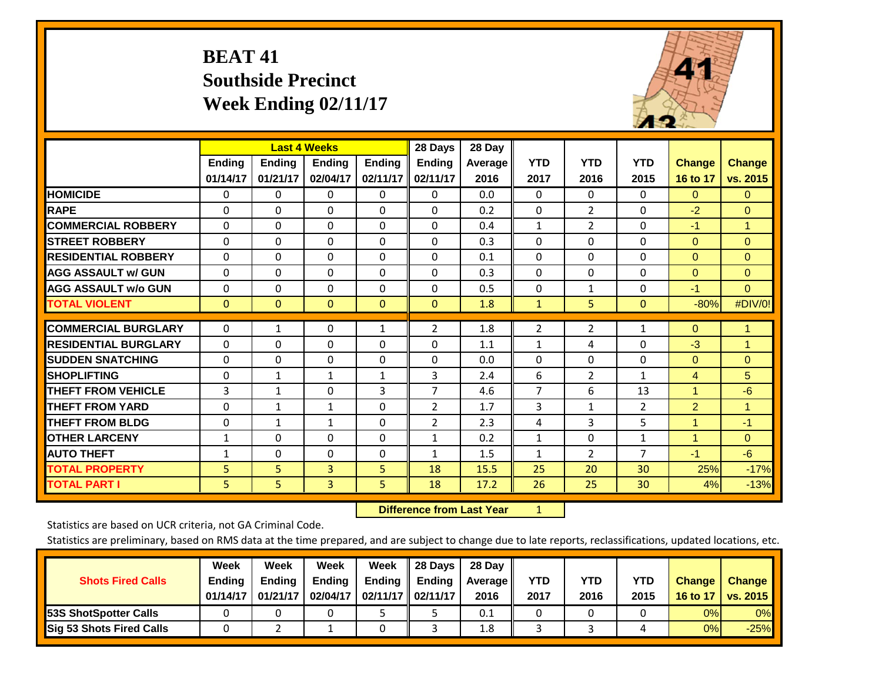# BEAT 41
## Southside Precinct
## Week Ending 02/11/17

| | Last 4 Weeks | | | | 28 Days | 28 Day | | | | | |
|---|---|---|---|---|---|---|---|---|---|---|---|
| | Ending 01/14/17 | Ending 01/21/17 | Ending 02/04/17 | Ending 02/11/17 | Ending 02/11/17 | Average 2016 | YTD 2017 | YTD 2016 | YTD 2015 | Change 16 to 17 | Change vs. 2015 |
| HOMICIDE | 0 | 0 | 0 | 0 | 0 | 0.0 | 0 | 0 | 0 | 0 | 0 |
| RAPE | 0 | 0 | 0 | 0 | 0 | 0.2 | 0 | 2 | 0 | -2 | 0 |
| COMMERCIAL ROBBERY | 0 | 0 | 0 | 0 | 0 | 0.4 | 1 | 2 | 0 | -1 | 1 |
| STREET ROBBERY | 0 | 0 | 0 | 0 | 0 | 0.3 | 0 | 0 | 0 | 0 | 0 |
| RESIDENTIAL ROBBERY | 0 | 0 | 0 | 0 | 0 | 0.1 | 0 | 0 | 0 | 0 | 0 |
| AGG ASSAULT w/ GUN | 0 | 0 | 0 | 0 | 0 | 0.3 | 0 | 0 | 0 | 0 | 0 |
| AGG ASSAULT w/o GUN | 0 | 0 | 0 | 0 | 0 | 0.5 | 0 | 1 | 0 | -1 | 0 |
| TOTAL VIOLENT | 0 | 0 | 0 | 0 | 0 | 1.8 | 1 | 5 | 0 | -80% | #DIV/0! |
| COMMERCIAL BURGLARY | 0 | 1 | 0 | 1 | 2 | 1.8 | 2 | 2 | 1 | 0 | 1 |
| RESIDENTIAL BURGLARY | 0 | 0 | 0 | 0 | 0 | 1.1 | 1 | 4 | 0 | -3 | 1 |
| SUDDEN SNATCHING | 0 | 0 | 0 | 0 | 0 | 0.0 | 0 | 0 | 0 | 0 | 0 |
| SHOPLIFTING | 0 | 1 | 1 | 1 | 3 | 2.4 | 6 | 2 | 1 | 4 | 5 |
| THEFT FROM VEHICLE | 3 | 1 | 0 | 3 | 7 | 4.6 | 7 | 6 | 13 | 1 | -6 |
| THEFT FROM YARD | 0 | 1 | 1 | 0 | 2 | 1.7 | 3 | 1 | 2 | 2 | 1 |
| THEFT FROM BLDG | 0 | 1 | 1 | 0 | 2 | 2.3 | 4 | 3 | 5 | 1 | -1 |
| OTHER LARCENY | 1 | 0 | 0 | 0 | 1 | 0.2 | 1 | 0 | 1 | 1 | 0 |
| AUTO THEFT | 1 | 0 | 0 | 0 | 1 | 1.5 | 1 | 2 | 7 | -1 | -6 |
| TOTAL PROPERTY | 5 | 5 | 3 | 5 | 18 | 15.5 | 25 | 20 | 30 | 25% | -17% |
| TOTAL PART I | 5 | 5 | 3 | 5 | 18 | 17.2 | 26 | 25 | 30 | 4% | -13% |

**Difference from Last Year** 1

Statistics are based on UCR criteria, not GA Criminal Code.

Statistics are preliminary, based on RMS data at the time prepared, and are subject to change due to late reports, reclassifications, updated locations, etc.

| Shots Fired Calls | Week Ending 01/14/17 | Week Ending 01/21/17 | Week Ending 02/04/17 | Week Ending 02/11/17 | 28 Days Ending 02/11/17 | 28 Day Average 2016 | YTD 2017 | YTD 2016 | YTD 2015 | Change 16 to 17 | Change vs. 2015 |
|---|---|---|---|---|---|---|---|---|---|---|---|
| 53S ShotSpotter Calls | 0 | 0 | 0 | 5 | 5 | 0.1 | 0 | 0 | 0 | 0% | 0% |
| Sig 53 Shots Fired Calls | 0 | 2 | 1 | 0 | 3 | 1.8 | 3 | 3 | 4 | 0% | -25% |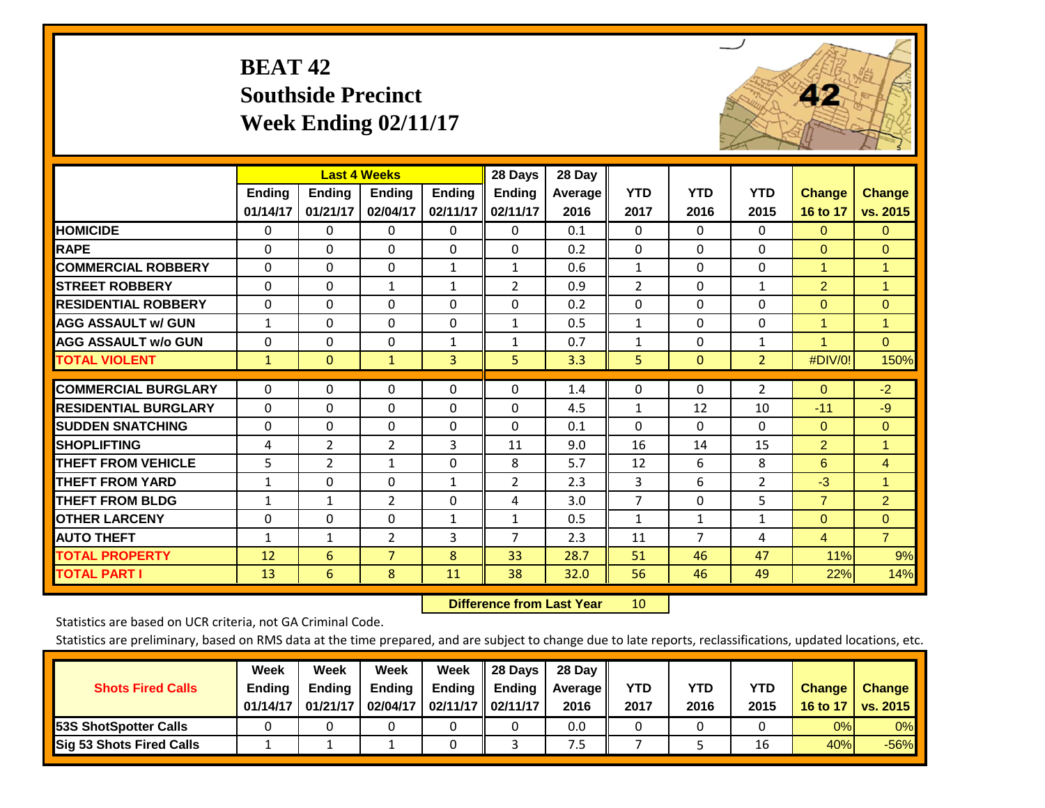# BEAT 42
# Southside Precinct
# Week Ending 02/11/17

| | Last 4 Weeks | | | | 28 Days | 28 Day | | | | | |
|---|---|---|---|---|---|---|---|---|---|---|---|
| | Ending 01/14/17 | Ending 01/21/17 | Ending 02/04/17 | Ending 02/11/17 | Ending 02/11/17 | Average 2016 | YTD 2017 | YTD 2016 | YTD 2015 | Change 16 to 17 | Change vs. 2015 |
| HOMICIDE | 0 | 0 | 0 | 0 | 0 | 0.1 | 0 | 0 | 0 | 0 | 0 |
| RAPE | 0 | 0 | 0 | 0 | 0 | 0.2 | 0 | 0 | 0 | 0 | 0 |
| COMMERCIAL ROBBERY | 0 | 0 | 0 | 1 | 1 | 0.6 | 1 | 0 | 0 | 1 | 1 |
| STREET ROBBERY | 0 | 0 | 1 | 1 | 2 | 0.9 | 2 | 0 | 1 | 2 | 1 |
| RESIDENTIAL ROBBERY | 0 | 0 | 0 | 0 | 0 | 0.2 | 0 | 0 | 0 | 0 | 0 |
| AGG ASSAULT w/ GUN | 1 | 0 | 0 | 0 | 1 | 0.5 | 1 | 0 | 0 | 1 | 1 |
| AGG ASSAULT w/o GUN | 0 | 0 | 0 | 1 | 1 | 0.7 | 1 | 0 | 1 | 1 | 0 |
| TOTAL VIOLENT | 1 | 0 | 1 | 3 | 5 | 3.3 | 5 | 0 | 2 | #DIV/0! | 150% |
| COMMERCIAL BURGLARY | 0 | 0 | 0 | 0 | 0 | 1.4 | 0 | 0 | 2 | 0 | -2 |
| RESIDENTIAL BURGLARY | 0 | 0 | 0 | 0 | 0 | 4.5 | 1 | 12 | 10 | -11 | -9 |
| SUDDEN SNATCHING | 0 | 0 | 0 | 0 | 0 | 0.1 | 0 | 0 | 0 | 0 | 0 |
| SHOPLIFTING | 4 | 2 | 2 | 3 | 11 | 9.0 | 16 | 14 | 15 | 2 | 1 |
| THEFT FROM VEHICLE | 5 | 2 | 1 | 0 | 8 | 5.7 | 12 | 6 | 8 | 6 | 4 |
| THEFT FROM YARD | 1 | 0 | 0 | 1 | 2 | 2.3 | 3 | 6 | 2 | -3 | 1 |
| THEFT FROM BLDG | 1 | 1 | 2 | 0 | 4 | 3.0 | 7 | 0 | 5 | 7 | 2 |
| OTHER LARCENY | 0 | 0 | 0 | 1 | 1 | 0.5 | 1 | 1 | 1 | 0 | 0 |
| AUTO THEFT | 1 | 1 | 2 | 3 | 7 | 2.3 | 11 | 7 | 4 | 4 | 7 |
| TOTAL PROPERTY | 12 | 6 | 7 | 8 | 33 | 28.7 | 51 | 46 | 47 | 11% | 9% |
| TOTAL PART I | 13 | 6 | 8 | 11 | 38 | 32.0 | 56 | 46 | 49 | 22% | 14% |

**Difference from Last Year** 10

Statistics are based on UCR criteria, not GA Criminal Code.

Statistics are preliminary, based on RMS data at the time prepared, and are subject to change due to late reports, reclassifications, updated locations, etc.

| Shots Fired Calls | Week Ending 01/14/17 | Week Ending 01/21/17 | Week Ending 02/04/17 | Week Ending 02/11/17 | 28 Days Ending 02/11/17 | 28 Day Average 2016 | YTD 2017 | YTD 2016 | YTD 2015 | Change 16 to 17 | Change vs. 2015 |
|---|---|---|---|---|---|---|---|---|---|---|---|
| 53S ShotSpotter Calls | 0 | 0 | 0 | 0 | 0 | 0.0 | 0 | 0 | 0 | 0% | 0% |
| Sig 53 Shots Fired Calls | 1 | 1 | 1 | 0 | 3 | 7.5 | 7 | 5 | 16 | 40% | -56% |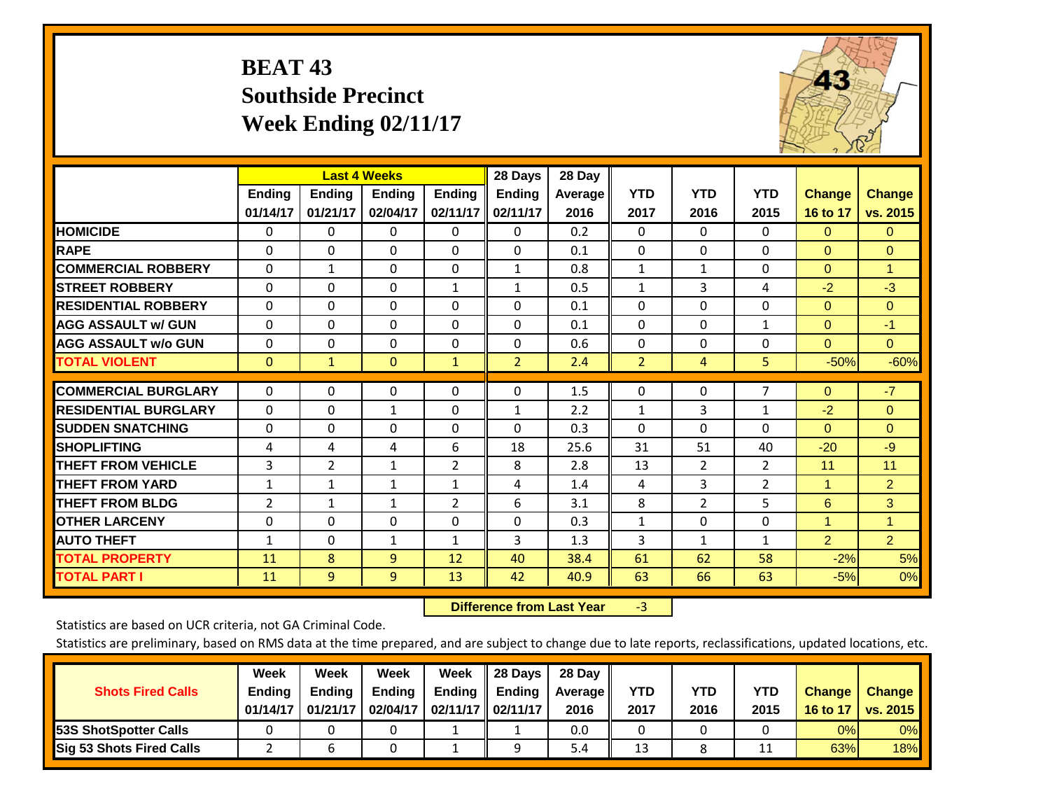# BEAT 43
## Southside Precinct
## Week Ending 02/11/17

| | Last 4 Weeks | | | | 28 Days | 28 Day | | | | | |
|---|---|---|---|---|---|---|---|---|---|---|---|
| | Ending 01/14/17 | Ending 01/21/17 | Ending 02/04/17 | Ending 02/11/17 | Ending 02/11/17 | Average 2016 | YTD 2017 | YTD 2016 | YTD 2015 | Change 16 to 17 | Change vs. 2015 |
| HOMICIDE | 0 | 0 | 0 | 0 | 0 | 0.2 | 0 | 0 | 0 | 0 | 0 |
| RAPE | 0 | 0 | 0 | 0 | 0 | 0.1 | 0 | 0 | 0 | 0 | 0 |
| COMMERCIAL ROBBERY | 0 | 1 | 0 | 0 | 1 | 0.8 | 1 | 1 | 0 | 0 | 1 |
| STREET ROBBERY | 0 | 0 | 0 | 1 | 1 | 0.5 | 1 | 3 | 4 | -2 | -3 |
| RESIDENTIAL ROBBERY | 0 | 0 | 0 | 0 | 0 | 0.1 | 0 | 0 | 0 | 0 | 0 |
| AGG ASSAULT w/ GUN | 0 | 0 | 0 | 0 | 0 | 0.1 | 0 | 0 | 1 | 0 | -1 |
| AGG ASSAULT w/o GUN | 0 | 0 | 0 | 0 | 0 | 0.6 | 0 | 0 | 0 | 0 | 0 |
| TOTAL VIOLENT | 0 | 1 | 0 | 1 | 2 | 2.4 | 2 | 4 | 5 | -50% | -60% |
| COMMERCIAL BURGLARY | 0 | 0 | 0 | 0 | 0 | 1.5 | 0 | 0 | 7 | 0 | -7 |
| RESIDENTIAL BURGLARY | 0 | 0 | 1 | 0 | 1 | 2.2 | 1 | 3 | 1 | -2 | 0 |
| SUDDEN SNATCHING | 0 | 0 | 0 | 0 | 0 | 0.3 | 0 | 0 | 0 | 0 | 0 |
| SHOPLIFTING | 4 | 4 | 4 | 6 | 18 | 25.6 | 31 | 51 | 40 | -20 | -9 |
| THEFT FROM VEHICLE | 3 | 2 | 1 | 2 | 8 | 2.8 | 13 | 2 | 2 | 11 | 11 |
| THEFT FROM YARD | 1 | 1 | 1 | 1 | 4 | 1.4 | 4 | 3 | 2 | 1 | 2 |
| THEFT FROM BLDG | 2 | 1 | 1 | 2 | 6 | 3.1 | 8 | 2 | 5 | 6 | 3 |
| OTHER LARCENY | 0 | 0 | 0 | 0 | 0 | 0.3 | 1 | 0 | 0 | 1 | 1 |
| AUTO THEFT | 1 | 0 | 1 | 1 | 3 | 1.3 | 3 | 1 | 1 | 2 | 2 |
| TOTAL PROPERTY | 11 | 8 | 9 | 12 | 40 | 38.4 | 61 | 62 | 58 | -2% | 5% |
| TOTAL PART I | 11 | 9 | 9 | 13 | 42 | 40.9 | 63 | 66 | 63 | -5% | 0% |

**Difference from Last Year** -3

Statistics are based on UCR criteria, not GA Criminal Code.

Statistics are preliminary, based on RMS data at the time prepared, and are subject to change due to late reports, reclassifications, updated locations, etc.

| Shots Fired Calls | Week Ending 01/14/17 | Week Ending 01/21/17 | Week Ending 02/04/17 | Week Ending 02/11/17 | 28 Days Ending 02/11/17 | 28 Day Average 2016 | YTD 2017 | YTD 2016 | YTD 2015 | Change 16 to 17 | Change vs. 2015 |
|---|---|---|---|---|---|---|---|---|---|---|---|
| 53S ShotSpotter Calls | 0 | 0 | 0 | 1 | 1 | 0.0 | 0 | 0 | 0 | 0% | 0% |
| Sig 53 Shots Fired Calls | 2 | 6 | 0 | 1 | 9 | 5.4 | 13 | 8 | 11 | 63% | 18% |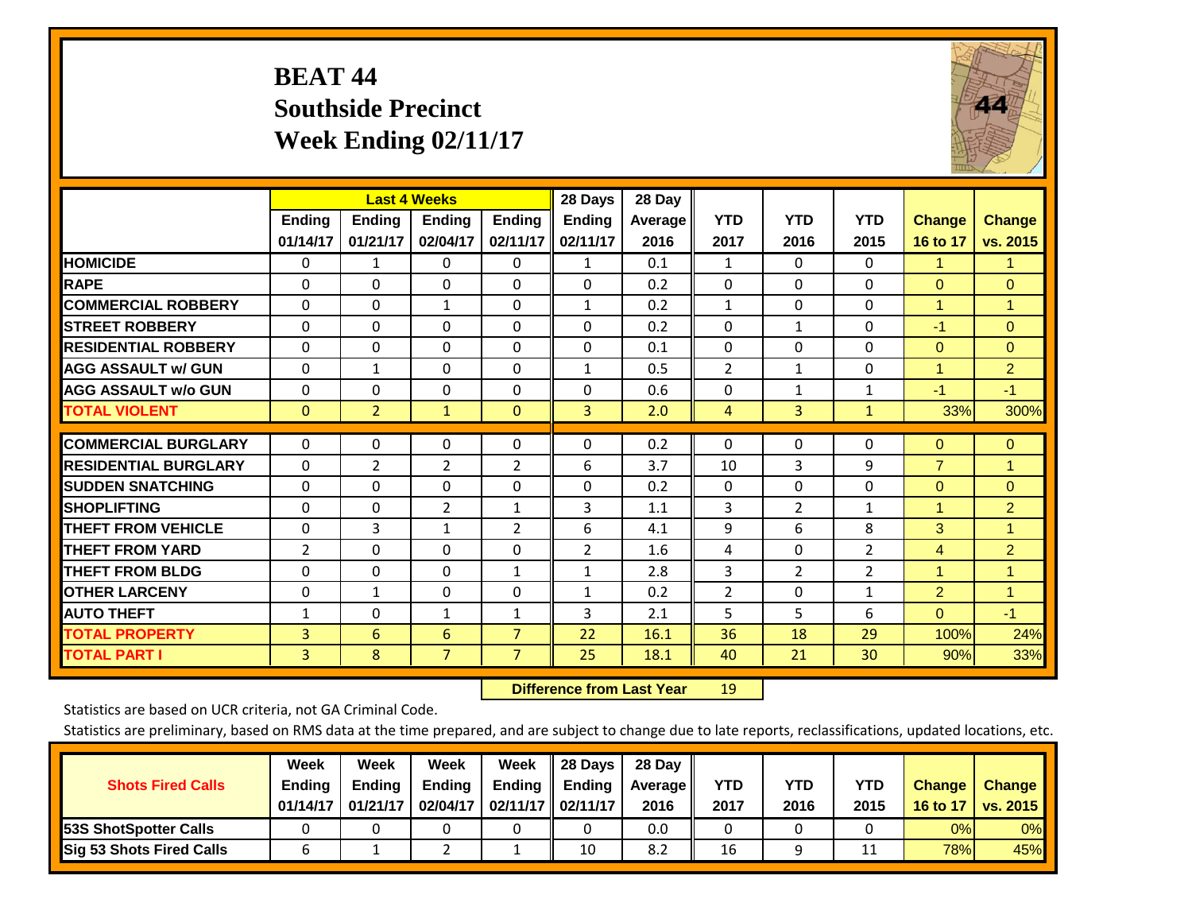# BEAT 44
## Southside Precinct
## Week Ending 02/11/17

| | Last 4 Weeks | | | | 28 Days | 28 Day | | | | | |
|---|---|---|---|---|---|---|---|---|---|---|---|
| | Ending 01/14/17 | Ending 01/21/17 | Ending 02/04/17 | Ending 02/11/17 | Ending 02/11/17 | Average 2016 | YTD 2017 | YTD 2016 | YTD 2015 | Change 16 to 17 | Change vs. 2015 |
| HOMICIDE | 0 | 1 | 0 | 0 | 1 | 0.1 | 1 | 0 | 0 | 1 | 1 |
| RAPE | 0 | 0 | 0 | 0 | 0 | 0.2 | 0 | 0 | 0 | 0 | 0 |
| COMMERCIAL ROBBERY | 0 | 0 | 1 | 0 | 1 | 0.2 | 1 | 0 | 0 | 1 | 1 |
| STREET ROBBERY | 0 | 0 | 0 | 0 | 0 | 0.2 | 0 | 1 | 0 | -1 | 0 |
| RESIDENTIAL ROBBERY | 0 | 0 | 0 | 0 | 0 | 0.1 | 0 | 0 | 0 | 0 | 0 |
| AGG ASSAULT w/ GUN | 0 | 1 | 0 | 0 | 1 | 0.5 | 2 | 1 | 0 | 1 | 2 |
| AGG ASSAULT w/o GUN | 0 | 0 | 0 | 0 | 0 | 0.6 | 0 | 1 | 1 | -1 | -1 |
| TOTAL VIOLENT | 0 | 2 | 1 | 0 | 3 | 2.0 | 4 | 3 | 1 | 33% | 300% |
| COMMERCIAL BURGLARY | 0 | 0 | 0 | 0 | 0 | 0.2 | 0 | 0 | 0 | 0 | 0 |
| RESIDENTIAL BURGLARY | 0 | 2 | 2 | 2 | 6 | 3.7 | 10 | 3 | 9 | 7 | 1 |
| SUDDEN SNATCHING | 0 | 0 | 0 | 0 | 0 | 0.2 | 0 | 0 | 0 | 0 | 0 |
| SHOPLIFTING | 0 | 0 | 2 | 1 | 3 | 1.1 | 3 | 2 | 1 | 1 | 2 |
| THEFT FROM VEHICLE | 0 | 3 | 1 | 2 | 6 | 4.1 | 9 | 6 | 8 | 3 | 1 |
| THEFT FROM YARD | 2 | 0 | 0 | 0 | 2 | 1.6 | 4 | 0 | 2 | 4 | 2 |
| THEFT FROM BLDG | 0 | 0 | 0 | 1 | 1 | 2.8 | 3 | 2 | 2 | 1 | 1 |
| OTHER LARCENY | 0 | 1 | 0 | 0 | 1 | 0.2 | 2 | 0 | 1 | 2 | 1 |
| AUTO THEFT | 1 | 0 | 1 | 1 | 3 | 2.1 | 5 | 5 | 6 | 0 | -1 |
| TOTAL PROPERTY | 3 | 6 | 6 | 7 | 22 | 16.1 | 36 | 18 | 29 | 100% | 24% |
| TOTAL PART I | 3 | 8 | 7 | 7 | 25 | 18.1 | 40 | 21 | 30 | 90% | 33% |

**Difference from Last Year** 19

Statistics are based on UCR criteria, not GA Criminal Code.

Statistics are preliminary, based on RMS data at the time prepared, and are subject to change due to late reports, reclassifications, updated locations, etc.

| Shots Fired Calls | Week Ending 01/14/17 | Week Ending 01/21/17 | Week Ending 02/04/17 | Week Ending 02/11/17 | 28 Days Ending 02/11/17 | 28 Day Average 2016 | YTD 2017 | YTD 2016 | YTD 2015 | Change 16 to 17 | Change vs. 2015 |
|---|---|---|---|---|---|---|---|---|---|---|---|
| 53S ShotSpotter Calls | 0 | 0 | 0 | 0 | 0 | 0.0 | 0 | 0 | 0 | 0% | 0% |
| Sig 53 Shots Fired Calls | 6 | 1 | 2 | 1 | 10 | 8.2 | 16 | 9 | 11 | 78% | 45% |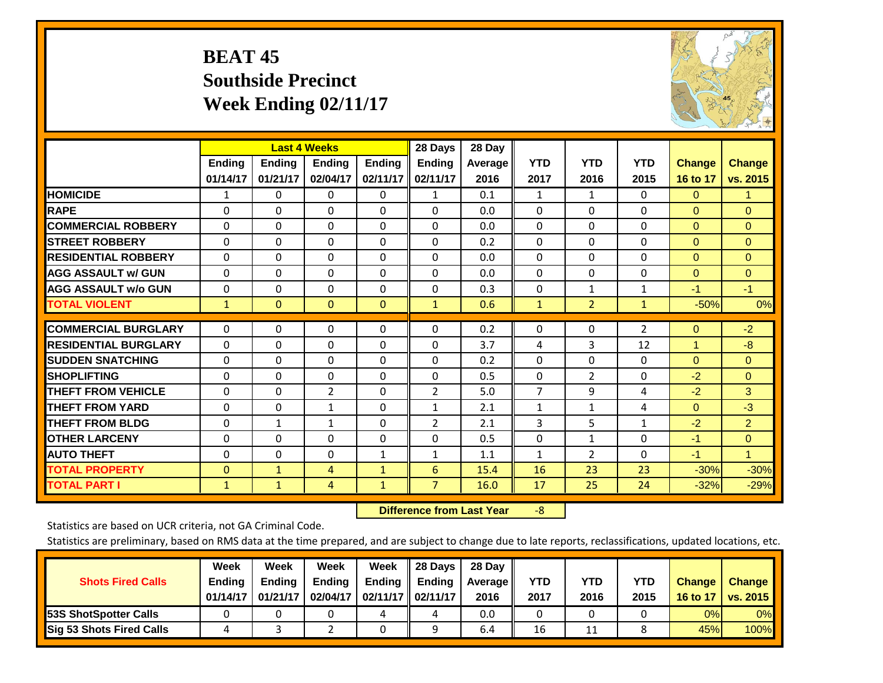# BEAT 45
## Southside Precinct
## Week Ending 02/11/17

| | Last 4 Weeks | | | | 28 Days | 28 Day | | | | | |
|---|---|---|---|---|---|---|---|---|---|---|---|
| | Ending 01/14/17 | Ending 01/21/17 | Ending 02/04/17 | Ending 02/11/17 | Ending 02/11/17 | Average 2016 | YTD 2017 | YTD 2016 | YTD 2015 | Change 16 to 17 | Change vs. 2015 |
| HOMICIDE | 1 | 0 | 0 | 0 | 1 | 0.1 | 1 | 1 | 0 | 0 | 1 |
| RAPE | 0 | 0 | 0 | 0 | 0 | 0.0 | 0 | 0 | 0 | 0 | 0 |
| COMMERCIAL ROBBERY | 0 | 0 | 0 | 0 | 0 | 0.0 | 0 | 0 | 0 | 0 | 0 |
| STREET ROBBERY | 0 | 0 | 0 | 0 | 0 | 0.2 | 0 | 0 | 0 | 0 | 0 |
| RESIDENTIAL ROBBERY | 0 | 0 | 0 | 0 | 0 | 0.0 | 0 | 0 | 0 | 0 | 0 |
| AGG ASSAULT w/ GUN | 0 | 0 | 0 | 0 | 0 | 0.0 | 0 | 0 | 0 | 0 | 0 |
| AGG ASSAULT w/o GUN | 0 | 0 | 0 | 0 | 0 | 0.3 | 0 | 1 | 1 | -1 | -1 |
| TOTAL VIOLENT | 1 | 0 | 0 | 0 | 1 | 0.6 | 1 | 2 | 1 | -50% | 0% |
| COMMERCIAL BURGLARY | 0 | 0 | 0 | 0 | 0 | 0.2 | 0 | 0 | 2 | 0 | -2 |
| RESIDENTIAL BURGLARY | 0 | 0 | 0 | 0 | 0 | 3.7 | 4 | 3 | 12 | 1 | -8 |
| SUDDEN SNATCHING | 0 | 0 | 0 | 0 | 0 | 0.2 | 0 | 0 | 0 | 0 | 0 |
| SHOPLIFTING | 0 | 0 | 0 | 0 | 0 | 0.5 | 0 | 2 | 0 | -2 | 0 |
| THEFT FROM VEHICLE | 0 | 0 | 2 | 0 | 2 | 5.0 | 7 | 9 | 4 | -2 | 3 |
| THEFT FROM YARD | 0 | 0 | 1 | 0 | 1 | 2.1 | 1 | 1 | 4 | 0 | -3 |
| THEFT FROM BLDG | 0 | 1 | 1 | 0 | 2 | 2.1 | 3 | 5 | 1 | -2 | 2 |
| OTHER LARCENY | 0 | 0 | 0 | 0 | 0 | 0.5 | 0 | 1 | 0 | -1 | 0 |
| AUTO THEFT | 0 | 0 | 0 | 1 | 1 | 1.1 | 1 | 2 | 0 | -1 | 1 |
| TOTAL PROPERTY | 0 | 1 | 4 | 1 | 6 | 15.4 | 16 | 23 | 23 | -30% | -30% |
| TOTAL PART I | 1 | 1 | 4 | 1 | 7 | 16.0 | 17 | 25 | 24 | -32% | -29% |

**Difference from Last Year** -8

Statistics are based on UCR criteria, not GA Criminal Code.

Statistics are preliminary, based on RMS data at the time prepared, and are subject to change due to late reports, reclassifications, updated locations, etc.

| Shots Fired Calls | Week Ending 01/14/17 | Week Ending 01/21/17 | Week Ending 02/04/17 | Week Ending 02/11/17 | 28 Days Ending 02/11/17 | 28 Day Average 2016 | YTD 2017 | YTD 2016 | YTD 2015 | Change 16 to 17 | Change vs. 2015 |
|---|---|---|---|---|---|---|---|---|---|---|---|
| 53S ShotSpotter Calls | 0 | 0 | 0 | 4 | 4 | 0.0 | 0 | 0 | 0 | 0% | 0% |
| Sig 53 Shots Fired Calls | 4 | 3 | 2 | 0 | 9 | 6.4 | 16 | 11 | 8 | 45% | 100% |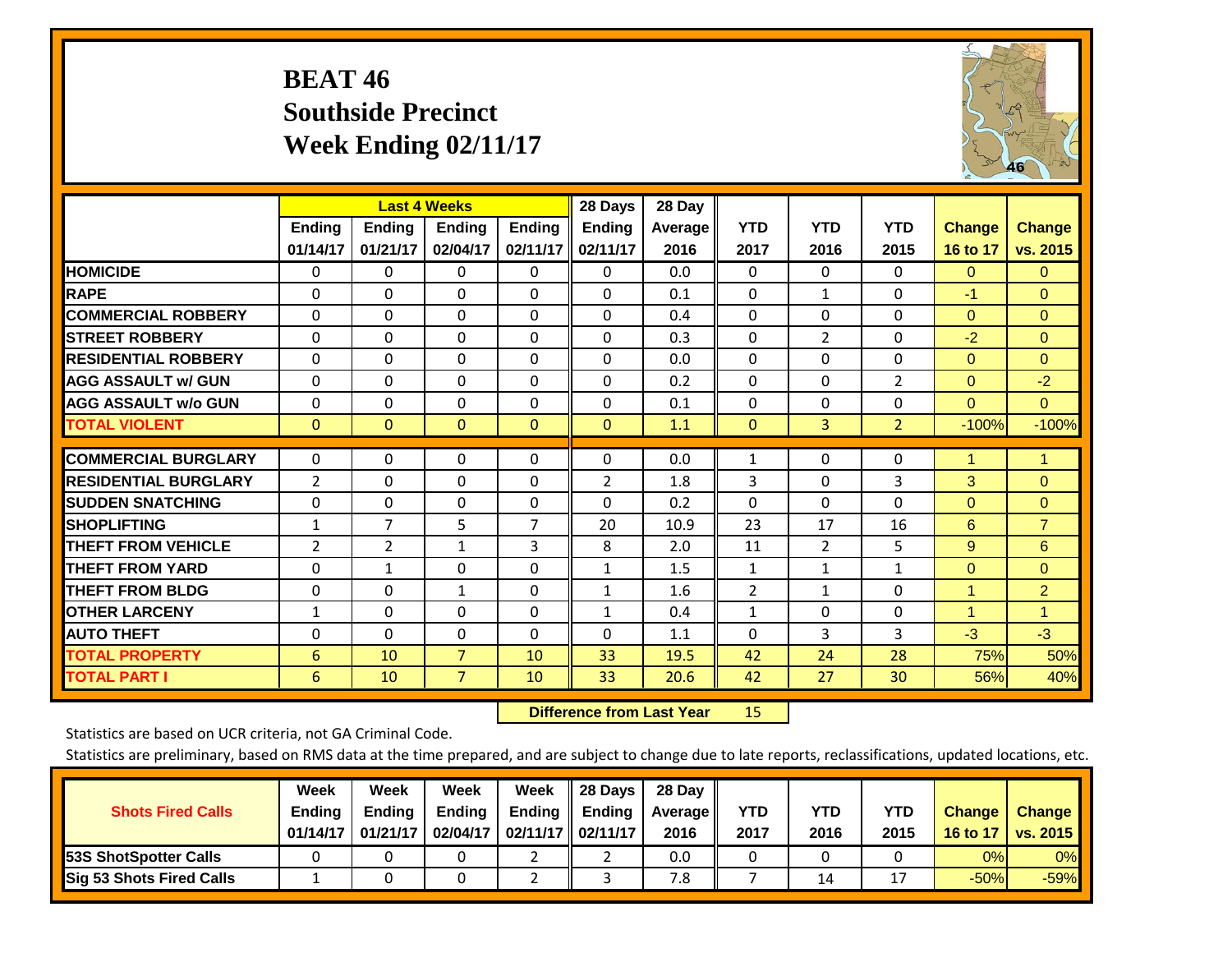# BEAT 46
## Southside Precinct
## Week Ending 02/11/17

| | Last 4 Weeks | | | | 28 Days | 28 Day | | | | | |
|---|---|---|---|---|---|---|---|---|---|---|---|
| | Ending 01/14/17 | Ending 01/21/17 | Ending 02/04/17 | Ending 02/11/17 | Ending 02/11/17 | Average 2016 | YTD 2017 | YTD 2016 | YTD 2015 | Change 16 to 17 | Change vs. 2015 |
| HOMICIDE | 0 | 0 | 0 | 0 | 0 | 0.0 | 0 | 0 | 0 | 0 | 0 |
| RAPE | 0 | 0 | 0 | 0 | 0 | 0.1 | 0 | 1 | 0 | -1 | 0 |
| COMMERCIAL ROBBERY | 0 | 0 | 0 | 0 | 0 | 0.4 | 0 | 0 | 0 | 0 | 0 |
| STREET ROBBERY | 0 | 0 | 0 | 0 | 0 | 0.3 | 0 | 2 | 0 | -2 | 0 |
| RESIDENTIAL ROBBERY | 0 | 0 | 0 | 0 | 0 | 0.0 | 0 | 0 | 0 | 0 | 0 |
| AGG ASSAULT w/ GUN | 0 | 0 | 0 | 0 | 0 | 0.2 | 0 | 0 | 2 | 0 | -2 |
| AGG ASSAULT w/o GUN | 0 | 0 | 0 | 0 | 0 | 0.1 | 0 | 0 | 0 | 0 | 0 |
| TOTAL VIOLENT | 0 | 0 | 0 | 0 | 0 | 1.1 | 0 | 3 | 2 | -100% | -100% |
| COMMERCIAL BURGLARY | 0 | 0 | 0 | 0 | 0 | 0.0 | 1 | 0 | 0 | 1 | 1 |
| RESIDENTIAL BURGLARY | 2 | 0 | 0 | 0 | 2 | 1.8 | 3 | 0 | 3 | 3 | 0 |
| SUDDEN SNATCHING | 0 | 0 | 0 | 0 | 0 | 0.2 | 0 | 0 | 0 | 0 | 0 |
| SHOPLIFTING | 1 | 7 | 5 | 7 | 20 | 10.9 | 23 | 17 | 16 | 6 | 7 |
| THEFT FROM VEHICLE | 2 | 2 | 1 | 3 | 8 | 2.0 | 11 | 2 | 5 | 9 | 6 |
| THEFT FROM YARD | 0 | 1 | 0 | 0 | 1 | 1.5 | 1 | 1 | 1 | 0 | 0 |
| THEFT FROM BLDG | 0 | 0 | 1 | 0 | 1 | 1.6 | 2 | 1 | 0 | 1 | 2 |
| OTHER LARCENY | 1 | 0 | 0 | 0 | 1 | 0.4 | 1 | 0 | 0 | 1 | 1 |
| AUTO THEFT | 0 | 0 | 0 | 0 | 0 | 1.1 | 0 | 3 | 3 | -3 | -3 |
| TOTAL PROPERTY | 6 | 10 | 7 | 10 | 33 | 19.5 | 42 | 24 | 28 | 75% | 50% |
| TOTAL PART I | 6 | 10 | 7 | 10 | 33 | 20.6 | 42 | 27 | 30 | 56% | 40% |

**Difference from Last Year** 15

Statistics are based on UCR criteria, not GA Criminal Code.

Statistics are preliminary, based on RMS data at the time prepared, and are subject to change due to late reports, reclassifications, updated locations, etc.

| Shots Fired Calls | Week Ending 01/14/17 | Week Ending 01/21/17 | Week Ending 02/04/17 | Week Ending 02/11/17 | 28 Days Ending 02/11/17 | 28 Day Average 2016 | YTD 2017 | YTD 2016 | YTD 2015 | Change 16 to 17 | Change vs. 2015 |
|---|---|---|---|---|---|---|---|---|---|---|---|
| 53S ShotSpotter Calls | 0 | 0 | 0 | 2 | 2 | 0.0 | 0 | 0 | 0 | 0% | 0% |
| Sig 53 Shots Fired Calls | 1 | 0 | 0 | 2 | 3 | 7.8 | 7 | 14 | 17 | -50% | -59% |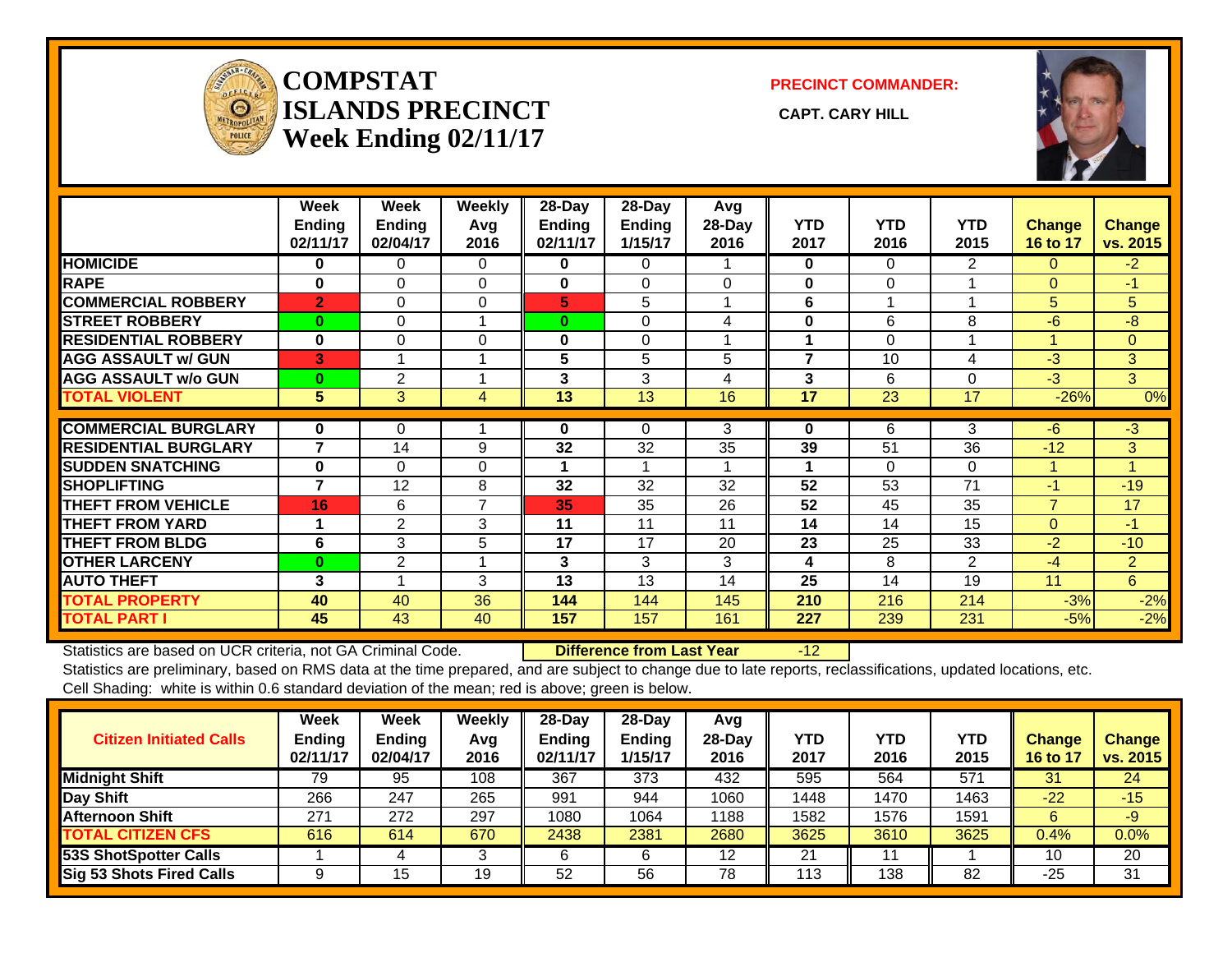# COMPSTAT ISLANDS PRECINCT Week Ending 02/11/17

**PRECINCT COMMANDER:**

**CAPT. CARY HILL**

| | Week Ending 02/11/17 | Week Ending 02/04/17 | Weekly Avg 2016 | 28-Day Ending 02/11/17 | 28-Day Ending 1/15/17 | Avg 28-Day 2016 | YTD 2017 | YTD 2016 | YTD 2015 | Change 16 to 17 | Change vs. 2015 |
|---|---|---|---|---|---|---|---|---|---|---|---|
| HOMICIDE | 0 | 0 | 0 | 0 | 0 | 1 | 0 | 0 | 2 | 0 | -2 |
| RAPE | 0 | 0 | 0 | 0 | 0 | 0 | 0 | 0 | 1 | 0 | -1 |
| COMMERCIAL ROBBERY | 2 | 0 | 0 | 5 | 5 | 1 | 6 | 1 | 1 | 5 | 5 |
| STREET ROBBERY | 0 | 0 | 1 | 0 | 0 | 4 | 0 | 6 | 8 | -6 | -8 |
| RESIDENTIAL ROBBERY | 0 | 0 | 0 | 0 | 0 | 1 | 1 | 0 | 1 | 1 | 0 |
| AGG ASSAULT w/ GUN | 3 | 1 | 1 | 5 | 5 | 5 | 7 | 10 | 4 | -3 | 3 |
| AGG ASSAULT w/o GUN | 0 | 2 | 1 | 3 | 3 | 4 | 3 | 6 | 0 | -3 | 3 |
| TOTAL VIOLENT | 5 | 3 | 4 | 13 | 13 | 16 | 17 | 23 | 17 | -26% | 0% |
| COMMERCIAL BURGLARY | 0 | 0 | 1 | 0 | 0 | 3 | 0 | 6 | 3 | -6 | -3 |
| RESIDENTIAL BURGLARY | 7 | 14 | 9 | 32 | 32 | 35 | 39 | 51 | 36 | -12 | 3 |
| SUDDEN SNATCHING | 0 | 0 | 0 | 1 | 1 | 1 | 1 | 0 | 0 | 1 | 1 |
| SHOPLIFTING | 7 | 12 | 8 | 32 | 32 | 32 | 52 | 53 | 71 | -1 | -19 |
| THEFT FROM VEHICLE | 16 | 6 | 7 | 35 | 35 | 26 | 52 | 45 | 35 | 7 | 17 |
| THEFT FROM YARD | 1 | 2 | 3 | 11 | 11 | 11 | 14 | 14 | 15 | 0 | -1 |
| THEFT FROM BLDG | 6 | 3 | 5 | 17 | 17 | 20 | 23 | 25 | 33 | -2 | -10 |
| OTHER LARCENY | 0 | 2 | 1 | 3 | 3 | 3 | 4 | 8 | 2 | -4 | 2 |
| AUTO THEFT | 3 | 1 | 3 | 13 | 13 | 14 | 25 | 14 | 19 | 11 | 6 |
| TOTAL PROPERTY | 40 | 40 | 36 | 144 | 144 | 145 | 210 | 216 | 214 | -3% | -2% |
| TOTAL PART I | 45 | 43 | 40 | 157 | 157 | 161 | 227 | 239 | 231 | -5% | -2% |

Statistics are based on UCR criteria, not GA Criminal Code. **Difference from Last Year** -12

Statistics are preliminary, based on RMS data at the time prepared, and are subject to change due to late reports, reclassifications, updated locations, etc.

Cell Shading: white is within 0.6 standard deviation of the mean; red is above; green is below.

| Citizen Initiated Calls | Week Ending 02/11/17 | Week Ending 02/04/17 | Weekly Avg 2016 | 28-Day Ending 02/11/17 | 28-Day Ending 1/15/17 | Avg 28-Day 2016 | YTD 2017 | YTD 2016 | YTD 2015 | Change 16 to 17 | Change vs. 2015 |
|---|---|---|---|---|---|---|---|---|---|---|---|
| Midnight Shift | 79 | 95 | 108 | 367 | 373 | 432 | 595 | 564 | 571 | 31 | 24 |
| Day Shift | 266 | 247 | 265 | 991 | 944 | 1060 | 1448 | 1470 | 1463 | -22 | -15 |
| Afternoon Shift | 271 | 272 | 297 | 1080 | 1064 | 1188 | 1582 | 1576 | 1591 | 6 | -9 |
| TOTAL CITIZEN CFS | 616 | 614 | 670 | 2438 | 2381 | 2680 | 3625 | 3610 | 3625 | 0.4% | 0.0% |
| 53S ShotSpotter Calls | 1 | 4 | 3 | 6 | 6 | 12 | 21 | 11 | 1 | 10 | 20 |
| Sig 53 Shots Fired Calls | 9 | 15 | 19 | 52 | 56 | 78 | 113 | 138 | 82 | -25 | 31 |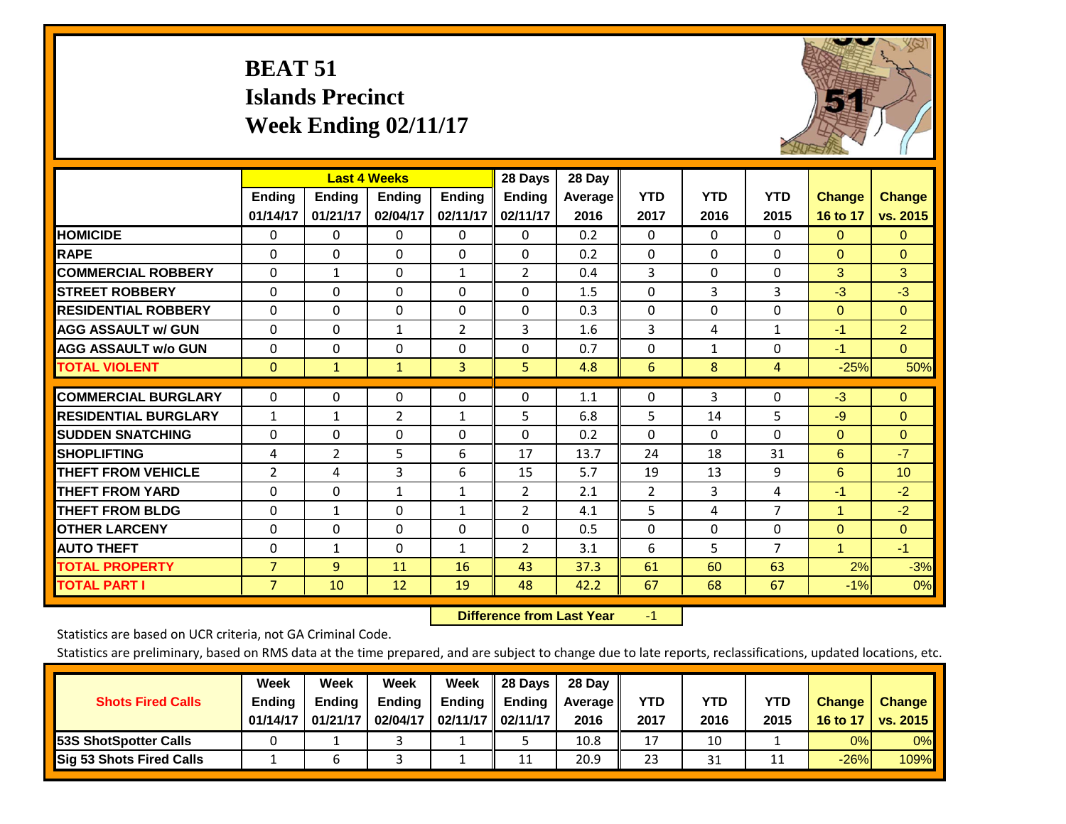# BEAT 51
## Islands Precinct
## Week Ending 02/11/17

| | Last 4 Weeks | | | | 28 Days | 28 Day | | | | | |
|---|---|---|---|---|---|---|---|---|---|---|---|
| | Ending 01/14/17 | Ending 01/21/17 | Ending 02/04/17 | Ending 02/11/17 | Ending 02/11/17 | Average 2016 | YTD 2017 | YTD 2016 | YTD 2015 | Change 16 to 17 | Change vs. 2015 |
| HOMICIDE | 0 | 0 | 0 | 0 | 0 | 0.2 | 0 | 0 | 0 | 0 | 0 |
| RAPE | 0 | 0 | 0 | 0 | 0 | 0.2 | 0 | 0 | 0 | 0 | 0 |
| COMMERCIAL ROBBERY | 0 | 1 | 0 | 1 | 2 | 0.4 | 3 | 0 | 0 | 3 | 3 |
| STREET ROBBERY | 0 | 0 | 0 | 0 | 0 | 1.5 | 0 | 3 | 3 | -3 | -3 |
| RESIDENTIAL ROBBERY | 0 | 0 | 0 | 0 | 0 | 0.3 | 0 | 0 | 0 | 0 | 0 |
| AGG ASSAULT w/ GUN | 0 | 0 | 1 | 2 | 3 | 1.6 | 3 | 4 | 1 | -1 | 2 |
| AGG ASSAULT w/o GUN | 0 | 0 | 0 | 0 | 0 | 0.7 | 0 | 1 | 0 | -1 | 0 |
| TOTAL VIOLENT | 0 | 1 | 1 | 3 | 5 | 4.8 | 6 | 8 | 4 | -25% | 50% |
| COMMERCIAL BURGLARY | 0 | 0 | 0 | 0 | 0 | 1.1 | 0 | 3 | 0 | -3 | 0 |
| RESIDENTIAL BURGLARY | 1 | 1 | 2 | 1 | 5 | 6.8 | 5 | 14 | 5 | -9 | 0 |
| SUDDEN SNATCHING | 0 | 0 | 0 | 0 | 0 | 0.2 | 0 | 0 | 0 | 0 | 0 |
| SHOPLIFTING | 4 | 2 | 5 | 6 | 17 | 13.7 | 24 | 18 | 31 | 6 | -7 |
| THEFT FROM VEHICLE | 2 | 4 | 3 | 6 | 15 | 5.7 | 19 | 13 | 9 | 6 | 10 |
| THEFT FROM YARD | 0 | 0 | 1 | 1 | 2 | 2.1 | 2 | 3 | 4 | -1 | -2 |
| THEFT FROM BLDG | 0 | 1 | 0 | 1 | 2 | 4.1 | 5 | 4 | 7 | 1 | -2 |
| OTHER LARCENY | 0 | 0 | 0 | 0 | 0 | 0.5 | 0 | 0 | 0 | 0 | 0 |
| AUTO THEFT | 0 | 1 | 0 | 1 | 2 | 3.1 | 6 | 5 | 7 | 1 | -1 |
| TOTAL PROPERTY | 7 | 9 | 11 | 16 | 43 | 37.3 | 61 | 60 | 63 | 2% | -3% |
| TOTAL PART I | 7 | 10 | 12 | 19 | 48 | 42.2 | 67 | 68 | 67 | -1% | 0% |

**Difference from Last Year** -1

Statistics are based on UCR criteria, not GA Criminal Code.

Statistics are preliminary, based on RMS data at the time prepared, and are subject to change due to late reports, reclassifications, updated locations, etc.

| Shots Fired Calls | Week Ending 01/14/17 | Week Ending 01/21/17 | Week Ending 02/04/17 | Week Ending 02/11/17 | 28 Days Ending 02/11/17 | 28 Day Average 2016 | YTD 2017 | YTD 2016 | YTD 2015 | Change 16 to 17 | Change vs. 2015 |
|---|---|---|---|---|---|---|---|---|---|---|---|
| 53S ShotSpotter Calls | 0 | 1 | 3 | 1 | 5 | 10.8 | 17 | 10 | 1 | 0% | 0% |
| Sig 53 Shots Fired Calls | 1 | 6 | 3 | 1 | 11 | 20.9 | 23 | 31 | 11 | -26% | 109% |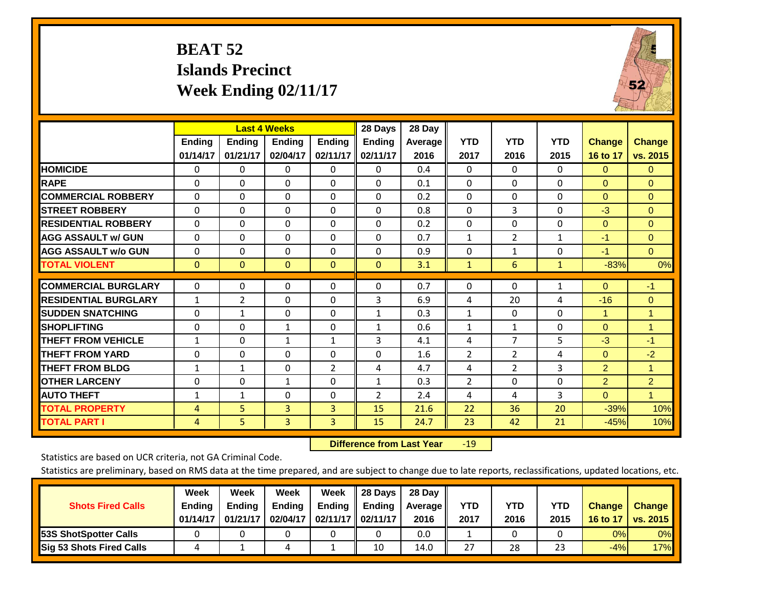# BEAT 52
# Islands Precinct
# Week Ending 02/11/17

| | Last 4 Weeks | | | | 28 Days | 28 Day | | | | | |
|---|---|---|---|---|---|---|---|---|---|---|---|
| | Ending 01/14/17 | Ending 01/21/17 | Ending 02/04/17 | Ending 02/11/17 | Ending 02/11/17 | Average 2016 | YTD 2017 | YTD 2016 | YTD 2015 | Change 16 to 17 | Change vs. 2015 |
| HOMICIDE | 0 | 0 | 0 | 0 | 0 | 0.4 | 0 | 0 | 0 | 0 | 0 |
| RAPE | 0 | 0 | 0 | 0 | 0 | 0.1 | 0 | 0 | 0 | 0 | 0 |
| COMMERCIAL ROBBERY | 0 | 0 | 0 | 0 | 0 | 0.2 | 0 | 0 | 0 | 0 | 0 |
| STREET ROBBERY | 0 | 0 | 0 | 0 | 0 | 0.8 | 0 | 3 | 0 | -3 | 0 |
| RESIDENTIAL ROBBERY | 0 | 0 | 0 | 0 | 0 | 0.2 | 0 | 0 | 0 | 0 | 0 |
| AGG ASSAULT w/ GUN | 0 | 0 | 0 | 0 | 0 | 0.7 | 1 | 2 | 1 | -1 | 0 |
| AGG ASSAULT w/o GUN | 0 | 0 | 0 | 0 | 0 | 0.9 | 0 | 1 | 0 | -1 | 0 |
| TOTAL VIOLENT | 0 | 0 | 0 | 0 | 0 | 3.1 | 1 | 6 | 1 | -83% | 0% |
| COMMERCIAL BURGLARY | 0 | 0 | 0 | 0 | 0 | 0.7 | 0 | 0 | 1 | 0 | -1 |
| RESIDENTIAL BURGLARY | 1 | 2 | 0 | 0 | 3 | 6.9 | 4 | 20 | 4 | -16 | 0 |
| SUDDEN SNATCHING | 0 | 1 | 0 | 0 | 1 | 0.3 | 1 | 0 | 0 | 1 | 1 |
| SHOPLIFTING | 0 | 0 | 1 | 0 | 1 | 0.6 | 1 | 1 | 0 | 0 | 1 |
| THEFT FROM VEHICLE | 1 | 0 | 1 | 1 | 3 | 4.1 | 4 | 7 | 5 | -3 | -1 |
| THEFT FROM YARD | 0 | 0 | 0 | 0 | 0 | 1.6 | 2 | 2 | 4 | 0 | -2 |
| THEFT FROM BLDG | 1 | 1 | 0 | 2 | 4 | 4.7 | 4 | 2 | 3 | 2 | 1 |
| OTHER LARCENY | 0 | 0 | 1 | 0 | 1 | 0.3 | 2 | 0 | 0 | 2 | 2 |
| AUTO THEFT | 1 | 1 | 0 | 0 | 2 | 2.4 | 4 | 4 | 3 | 0 | 1 |
| TOTAL PROPERTY | 4 | 5 | 3 | 3 | 15 | 21.6 | 22 | 36 | 20 | -39% | 10% |
| TOTAL PART I | 4 | 5 | 3 | 3 | 15 | 24.7 | 23 | 42 | 21 | -45% | 10% |

**Difference from Last Year** -19

Statistics are based on UCR criteria, not GA Criminal Code.

Statistics are preliminary, based on RMS data at the time prepared, and are subject to change due to late reports, reclassifications, updated locations, etc.

| Shots Fired Calls | Week Ending 01/14/17 | Week Ending 01/21/17 | Week Ending 02/04/17 | Week Ending 02/11/17 | 28 Days Ending 02/11/17 | 28 Day Average 2016 | YTD 2017 | YTD 2016 | YTD 2015 | Change 16 to 17 | Change vs. 2015 |
|---|---|---|---|---|---|---|---|---|---|---|---|
| 53S ShotSpotter Calls | 0 | 0 | 0 | 0 | 0 | 0.0 | 1 | 0 | 0 | 0% | 0% |
| Sig 53 Shots Fired Calls | 4 | 1 | 4 | 1 | 10 | 14.0 | 27 | 28 | 23 | -4% | 17% |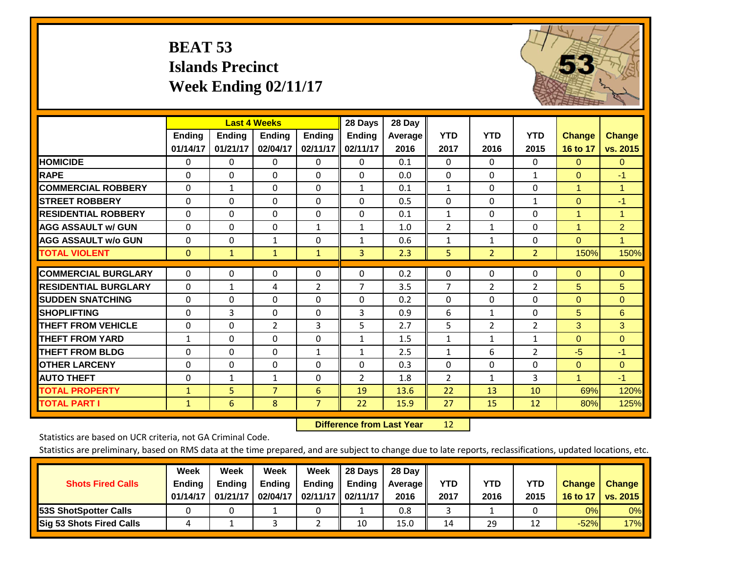# BEAT 53
## Islands Precinct
## Week Ending 02/11/17

| | Last 4 Weeks | | | | 28 Days | 28 Day | | | | | |
|---|---|---|---|---|---|---|---|---|---|---|---|
| | Ending 01/14/17 | Ending 01/21/17 | Ending 02/04/17 | Ending 02/11/17 | Ending 02/11/17 | Average 2016 | YTD 2017 | YTD 2016 | YTD 2015 | Change 16 to 17 | Change vs. 2015 |
| HOMICIDE | 0 | 0 | 0 | 0 | 0 | 0.1 | 0 | 0 | 0 | 0 | 0 |
| RAPE | 0 | 0 | 0 | 0 | 0 | 0.0 | 0 | 0 | 1 | 0 | -1 |
| COMMERCIAL ROBBERY | 0 | 1 | 0 | 0 | 1 | 0.1 | 1 | 0 | 0 | 1 | 1 |
| STREET ROBBERY | 0 | 0 | 0 | 0 | 0 | 0.5 | 0 | 0 | 1 | 0 | -1 |
| RESIDENTIAL ROBBERY | 0 | 0 | 0 | 0 | 0 | 0.1 | 1 | 0 | 0 | 1 | 1 |
| AGG ASSAULT w/ GUN | 0 | 0 | 0 | 1 | 1 | 1.0 | 2 | 1 | 0 | 1 | 2 |
| AGG ASSAULT w/o GUN | 0 | 0 | 1 | 0 | 1 | 0.6 | 1 | 1 | 0 | 0 | 1 |
| TOTAL VIOLENT | 0 | 1 | 1 | 1 | 3 | 2.3 | 5 | 2 | 2 | 150% | 150% |
| COMMERCIAL BURGLARY | 0 | 0 | 0 | 0 | 0 | 0.2 | 0 | 0 | 0 | 0 | 0 |
| RESIDENTIAL BURGLARY | 0 | 1 | 4 | 2 | 7 | 3.5 | 7 | 2 | 2 | 5 | 5 |
| SUDDEN SNATCHING | 0 | 0 | 0 | 0 | 0 | 0.2 | 0 | 0 | 0 | 0 | 0 |
| SHOPLIFTING | 0 | 3 | 0 | 0 | 3 | 0.9 | 6 | 1 | 0 | 5 | 6 |
| THEFT FROM VEHICLE | 0 | 0 | 2 | 3 | 5 | 2.7 | 5 | 2 | 2 | 3 | 3 |
| THEFT FROM YARD | 1 | 0 | 0 | 0 | 1 | 1.5 | 1 | 1 | 1 | 0 | 0 |
| THEFT FROM BLDG | 0 | 0 | 0 | 1 | 1 | 2.5 | 1 | 6 | 2 | -5 | -1 |
| OTHER LARCENY | 0 | 0 | 0 | 0 | 0 | 0.3 | 0 | 0 | 0 | 0 | 0 |
| AUTO THEFT | 0 | 1 | 1 | 0 | 2 | 1.8 | 2 | 1 | 3 | 1 | -1 |
| TOTAL PROPERTY | 1 | 5 | 7 | 6 | 19 | 13.6 | 22 | 13 | 10 | 69% | 120% |
| TOTAL PART I | 1 | 6 | 8 | 7 | 22 | 15.9 | 27 | 15 | 12 | 80% | 125% |

**Difference from Last Year** 12

Statistics are based on UCR criteria, not GA Criminal Code.

Statistics are preliminary, based on RMS data at the time prepared, and are subject to change due to late reports, reclassifications, updated locations, etc.

| Shots Fired Calls | Week Ending 01/14/17 | Week Ending 01/21/17 | Week Ending 02/04/17 | Week Ending 02/11/17 | 28 Days Ending 02/11/17 | 28 Day Average 2016 | YTD 2017 | YTD 2016 | YTD 2015 | Change 16 to 17 | Change vs. 2015 |
|---|---|---|---|---|---|---|---|---|---|---|---|
| 53S ShotSpotter Calls | 0 | 0 | 1 | 0 | 1 | 0.8 | 3 | 1 | 0 | 0% | 0% |
| Sig 53 Shots Fired Calls | 4 | 1 | 3 | 2 | 10 | 15.0 | 14 | 29 | 12 | -52% | 17% |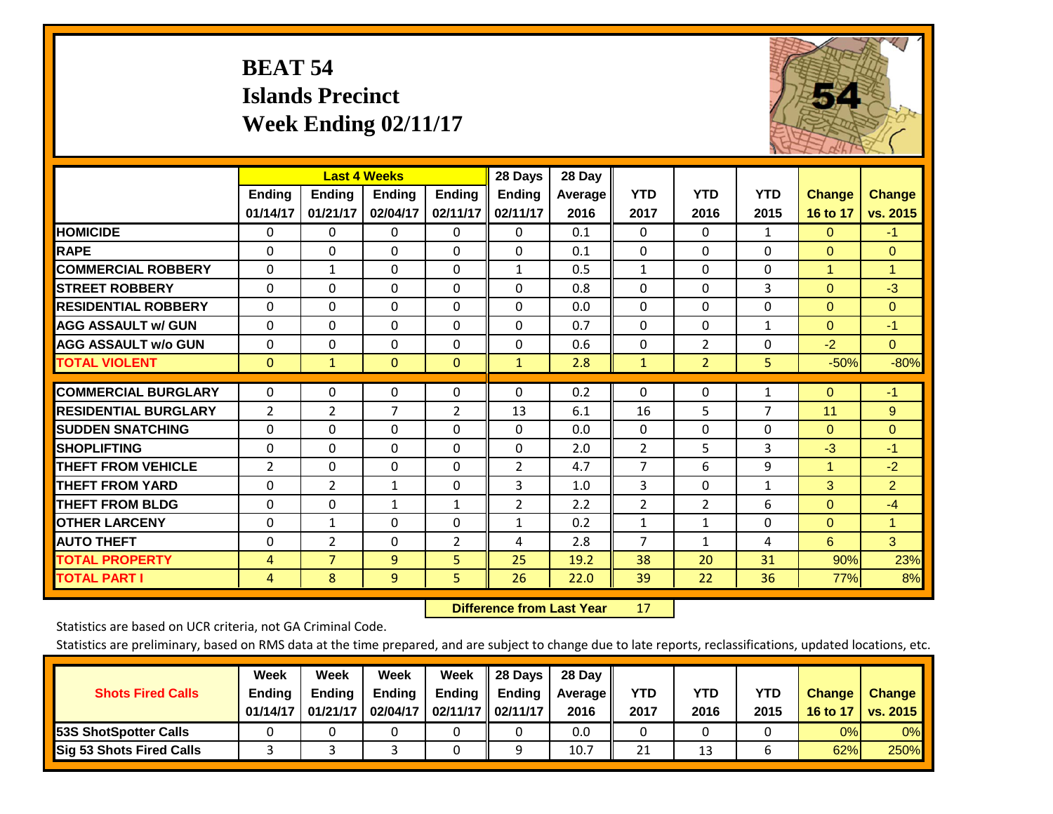# BEAT 54
# Islands Precinct
# Week Ending 02/11/17

| | Last 4 Weeks | | | | 28 Days | 28 Day | | | | | |
|---|---|---|---|---|---|---|---|---|---|---|---|
| | Ending 01/14/17 | Ending 01/21/17 | Ending 02/04/17 | Ending 02/11/17 | Ending 02/11/17 | Average 2016 | YTD 2017 | YTD 2016 | YTD 2015 | Change 16 to 17 | Change vs. 2015 |
| HOMICIDE | 0 | 0 | 0 | 0 | 0 | 0.1 | 0 | 0 | 1 | 0 | -1 |
| RAPE | 0 | 0 | 0 | 0 | 0 | 0.1 | 0 | 0 | 0 | 0 | 0 |
| COMMERCIAL ROBBERY | 0 | 1 | 0 | 0 | 1 | 0.5 | 1 | 0 | 0 | 1 | 1 |
| STREET ROBBERY | 0 | 0 | 0 | 0 | 0 | 0.8 | 0 | 0 | 3 | 0 | -3 |
| RESIDENTIAL ROBBERY | 0 | 0 | 0 | 0 | 0 | 0.0 | 0 | 0 | 0 | 0 | 0 |
| AGG ASSAULT w/ GUN | 0 | 0 | 0 | 0 | 0 | 0.7 | 0 | 0 | 1 | 0 | -1 |
| AGG ASSAULT w/o GUN | 0 | 0 | 0 | 0 | 0 | 0.6 | 0 | 2 | 0 | -2 | 0 |
| TOTAL VIOLENT | 0 | 1 | 0 | 0 | 1 | 2.8 | 1 | 2 | 5 | -50% | -80% |
| COMMERCIAL BURGLARY | 0 | 0 | 0 | 0 | 0 | 0.2 | 0 | 0 | 1 | 0 | -1 |
| RESIDENTIAL BURGLARY | 2 | 2 | 7 | 2 | 13 | 6.1 | 16 | 5 | 7 | 11 | 9 |
| SUDDEN SNATCHING | 0 | 0 | 0 | 0 | 0 | 0.0 | 0 | 0 | 0 | 0 | 0 |
| SHOPLIFTING | 0 | 0 | 0 | 0 | 0 | 2.0 | 2 | 5 | 3 | -3 | -1 |
| THEFT FROM VEHICLE | 2 | 0 | 0 | 0 | 2 | 4.7 | 7 | 6 | 9 | 1 | -2 |
| THEFT FROM YARD | 0 | 2 | 1 | 0 | 3 | 1.0 | 3 | 0 | 1 | 3 | 2 |
| THEFT FROM BLDG | 0 | 0 | 1 | 1 | 2 | 2.2 | 2 | 2 | 6 | 0 | -4 |
| OTHER LARCENY | 0 | 1 | 0 | 0 | 1 | 0.2 | 1 | 1 | 0 | 0 | 1 |
| AUTO THEFT | 0 | 2 | 0 | 2 | 4 | 2.8 | 7 | 1 | 4 | 6 | 3 |
| TOTAL PROPERTY | 4 | 7 | 9 | 5 | 25 | 19.2 | 38 | 20 | 31 | 90% | 23% |
| TOTAL PART I | 4 | 8 | 9 | 5 | 26 | 22.0 | 39 | 22 | 36 | 77% | 8% |

**Difference from Last Year** 17

Statistics are based on UCR criteria, not GA Criminal Code.

Statistics are preliminary, based on RMS data at the time prepared, and are subject to change due to late reports, reclassifications, updated locations, etc.

| Shots Fired Calls | Week Ending 01/14/17 | Week Ending 01/21/17 | Week Ending 02/04/17 | Week Ending 02/11/17 | 28 Days Ending 02/11/17 | 28 Day Average 2016 | YTD 2017 | YTD 2016 | YTD 2015 | Change 16 to 17 | Change vs. 2015 |
|---|---|---|---|---|---|---|---|---|---|---|---|
| 53S ShotSpotter Calls | 0 | 0 | 0 | 0 | 0 | 0.0 | 0 | 0 | 0 | 0% | 0% |
| Sig 53 Shots Fired Calls | 3 | 3 | 3 | 0 | 9 | 10.7 | 21 | 13 | 6 | 62% | 250% |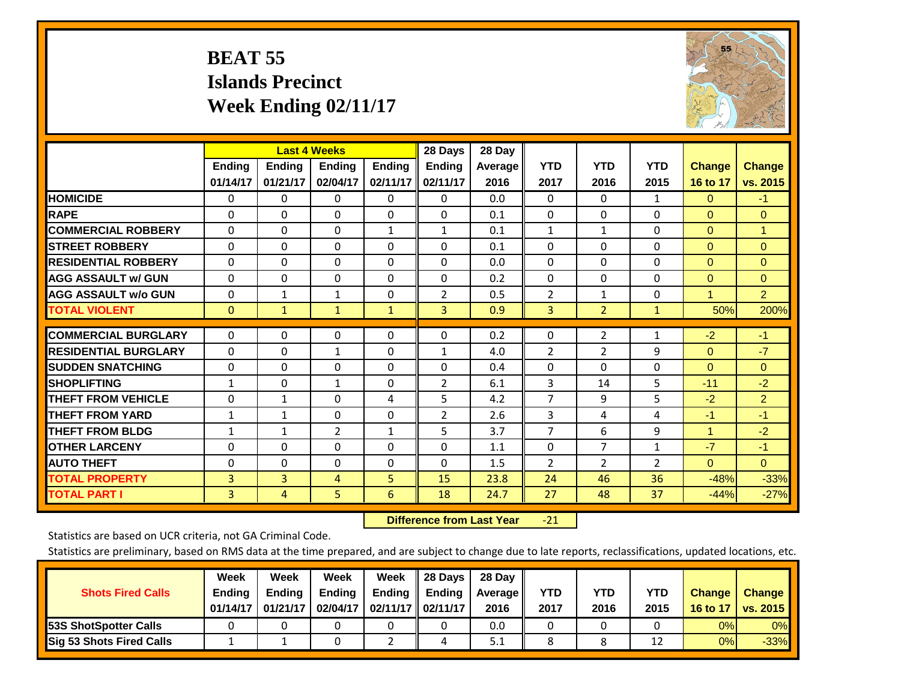# BEAT 55
## Islands Precinct
## Week Ending 02/11/17

| | Last 4 Weeks | | | | 28 Days | 28 Day | | | | | |
|---|---|---|---|---|---|---|---|---|---|---|---|
| | Ending 01/14/17 | Ending 01/21/17 | Ending 02/04/17 | Ending 02/11/17 | Ending 02/11/17 | Average 2016 | YTD 2017 | YTD 2016 | YTD 2015 | Change 16 to 17 | Change vs. 2015 |
| HOMICIDE | 0 | 0 | 0 | 0 | 0 | 0.0 | 0 | 0 | 1 | 0 | -1 |
| RAPE | 0 | 0 | 0 | 0 | 0 | 0.1 | 0 | 0 | 0 | 0 | 0 |
| COMMERCIAL ROBBERY | 0 | 0 | 0 | 1 | 1 | 0.1 | 1 | 1 | 0 | 0 | 1 |
| STREET ROBBERY | 0 | 0 | 0 | 0 | 0 | 0.1 | 0 | 0 | 0 | 0 | 0 |
| RESIDENTIAL ROBBERY | 0 | 0 | 0 | 0 | 0 | 0.0 | 0 | 0 | 0 | 0 | 0 |
| AGG ASSAULT w/ GUN | 0 | 0 | 0 | 0 | 0 | 0.2 | 0 | 0 | 0 | 0 | 0 |
| AGG ASSAULT w/o GUN | 0 | 1 | 1 | 0 | 2 | 0.5 | 2 | 1 | 0 | 1 | 2 |
| TOTAL VIOLENT | 0 | 1 | 1 | 1 | 3 | 0.9 | 3 | 2 | 1 | 50% | 200% |
| COMMERCIAL BURGLARY | 0 | 0 | 0 | 0 | 0 | 0.2 | 0 | 2 | 1 | -2 | -1 |
| RESIDENTIAL BURGLARY | 0 | 0 | 1 | 0 | 1 | 4.0 | 2 | 2 | 9 | 0 | -7 |
| SUDDEN SNATCHING | 0 | 0 | 0 | 0 | 0 | 0.4 | 0 | 0 | 0 | 0 | 0 |
| SHOPLIFTING | 1 | 0 | 1 | 0 | 2 | 6.1 | 3 | 14 | 5 | -11 | -2 |
| THEFT FROM VEHICLE | 0 | 1 | 0 | 4 | 5 | 4.2 | 7 | 9 | 5 | -2 | 2 |
| THEFT FROM YARD | 1 | 1 | 0 | 0 | 2 | 2.6 | 3 | 4 | 4 | -1 | -1 |
| THEFT FROM BLDG | 1 | 1 | 2 | 1 | 5 | 3.7 | 7 | 6 | 9 | 1 | -2 |
| OTHER LARCENY | 0 | 0 | 0 | 0 | 0 | 1.1 | 0 | 7 | 1 | -7 | -1 |
| AUTO THEFT | 0 | 0 | 0 | 0 | 0 | 1.5 | 2 | 2 | 2 | 0 | 0 |
| TOTAL PROPERTY | 3 | 3 | 4 | 5 | 15 | 23.8 | 24 | 46 | 36 | -48% | -33% |
| TOTAL PART I | 3 | 4 | 5 | 6 | 18 | 24.7 | 27 | 48 | 37 | -44% | -27% |

**Difference from Last Year** -21

Statistics are based on UCR criteria, not GA Criminal Code.

Statistics are preliminary, based on RMS data at the time prepared, and are subject to change due to late reports, reclassifications, updated locations, etc.

| Shots Fired Calls | Week Ending 01/14/17 | Week Ending 01/21/17 | Week Ending 02/04/17 | Week Ending 02/11/17 | 28 Days Ending 02/11/17 | 28 Day Average 2016 | YTD 2017 | YTD 2016 | YTD 2015 | Change 16 to 17 | Change vs. 2015 |
|---|---|---|---|---|---|---|---|---|---|---|---|
| 53S ShotSpotter Calls | 0 | 0 | 0 | 0 | 0 | 0.0 | 0 | 0 | 0 | 0% | 0% |
| Sig 53 Shots Fired Calls | 1 | 1 | 0 | 2 | 4 | 5.1 | 8 | 8 | 12 | 0% | -33% |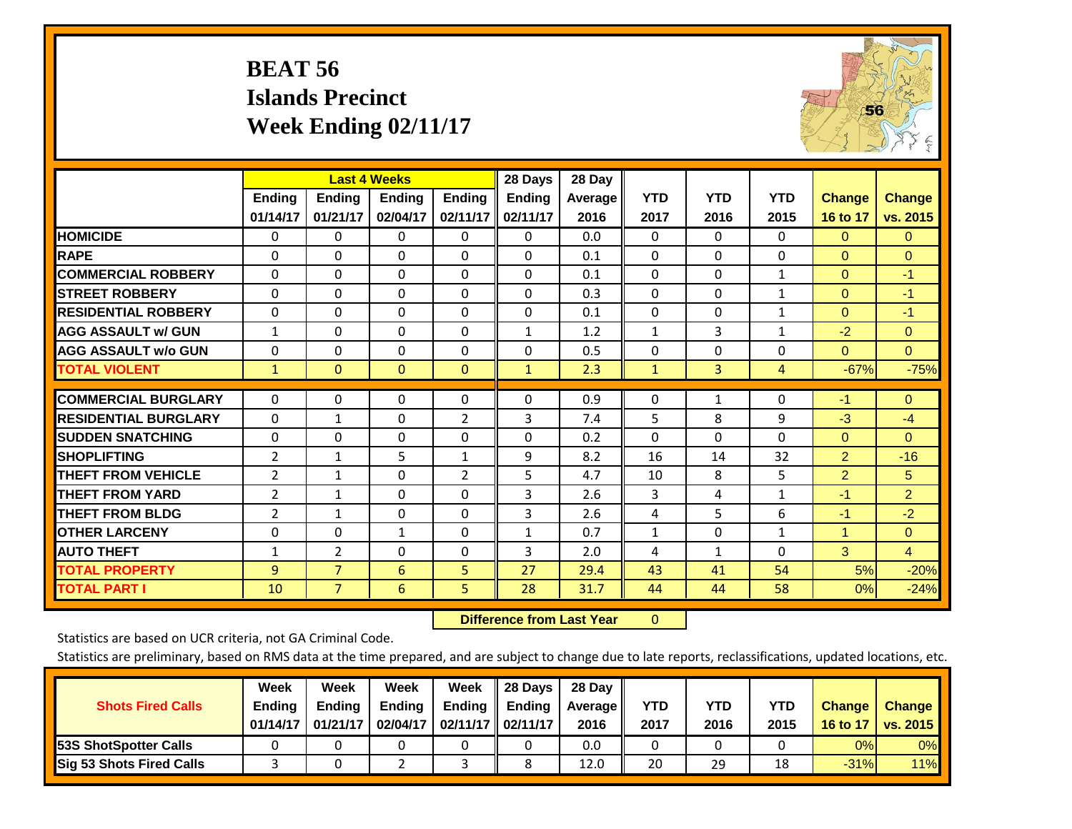# BEAT 56
## Islands Precinct
## Week Ending 02/11/17

| | Last 4 Weeks | | | | 28 Days | 28 Day | | | | | |
|---|---|---|---|---|---|---|---|---|---|---|---|
| | Ending 01/14/17 | Ending 01/21/17 | Ending 02/04/17 | Ending 02/11/17 | Ending 02/11/17 | Average 2016 | YTD 2017 | YTD 2016 | YTD 2015 | Change 16 to 17 | Change vs. 2015 |
| HOMICIDE | 0 | 0 | 0 | 0 | 0 | 0.0 | 0 | 0 | 0 | 0 | 0 |
| RAPE | 0 | 0 | 0 | 0 | 0 | 0.1 | 0 | 0 | 0 | 0 | 0 |
| COMMERCIAL ROBBERY | 0 | 0 | 0 | 0 | 0 | 0.1 | 0 | 0 | 1 | 0 | -1 |
| STREET ROBBERY | 0 | 0 | 0 | 0 | 0 | 0.3 | 0 | 0 | 1 | 0 | -1 |
| RESIDENTIAL ROBBERY | 0 | 0 | 0 | 0 | 0 | 0.1 | 0 | 0 | 1 | 0 | -1 |
| AGG ASSAULT w/ GUN | 1 | 0 | 0 | 0 | 1 | 1.2 | 1 | 3 | 1 | -2 | 0 |
| AGG ASSAULT w/o GUN | 0 | 0 | 0 | 0 | 0 | 0.5 | 0 | 0 | 0 | 0 | 0 |
| TOTAL VIOLENT | 1 | 0 | 0 | 0 | 1 | 2.3 | 1 | 3 | 4 | -67% | -75% |
| COMMERCIAL BURGLARY | 0 | 0 | 0 | 0 | 0 | 0.9 | 0 | 1 | 0 | -1 | 0 |
| RESIDENTIAL BURGLARY | 0 | 1 | 0 | 2 | 3 | 7.4 | 5 | 8 | 9 | -3 | -4 |
| SUDDEN SNATCHING | 0 | 0 | 0 | 0 | 0 | 0.2 | 0 | 0 | 0 | 0 | 0 |
| SHOPLIFTING | 2 | 1 | 5 | 1 | 9 | 8.2 | 16 | 14 | 32 | 2 | -16 |
| THEFT FROM VEHICLE | 2 | 1 | 0 | 2 | 5 | 4.7 | 10 | 8 | 5 | 2 | 5 |
| THEFT FROM YARD | 2 | 1 | 0 | 0 | 3 | 2.6 | 3 | 4 | 1 | -1 | 2 |
| THEFT FROM BLDG | 2 | 1 | 0 | 0 | 3 | 2.6 | 4 | 5 | 6 | -1 | -2 |
| OTHER LARCENY | 0 | 0 | 1 | 0 | 1 | 0.7 | 1 | 0 | 1 | 1 | 0 |
| AUTO THEFT | 1 | 2 | 0 | 0 | 3 | 2.0 | 4 | 1 | 0 | 3 | 4 |
| TOTAL PROPERTY | 9 | 7 | 6 | 5 | 27 | 29.4 | 43 | 41 | 54 | 5% | -20% |
| TOTAL PART I | 10 | 7 | 6 | 5 | 28 | 31.7 | 44 | 44 | 58 | 0% | -24% |

**Difference from Last Year** 0

Statistics are based on UCR criteria, not GA Criminal Code.

Statistics are preliminary, based on RMS data at the time prepared, and are subject to change due to late reports, reclassifications, updated locations, etc.

| Shots Fired Calls | Week Ending 01/14/17 | Week Ending 01/21/17 | Week Ending 02/04/17 | Week Ending 02/11/17 | 28 Days Ending 02/11/17 | 28 Day Average 2016 | YTD 2017 | YTD 2016 | YTD 2015 | Change 16 to 17 | Change vs. 2015 |
|---|---|---|---|---|---|---|---|---|---|---|---|
| 53S ShotSpotter Calls | 0 | 0 | 0 | 0 | 0 | 0.0 | 0 | 0 | 0 | 0% | 0% |
| Sig 53 Shots Fired Calls | 3 | 0 | 2 | 3 | 8 | 12.0 | 20 | 29 | 18 | -31% | 11% |